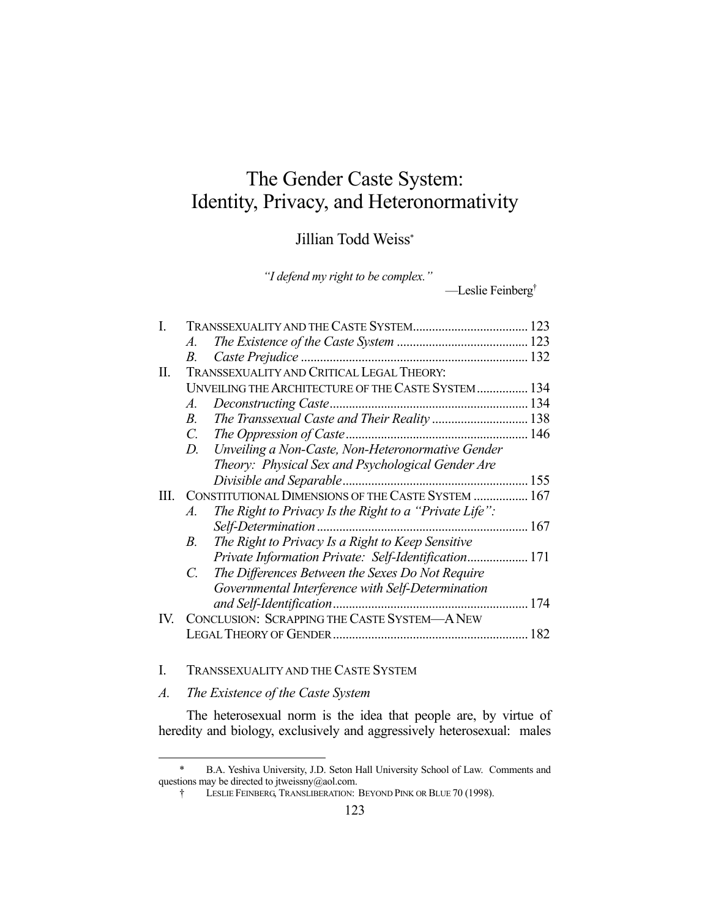# The Gender Caste System: Identity, Privacy, and Heteronormativity

Jillian Todd Weiss*

*"I defend my right to be complex."*

—Leslie Feinberg†

| | | |
|---|---|---|
| I. | TRANSSEXUALITY AND THE CASTE SYSTEM | 123 |
| | *A. The Existence of the Caste System* | 123 |
| | *B. Caste Prejudice* | 132 |
| II. | TRANSSEXUALITY AND CRITICAL LEGAL THEORY: UNVEILING THE ARCHITECTURE OF THE CASTE SYSTEM | 134 |
| | *A. Deconstructing Caste* | 134 |
| | *B. The Transsexual Caste and Their Reality* | 138 |
| | *C. The Oppression of Caste* | 146 |
| | *D. Unveiling a Non-Caste, Non-Heteronormative Gender Theory: Physical Sex and Psychological Gender Are Divisible and Separable* | 155 |
| III. | CONSTITUTIONAL DIMENSIONS OF THE CASTE SYSTEM | 167 |
| | *A. The Right to Privacy Is the Right to a "Private Life": Self-Determination* | 167 |
| | *B. The Right to Privacy Is a Right to Keep Sensitive Private Information Private: Self-Identification* | 171 |
| | *C. The Differences Between the Sexes Do Not Require Governmental Interference with Self-Determination and Self-Identification* | 174 |
| IV. | CONCLUSION: SCRAPPING THE CASTE SYSTEM—A NEW LEGAL THEORY OF GENDER | 182 |

## I. TRANSSEXUALITY AND THE CASTE SYSTEM

### *A. The Existence of the Caste System*

The heterosexual norm is the idea that people are, by virtue of heredity and biology, exclusively and aggressively heterosexual: males

---

\* B.A. Yeshiva University, J.D. Seton Hall University School of Law. Comments and questions may be directed to jtweissny@aol.com.

† LESLIE FEINBERG, TRANSLIBERATION: BEYOND PINK OR BLUE 70 (1998).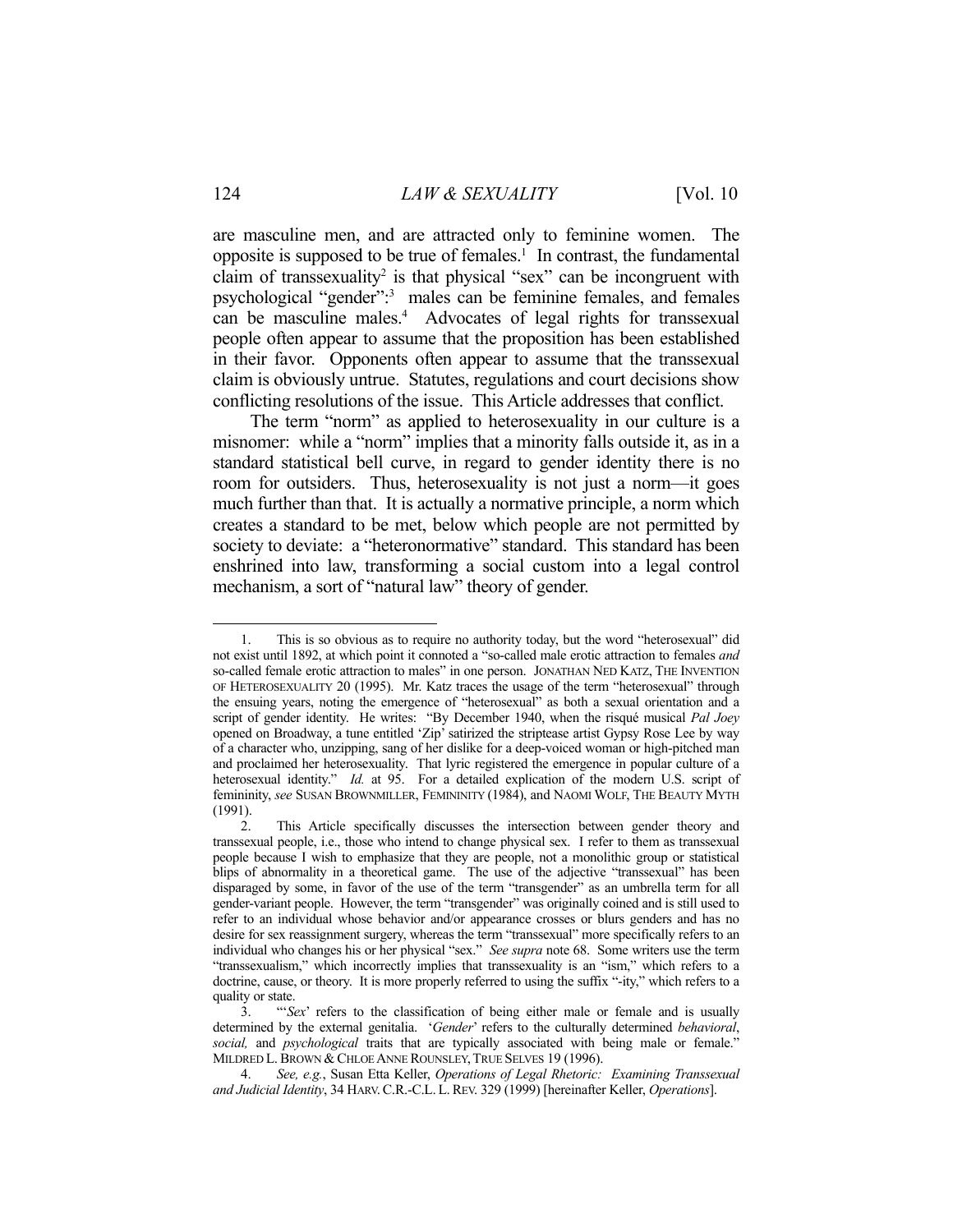are masculine men, and are attracted only to feminine women. The opposite is supposed to be true of females.[1] In contrast, the fundamental claim of transsexuality[2] is that physical "sex" can be incongruent with psychological "gender":[3] males can be feminine females, and females can be masculine males.[4] Advocates of legal rights for transsexual people often appear to assume that the proposition has been established in their favor. Opponents often appear to assume that the transsexual claim is obviously untrue. Statutes, regulations and court decisions show conflicting resolutions of the issue. This Article addresses that conflict.

The term "norm" as applied to heterosexuality in our culture is a misnomer: while a "norm" implies that a minority falls outside it, as in a standard statistical bell curve, in regard to gender identity there is no room for outsiders. Thus, heterosexuality is not just a norm—it goes much further than that. It is actually a normative principle, a norm which creates a standard to be met, below which people are not permitted by society to deviate: a "heteronormative" standard. This standard has been enshrined into law, transforming a social custom into a legal control mechanism, a sort of "natural law" theory of gender.

---

1. This is so obvious as to require no authority today, but the word "heterosexual" did not exist until 1892, at which point it connoted a "so-called male erotic attraction to females *and* so-called female erotic attraction to males" in one person. JONATHAN NED KATZ, THE INVENTION OF HETEROSEXUALITY 20 (1995). Mr. Katz traces the usage of the term "heterosexual" through the ensuing years, noting the emergence of "heterosexual" as both a sexual orientation and a script of gender identity. He writes: "By December 1940, when the risqué musical *Pal Joey* opened on Broadway, a tune entitled 'Zip' satirized the striptease artist Gypsy Rose Lee by way of a character who, unzipping, sang of her dislike for a deep-voiced woman or high-pitched man and proclaimed her heterosexuality. That lyric registered the emergence in popular culture of a heterosexual identity." *Id.* at 95. For a detailed explication of the modern U.S. script of femininity, *see* SUSAN BROWNMILLER, FEMININITY (1984), and NAOMI WOLF, THE BEAUTY MYTH (1991).

2. This Article specifically discusses the intersection between gender theory and transsexual people, i.e., those who intend to change physical sex. I refer to them as transsexual people because I wish to emphasize that they are people, not a monolithic group or statistical blips of abnormality in a theoretical game. The use of the adjective "transsexual" has been disparaged by some, in favor of the use of the term "transgender" as an umbrella term for all gender-variant people. However, the term "transgender" was originally coined and is still used to refer to an individual whose behavior and/or appearance crosses or blurs genders and has no desire for sex reassignment surgery, whereas the term "transsexual" more specifically refers to an individual who changes his or her physical "sex." *See supra* note 68. Some writers use the term "transsexualism," which incorrectly implies that transsexuality is an "ism," which refers to a doctrine, cause, or theory. It is more properly referred to using the suffix "-ity," which refers to a quality or state.

3. "'*Sex*' refers to the classification of being either male or female and is usually determined by the external genitalia. '*Gender*' refers to the culturally determined *behavioral*, *social,* and *psychological* traits that are typically associated with being male or female." MILDRED L. BROWN & CHLOE ANNE ROUNSLEY, TRUE SELVES 19 (1996).

4. *See, e.g.*, Susan Etta Keller, *Operations of Legal Rhetoric: Examining Transsexual and Judicial Identity*, 34 HARV. C.R.-C.L. L. REV. 329 (1999) [hereinafter Keller, *Operations*].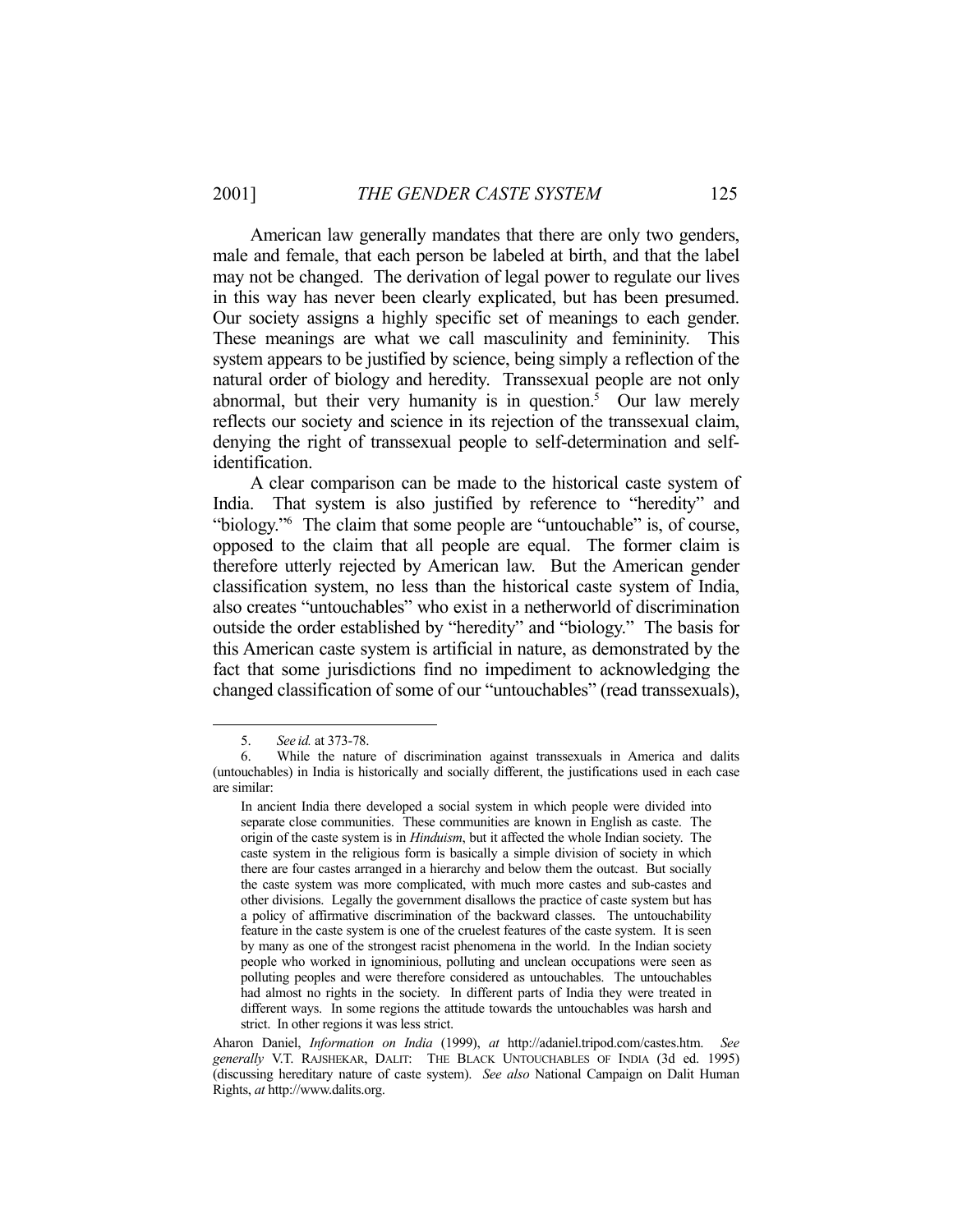American law generally mandates that there are only two genders, male and female, that each person be labeled at birth, and that the label may not be changed. The derivation of legal power to regulate our lives in this way has never been clearly explicated, but has been presumed. Our society assigns a highly specific set of meanings to each gender. These meanings are what we call masculinity and femininity. This system appears to be justified by science, being simply a reflection of the natural order of biology and heredity. Transsexual people are not only abnormal, but their very humanity is in question.[5] Our law merely reflects our society and science in its rejection of the transsexual claim, denying the right of transsexual people to self-determination and self-identification.

A clear comparison can be made to the historical caste system of India. That system is also justified by reference to "heredity" and "biology."[6] The claim that some people are "untouchable" is, of course, opposed to the claim that all people are equal. The former claim is therefore utterly rejected by American law. But the American gender classification system, no less than the historical caste system of India, also creates "untouchables" who exist in a netherworld of discrimination outside the order established by "heredity" and "biology." The basis for this American caste system is artificial in nature, as demonstrated by the fact that some jurisdictions find no impediment to acknowledging the changed classification of some of our "untouchables" (read transsexuals),

---

5. *See id.* at 373-78.

6. While the nature of discrimination against transsexuals in America and dalits (untouchables) in India is historically and socially different, the justifications used in each case are similar:

> In ancient India there developed a social system in which people were divided into separate close communities. These communities are known in English as caste. The origin of the caste system is in *Hinduism*, but it affected the whole Indian society. The caste system in the religious form is basically a simple division of society in which there are four castes arranged in a hierarchy and below them the outcast. But socially the caste system was more complicated, with much more castes and sub-castes and other divisions. Legally the government disallows the practice of caste system but has a policy of affirmative discrimination of the backward classes. The untouchability feature in the caste system is one of the cruelest features of the caste system. It is seen by many as one of the strongest racist phenomena in the world. In the Indian society people who worked in ignominious, polluting and unclean occupations were seen as polluting peoples and were therefore considered as untouchables. The untouchables had almost no rights in the society. In different parts of India they were treated in different ways. In some regions the attitude towards the untouchables was harsh and strict. In other regions it was less strict.

Aharon Daniel, *Information on India* (1999), *at* http://adaniel.tripod.com/castes.htm. *See generally* V.T. RAJSHEKAR, DALIT: THE BLACK UNTOUCHABLES OF INDIA (3d ed. 1995) (discussing hereditary nature of caste system). *See also* National Campaign on Dalit Human Rights, *at* http://www.dalits.org.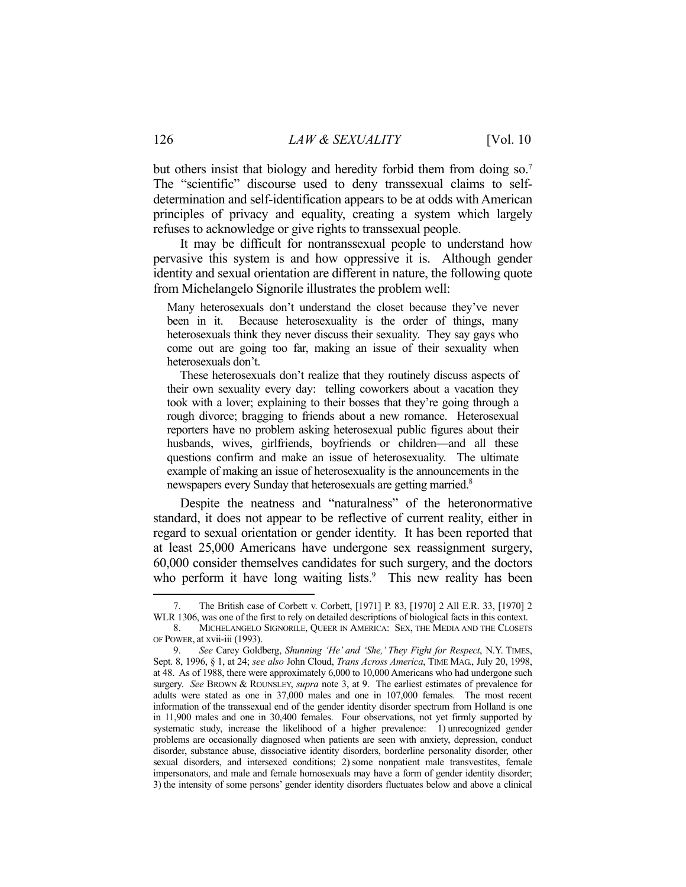but others insist that biology and heredity forbid them from doing so.[7] The "scientific" discourse used to deny transsexual claims to self-determination and self-identification appears to be at odds with American principles of privacy and equality, creating a system which largely refuses to acknowledge or give rights to transsexual people.

It may be difficult for nontranssexual people to understand how pervasive this system is and how oppressive it is. Although gender identity and sexual orientation are different in nature, the following quote from Michelangelo Signorile illustrates the problem well:

> Many heterosexuals don't understand the closet because they've never been in it. Because heterosexuality is the order of things, many heterosexuals think they never discuss their sexuality. They say gays who come out are going too far, making an issue of their sexuality when heterosexuals don't.
>
> These heterosexuals don't realize that they routinely discuss aspects of their own sexuality every day: telling coworkers about a vacation they took with a lover; explaining to their bosses that they're going through a rough divorce; bragging to friends about a new romance. Heterosexual reporters have no problem asking heterosexual public figures about their husbands, wives, girlfriends, boyfriends or children—and all these questions confirm and make an issue of heterosexuality. The ultimate example of making an issue of heterosexuality is the announcements in the newspapers every Sunday that heterosexuals are getting married.[8]

Despite the neatness and "naturalness" of the heteronormative standard, it does not appear to be reflective of current reality, either in regard to sexual orientation or gender identity. It has been reported that at least 25,000 Americans have undergone sex reassignment surgery, 60,000 consider themselves candidates for such surgery, and the doctors who perform it have long waiting lists.[9] This new reality has been

---

7. The British case of Corbett v. Corbett, [1971] P. 83, [1970] 2 All E.R. 33, [1970] 2 WLR 1306, was one of the first to rely on detailed descriptions of biological facts in this context.

8. MICHELANGELO SIGNORILE, QUEER IN AMERICA: SEX, THE MEDIA AND THE CLOSETS OF POWER, at xvii-iii (1993).

9. *See* Carey Goldberg, *Shunning 'He' and 'She,' They Fight for Respect*, N.Y. TIMES, Sept. 8, 1996, § 1, at 24; *see also* John Cloud, *Trans Across America*, TIME MAG., July 20, 1998, at 48. As of 1988, there were approximately 6,000 to 10,000 Americans who had undergone such surgery. *See* BROWN & ROUNSLEY, *supra* note 3, at 9. The earliest estimates of prevalence for adults were stated as one in 37,000 males and one in 107,000 females. The most recent information of the transsexual end of the gender identity disorder spectrum from Holland is one in 11,900 males and one in 30,400 females. Four observations, not yet firmly supported by systematic study, increase the likelihood of a higher prevalence: 1) unrecognized gender problems are occasionally diagnosed when patients are seen with anxiety, depression, conduct disorder, substance abuse, dissociative identity disorders, borderline personality disorder, other sexual disorders, and intersexed conditions; 2) some nonpatient male transvestites, female impersonators, and male and female homosexuals may have a form of gender identity disorder; 3) the intensity of some persons' gender identity disorders fluctuates below and above a clinical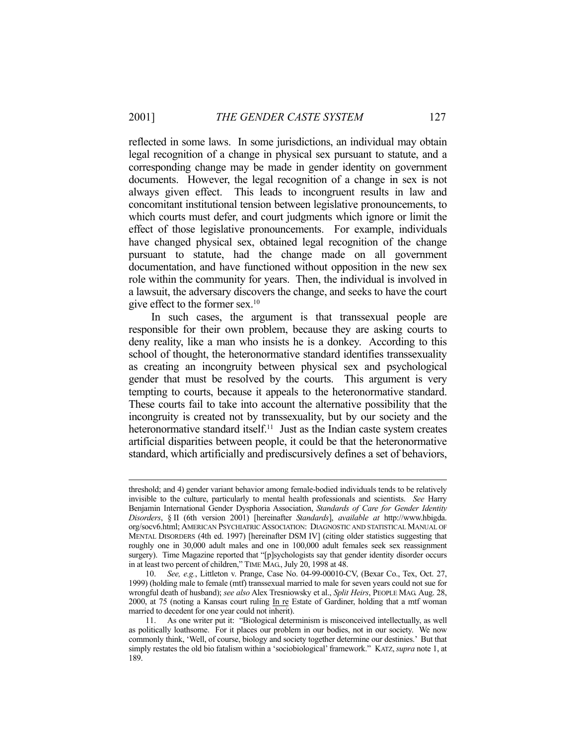reflected in some laws. In some jurisdictions, an individual may obtain legal recognition of a change in physical sex pursuant to statute, and a corresponding change may be made in gender identity on government documents. However, the legal recognition of a change in sex is not always given effect. This leads to incongruent results in law and concomitant institutional tension between legislative pronouncements, to which courts must defer, and court judgments which ignore or limit the effect of those legislative pronouncements. For example, individuals have changed physical sex, obtained legal recognition of the change pursuant to statute, had the change made on all government documentation, and have functioned without opposition in the new sex role within the community for years. Then, the individual is involved in a lawsuit, the adversary discovers the change, and seeks to have the court give effect to the former sex.[10]

In such cases, the argument is that transsexual people are responsible for their own problem, because they are asking courts to deny reality, like a man who insists he is a donkey. According to this school of thought, the heteronormative standard identifies transsexuality as creating an incongruity between physical sex and psychological gender that must be resolved by the courts. This argument is very tempting to courts, because it appeals to the heteronormative standard. These courts fail to take into account the alternative possibility that the incongruity is created not by transsexuality, but by our society and the heteronormative standard itself.[11] Just as the Indian caste system creates artificial disparities between people, it could be that the heteronormative standard, which artificially and prediscursively defines a set of behaviors,

---

threshold; and 4) gender variant behavior among female-bodied individuals tends to be relatively invisible to the culture, particularly to mental health professionals and scientists. *See* Harry Benjamin International Gender Dysphoria Association, *Standards of Care for Gender Identity Disorders*, § II (6th version 2001) [hereinafter *Standards*], *available at* http://www.hbigda.org/socv6.html; AMERICAN PSYCHIATRIC ASSOCIATION: DIAGNOSTIC AND STATISTICAL MANUAL OF MENTAL DISORDERS (4th ed. 1997) [hereinafter DSM IV] (citing older statistics suggesting that roughly one in 30,000 adult males and one in 100,000 adult females seek sex reassignment surgery). Time Magazine reported that "[p]sychologists say that gender identity disorder occurs in at least two percent of children," TIME MAG., July 20, 1998 at 48.

10. *See, e.g.*, Littleton v. Prange, Case No. 04-99-00010-CV, (Bexar Co., Tex, Oct. 27, 1999) (holding male to female (mtf) transsexual married to male for seven years could not sue for wrongful death of husband); *see also* Alex Tresniowsky et al., *Split Heirs*, PEOPLE MAG. Aug. 28, 2000, at 75 (noting a Kansas court ruling In re Estate of Gardiner, holding that a mtf woman married to decedent for one year could not inherit).

11. As one writer put it: "Biological determinism is misconceived intellectually, as well as politically loathsome. For it places our problem in our bodies, not in our society. We now commonly think, 'Well, of course, biology and society together determine our destinies.' But that simply restates the old bio fatalism within a 'sociobiological' framework." KATZ, *supra* note 1, at 189.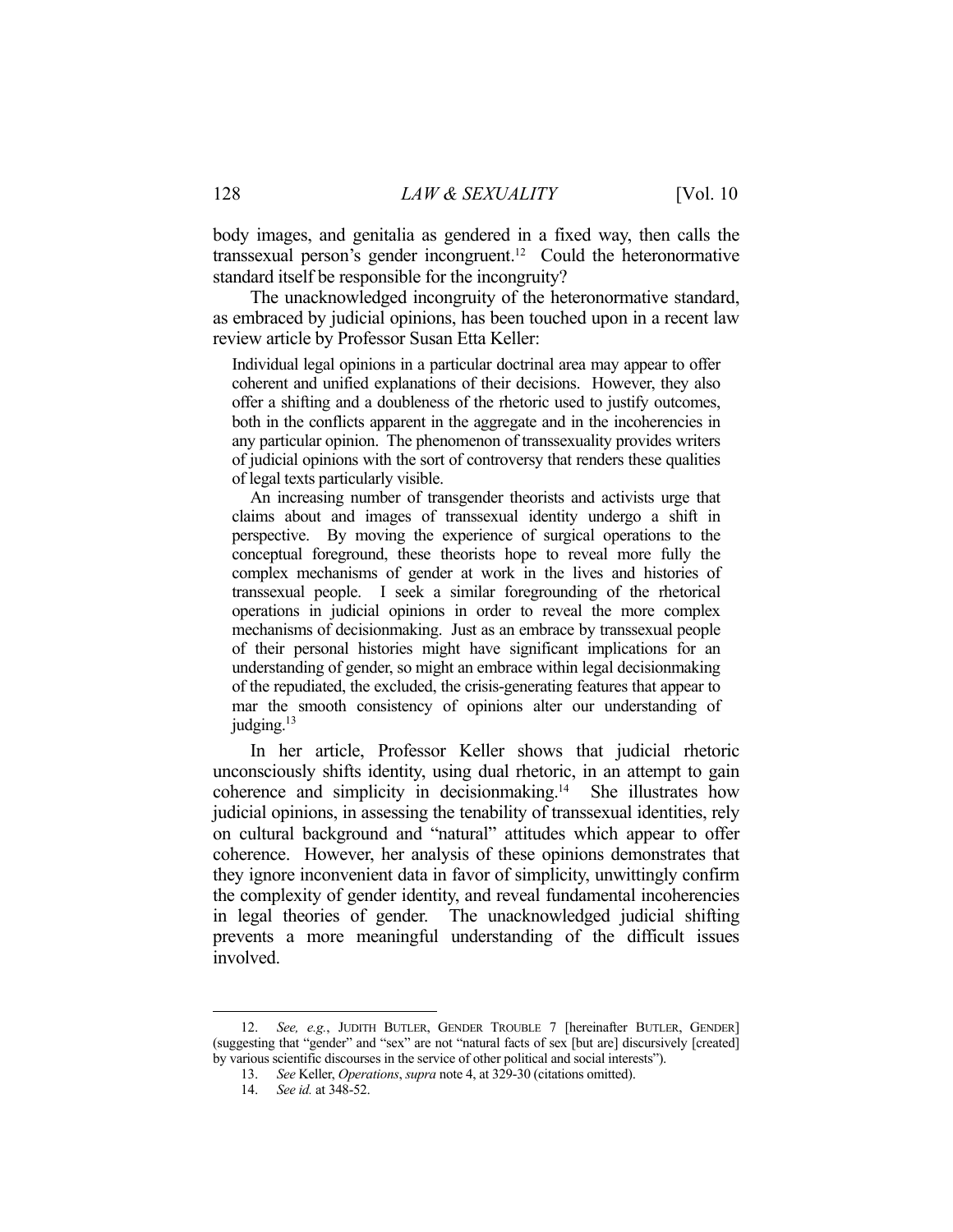body images, and genitalia as gendered in a fixed way, then calls the transsexual person's gender incongruent.[12] Could the heteronormative standard itself be responsible for the incongruity?

The unacknowledged incongruity of the heteronormative standard, as embraced by judicial opinions, has been touched upon in a recent law review article by Professor Susan Etta Keller:

> Individual legal opinions in a particular doctrinal area may appear to offer coherent and unified explanations of their decisions. However, they also offer a shifting and a doubleness of the rhetoric used to justify outcomes, both in the conflicts apparent in the aggregate and in the incoherencies in any particular opinion. The phenomenon of transsexuality provides writers of judicial opinions with the sort of controversy that renders these qualities of legal texts particularly visible.
>
> An increasing number of transgender theorists and activists urge that claims about and images of transsexual identity undergo a shift in perspective. By moving the experience of surgical operations to the conceptual foreground, these theorists hope to reveal more fully the complex mechanisms of gender at work in the lives and histories of transsexual people. I seek a similar foregrounding of the rhetorical operations in judicial opinions in order to reveal the more complex mechanisms of decisionmaking. Just as an embrace by transsexual people of their personal histories might have significant implications for an understanding of gender, so might an embrace within legal decisionmaking of the repudiated, the excluded, the crisis-generating features that appear to mar the smooth consistency of opinions alter our understanding of judging.[13]

In her article, Professor Keller shows that judicial rhetoric unconsciously shifts identity, using dual rhetoric, in an attempt to gain coherence and simplicity in decisionmaking.[14] She illustrates how judicial opinions, in assessing the tenability of transsexual identities, rely on cultural background and "natural" attitudes which appear to offer coherence. However, her analysis of these opinions demonstrates that they ignore inconvenient data in favor of simplicity, unwittingly confirm the complexity of gender identity, and reveal fundamental incoherencies in legal theories of gender. The unacknowledged judicial shifting prevents a more meaningful understanding of the difficult issues involved.

---

12. *See, e.g.*, JUDITH BUTLER, GENDER TROUBLE 7 [hereinafter BUTLER, GENDER] (suggesting that "gender" and "sex" are not "natural facts of sex [but are] discursively [created] by various scientific discourses in the service of other political and social interests").

13. *See* Keller, *Operations*, *supra* note 4, at 329-30 (citations omitted).

14. *See id.* at 348-52.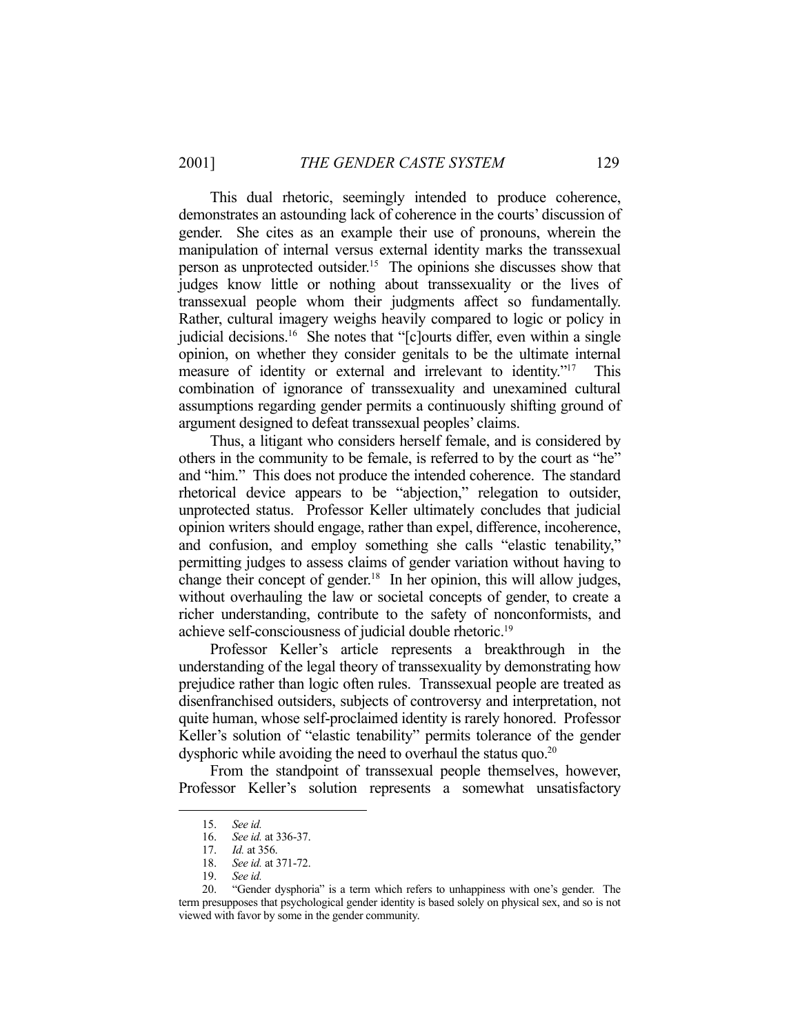This dual rhetoric, seemingly intended to produce coherence, demonstrates an astounding lack of coherence in the courts' discussion of gender. She cites as an example their use of pronouns, wherein the manipulation of internal versus external identity marks the transsexual person as unprotected outsider.[15] The opinions she discusses show that judges know little or nothing about transsexuality or the lives of transsexual people whom their judgments affect so fundamentally. Rather, cultural imagery weighs heavily compared to logic or policy in judicial decisions.[16] She notes that "[c]ourts differ, even within a single opinion, on whether they consider genitals to be the ultimate internal measure of identity or external and irrelevant to identity."[17] This combination of ignorance of transsexuality and unexamined cultural assumptions regarding gender permits a continuously shifting ground of argument designed to defeat transsexual peoples' claims.

Thus, a litigant who considers herself female, and is considered by others in the community to be female, is referred to by the court as "he" and "him." This does not produce the intended coherence. The standard rhetorical device appears to be "abjection," relegation to outsider, unprotected status. Professor Keller ultimately concludes that judicial opinion writers should engage, rather than expel, difference, incoherence, and confusion, and employ something she calls "elastic tenability," permitting judges to assess claims of gender variation without having to change their concept of gender.[18] In her opinion, this will allow judges, without overhauling the law or societal concepts of gender, to create a richer understanding, contribute to the safety of nonconformists, and achieve self-consciousness of judicial double rhetoric.[19]

Professor Keller's article represents a breakthrough in the understanding of the legal theory of transsexuality by demonstrating how prejudice rather than logic often rules. Transsexual people are treated as disenfranchised outsiders, subjects of controversy and interpretation, not quite human, whose self-proclaimed identity is rarely honored. Professor Keller's solution of "elastic tenability" permits tolerance of the gender dysphoric while avoiding the need to overhaul the status quo.[20]

From the standpoint of transsexual people themselves, however, Professor Keller's solution represents a somewhat unsatisfactory

---

15. *See id.*
16. *See id.* at 336-37.
17. *Id.* at 356.
18. *See id.* at 371-72.
19. *See id.*
20. "Gender dysphoria" is a term which refers to unhappiness with one's gender. The term presupposes that psychological gender identity is based solely on physical sex, and so is not viewed with favor by some in the gender community.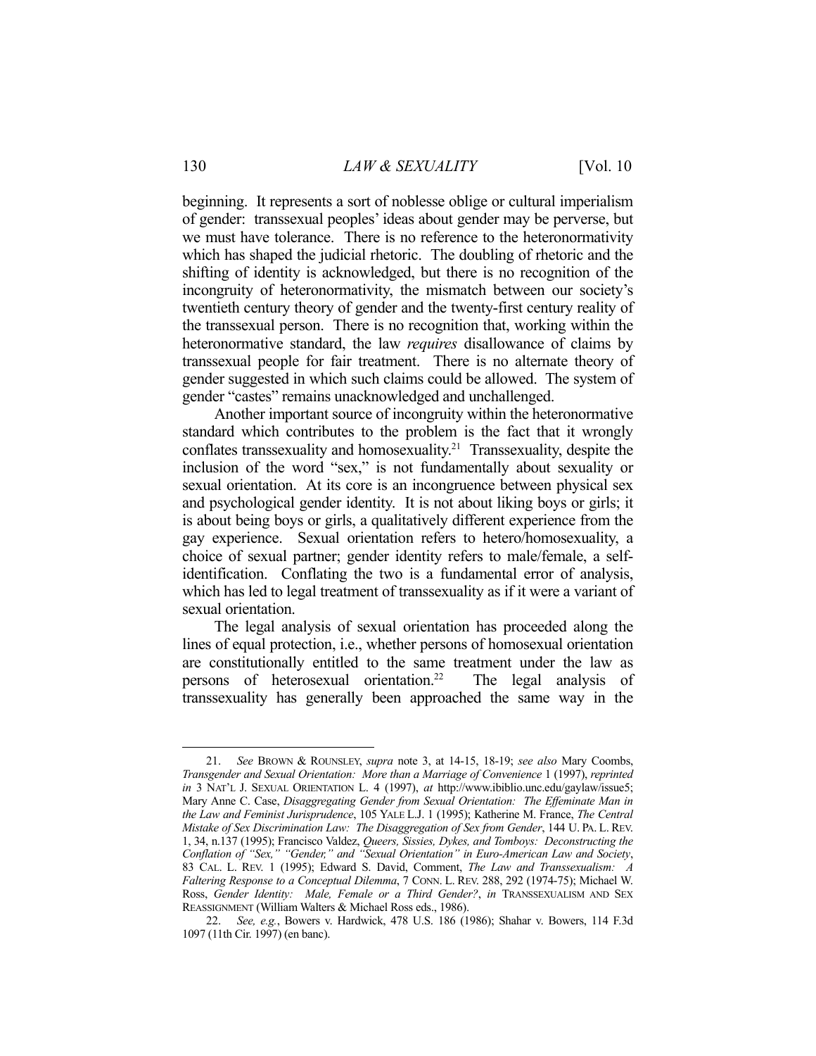beginning. It represents a sort of noblesse oblige or cultural imperialism of gender: transsexual peoples' ideas about gender may be perverse, but we must have tolerance. There is no reference to the heteronormativity which has shaped the judicial rhetoric. The doubling of rhetoric and the shifting of identity is acknowledged, but there is no recognition of the incongruity of heteronormativity, the mismatch between our society's twentieth century theory of gender and the twenty-first century reality of the transsexual person. There is no recognition that, working within the heteronormative standard, the law *requires* disallowance of claims by transsexual people for fair treatment. There is no alternate theory of gender suggested in which such claims could be allowed. The system of gender "castes" remains unacknowledged and unchallenged.

Another important source of incongruity within the heteronormative standard which contributes to the problem is the fact that it wrongly conflates transsexuality and homosexuality.[21] Transsexuality, despite the inclusion of the word "sex," is not fundamentally about sexuality or sexual orientation. At its core is an incongruence between physical sex and psychological gender identity. It is not about liking boys or girls; it is about being boys or girls, a qualitatively different experience from the gay experience. Sexual orientation refers to hetero/homosexuality, a choice of sexual partner; gender identity refers to male/female, a self-identification. Conflating the two is a fundamental error of analysis, which has led to legal treatment of transsexuality as if it were a variant of sexual orientation.

The legal analysis of sexual orientation has proceeded along the lines of equal protection, i.e., whether persons of homosexual orientation are constitutionally entitled to the same treatment under the law as persons of heterosexual orientation.[22] The legal analysis of transsexuality has generally been approached the same way in the

---

21. *See* BROWN & ROUNSLEY, *supra* note 3, at 14-15, 18-19; *see also* Mary Coombs, *Transgender and Sexual Orientation: More than a Marriage of Convenience* 1 (1997), *reprinted in* 3 NAT'L J. SEXUAL ORIENTATION L. 4 (1997), *at* http://www.ibiblio.unc.edu/gaylaw/issue5; Mary Anne C. Case, *Disaggregating Gender from Sexual Orientation: The Effeminate Man in the Law and Feminist Jurisprudence*, 105 YALE L.J. 1 (1995); Katherine M. France, *The Central Mistake of Sex Discrimination Law: The Disaggregation of Sex from Gender*, 144 U. PA. L. REV. 1, 34, n.137 (1995); Francisco Valdez, *Queers, Sissies, Dykes, and Tomboys: Deconstructing the Conflation of "Sex," "Gender," and "Sexual Orientation" in Euro-American Law and Society*, 83 CAL. L. REV. 1 (1995); Edward S. David, Comment, *The Law and Transsexualism: A Faltering Response to a Conceptual Dilemma*, 7 CONN. L. REV. 288, 292 (1974-75); Michael W. Ross, *Gender Identity: Male, Female or a Third Gender?*, *in* TRANSSEXUALISM AND SEX REASSIGNMENT (William Walters & Michael Ross eds., 1986).

22. *See, e.g.*, Bowers v. Hardwick, 478 U.S. 186 (1986); Shahar v. Bowers, 114 F.3d 1097 (11th Cir. 1997) (en banc).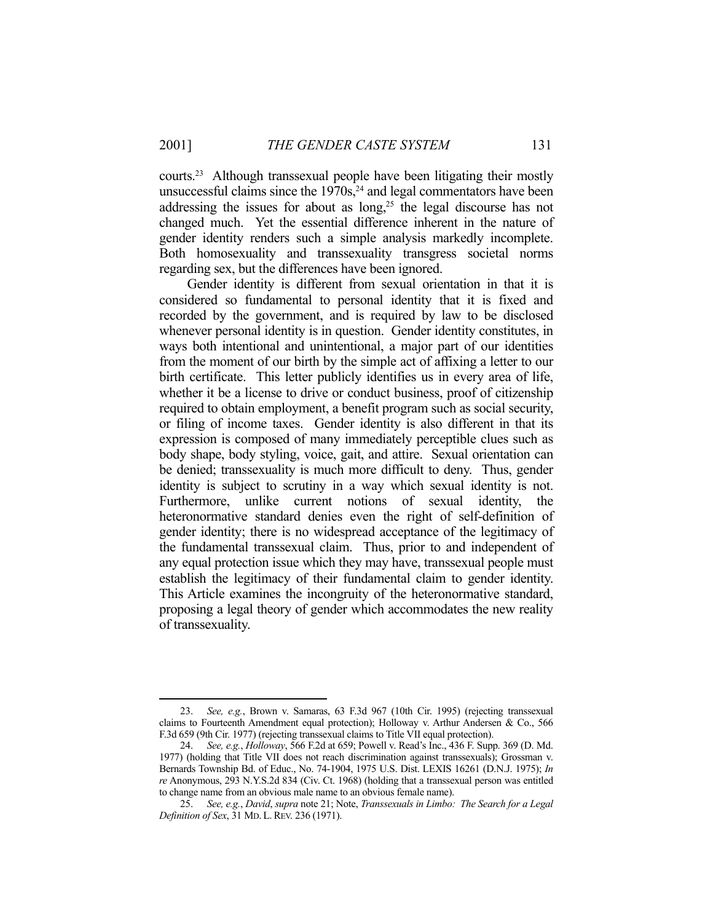courts.[23] Although transsexual people have been litigating their mostly unsuccessful claims since the 1970s,[24] and legal commentators have been addressing the issues for about as long,[25] the legal discourse has not changed much. Yet the essential difference inherent in the nature of gender identity renders such a simple analysis markedly incomplete. Both homosexuality and transsexuality transgress societal norms regarding sex, but the differences have been ignored.

Gender identity is different from sexual orientation in that it is considered so fundamental to personal identity that it is fixed and recorded by the government, and is required by law to be disclosed whenever personal identity is in question. Gender identity constitutes, in ways both intentional and unintentional, a major part of our identities from the moment of our birth by the simple act of affixing a letter to our birth certificate. This letter publicly identifies us in every area of life, whether it be a license to drive or conduct business, proof of citizenship required to obtain employment, a benefit program such as social security, or filing of income taxes. Gender identity is also different in that its expression is composed of many immediately perceptible clues such as body shape, body styling, voice, gait, and attire. Sexual orientation can be denied; transsexuality is much more difficult to deny. Thus, gender identity is subject to scrutiny in a way which sexual identity is not. Furthermore, unlike current notions of sexual identity, the heteronormative standard denies even the right of self-definition of gender identity; there is no widespread acceptance of the legitimacy of the fundamental transsexual claim. Thus, prior to and independent of any equal protection issue which they may have, transsexual people must establish the legitimacy of their fundamental claim to gender identity. This Article examines the incongruity of the heteronormative standard, proposing a legal theory of gender which accommodates the new reality of transsexuality.

---

23. *See, e.g.*, Brown v. Samaras, 63 F.3d 967 (10th Cir. 1995) (rejecting transsexual claims to Fourteenth Amendment equal protection); Holloway v. Arthur Andersen & Co., 566 F.3d 659 (9th Cir. 1977) (rejecting transsexual claims to Title VII equal protection).

24. *See, e.g.*, *Holloway*, 566 F.2d at 659; Powell v. Read's Inc., 436 F. Supp. 369 (D. Md. 1977) (holding that Title VII does not reach discrimination against transsexuals); Grossman v. Bernards Township Bd. of Educ., No. 74-1904, 1975 U.S. Dist. LEXIS 16261 (D.N.J. 1975); *In re* Anonymous, 293 N.Y.S.2d 834 (Civ. Ct. 1968) (holding that a transsexual person was entitled to change name from an obvious male name to an obvious female name).

25. *See, e.g.*, *David*, *supra* note 21; Note, *Transsexuals in Limbo: The Search for a Legal Definition of Sex*, 31 MD. L. REV. 236 (1971).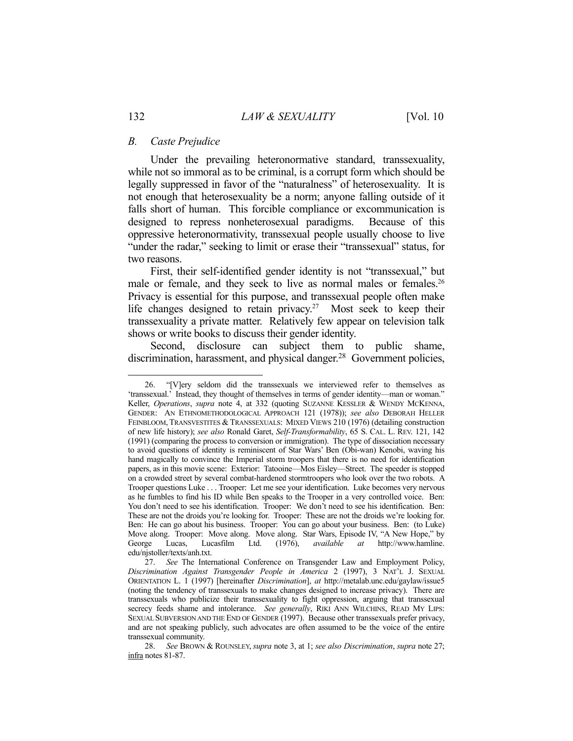### *B. Caste Prejudice*

Under the prevailing heteronormative standard, transsexuality, while not so immoral as to be criminal, is a corrupt form which should be legally suppressed in favor of the "naturalness" of heterosexuality. It is not enough that heterosexuality be a norm; anyone falling outside of it falls short of human. This forcible compliance or excommunication is designed to repress nonheterosexual paradigms. Because of this oppressive heteronormativity, transsexual people usually choose to live "under the radar," seeking to limit or erase their "transsexual" status, for two reasons.

First, their self-identified gender identity is not "transsexual," but male or female, and they seek to live as normal males or females.[26] Privacy is essential for this purpose, and transsexual people often make life changes designed to retain privacy.[27] Most seek to keep their transsexuality a private matter. Relatively few appear on television talk shows or write books to discuss their gender identity.

Second, disclosure can subject them to public shame, discrimination, harassment, and physical danger.[28] Government policies,

---

26. "[V]ery seldom did the transsexuals we interviewed refer to themselves as 'transsexual.' Instead, they thought of themselves in terms of gender identity—man or woman." Keller, *Operations*, *supra* note 4, at 332 (quoting SUZANNE KESSLER & WENDY MCKENNA, GENDER: AN ETHNOMETHODOLOGICAL APPROACH 121 (1978)); *see also* DEBORAH HELLER FEINBLOOM, TRANSVESTITES & TRANSSEXUALS: MIXED VIEWS 210 (1976) (detailing construction of new life history); *see also* Ronald Garet, *Self-Transformability*, 65 S. CAL. L. REV. 121, 142 (1991) (comparing the process to conversion or immigration). The type of dissociation necessary to avoid questions of identity is reminiscent of Star Wars' Ben (Obi-wan) Kenobi, waving his hand magically to convince the Imperial storm troopers that there is no need for identification papers, as in this movie scene: Exterior: Tatooine—Mos Eisley—Street. The speeder is stopped on a crowded street by several combat-hardened stormtroopers who look over the two robots. A Trooper questions Luke . . . Trooper: Let me see your identification. Luke becomes very nervous as he fumbles to find his ID while Ben speaks to the Trooper in a very controlled voice. Ben: You don't need to see his identification. Trooper: We don't need to see his identification. Ben: These are not the droids you're looking for. Trooper: These are not the droids we're looking for. Ben: He can go about his business. Trooper: You can go about your business. Ben: (to Luke) Move along. Trooper: Move along. Move along. Star Wars, Episode IV, "A New Hope," by George Lucas, Lucasfilm Ltd. (1976), *available at* http://www.hamline.edu/njstoller/texts/anh.txt.

27. *See* The International Conference on Transgender Law and Employment Policy, *Discrimination Against Transgender People in America* 2 (1997), 3 NAT'L J. SEXUAL ORIENTATION L. 1 (1997) [hereinafter *Discrimination*], *at* http://metalab.unc.edu/gaylaw/issue5 (noting the tendency of transsexuals to make changes designed to increase privacy). There are transsexuals who publicize their transsexuality to fight oppression, arguing that transsexual secrecy feeds shame and intolerance. *See generally*, RIKI ANN WILCHINS, READ MY LIPS: SEXUAL SUBVERSION AND THE END OF GENDER (1997). Because other transsexuals prefer privacy, and are not speaking publicly, such advocates are often assumed to be the voice of the entire transsexual community.

28. *See* BROWN & ROUNSLEY, *supra* note 3, at 1; *see also Discrimination*, *supra* note 27; infra notes 81-87.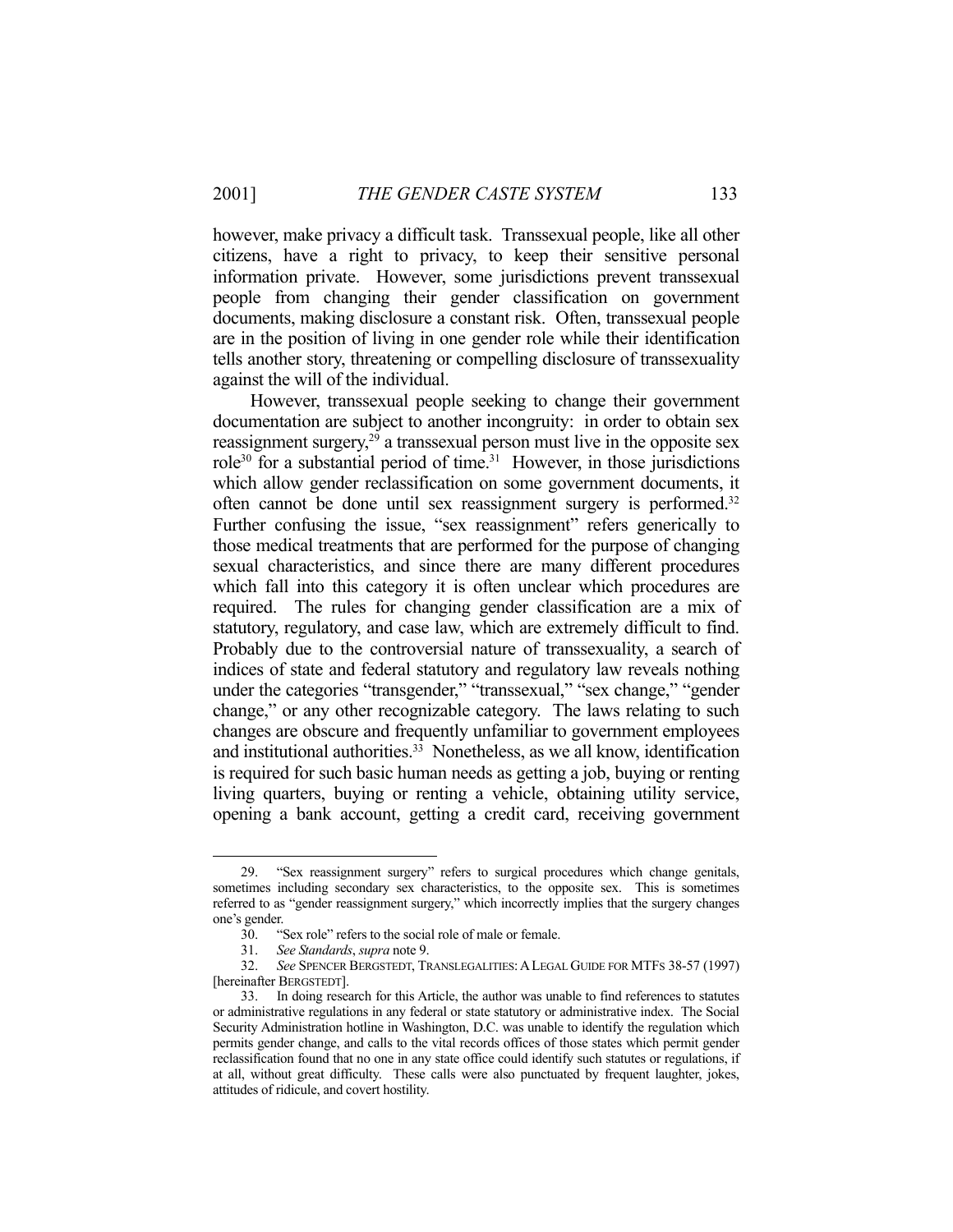however, make privacy a difficult task. Transsexual people, like all other citizens, have a right to privacy, to keep their sensitive personal information private. However, some jurisdictions prevent transsexual people from changing their gender classification on government documents, making disclosure a constant risk. Often, transsexual people are in the position of living in one gender role while their identification tells another story, threatening or compelling disclosure of transsexuality against the will of the individual.

However, transsexual people seeking to change their government documentation are subject to another incongruity: in order to obtain sex reassignment surgery,[29] a transsexual person must live in the opposite sex role[30] for a substantial period of time.[31] However, in those jurisdictions which allow gender reclassification on some government documents, it often cannot be done until sex reassignment surgery is performed.[32] Further confusing the issue, "sex reassignment" refers generically to those medical treatments that are performed for the purpose of changing sexual characteristics, and since there are many different procedures which fall into this category it is often unclear which procedures are required. The rules for changing gender classification are a mix of statutory, regulatory, and case law, which are extremely difficult to find. Probably due to the controversial nature of transsexuality, a search of indices of state and federal statutory and regulatory law reveals nothing under the categories "transgender," "transsexual," "sex change," "gender change," or any other recognizable category. The laws relating to such changes are obscure and frequently unfamiliar to government employees and institutional authorities.[33] Nonetheless, as we all know, identification is required for such basic human needs as getting a job, buying or renting living quarters, buying or renting a vehicle, obtaining utility service, opening a bank account, getting a credit card, receiving government

---

29. "Sex reassignment surgery" refers to surgical procedures which change genitals, sometimes including secondary sex characteristics, to the opposite sex. This is sometimes referred to as "gender reassignment surgery," which incorrectly implies that the surgery changes one's gender.

30. "Sex role" refers to the social role of male or female.

31. *See Standards*, *supra* note 9.

32. *See* SPENCER BERGSTEDT, TRANSLEGALITIES: A LEGAL GUIDE FOR MTFS 38-57 (1997) [hereinafter BERGSTEDT].

33. In doing research for this Article, the author was unable to find references to statutes or administrative regulations in any federal or state statutory or administrative index. The Social Security Administration hotline in Washington, D.C. was unable to identify the regulation which permits gender change, and calls to the vital records offices of those states which permit gender reclassification found that no one in any state office could identify such statutes or regulations, if at all, without great difficulty. These calls were also punctuated by frequent laughter, jokes, attitudes of ridicule, and covert hostility.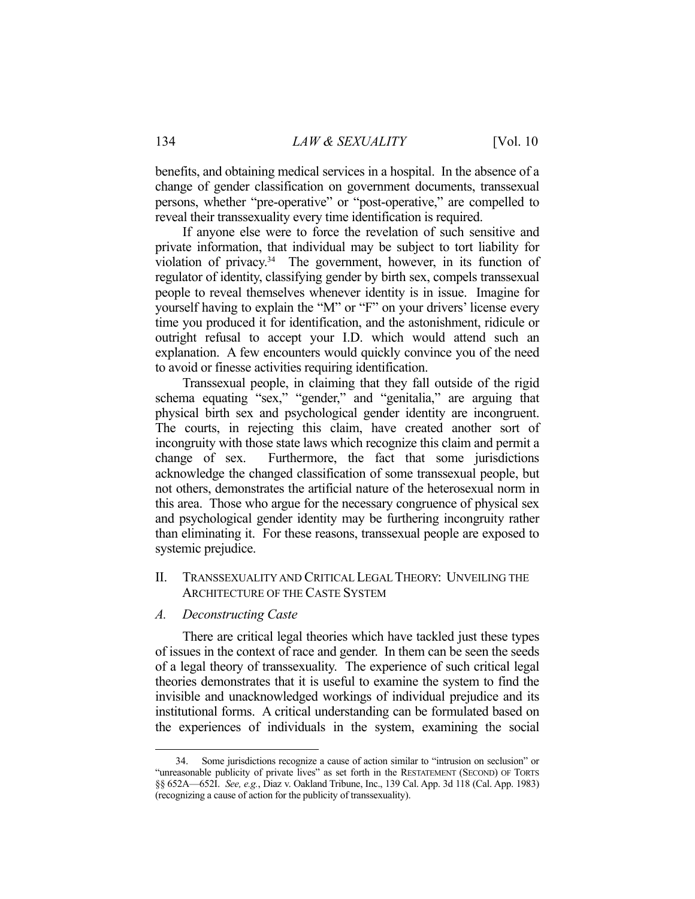benefits, and obtaining medical services in a hospital. In the absence of a change of gender classification on government documents, transsexual persons, whether "pre-operative" or "post-operative," are compelled to reveal their transsexuality every time identification is required.

If anyone else were to force the revelation of such sensitive and private information, that individual may be subject to tort liability for violation of privacy.[34] The government, however, in its function of regulator of identity, classifying gender by birth sex, compels transsexual people to reveal themselves whenever identity is in issue. Imagine for yourself having to explain the "M" or "F" on your drivers' license every time you produced it for identification, and the astonishment, ridicule or outright refusal to accept your I.D. which would attend such an explanation. A few encounters would quickly convince you of the need to avoid or finesse activities requiring identification.

Transsexual people, in claiming that they fall outside of the rigid schema equating "sex," "gender," and "genitalia," are arguing that physical birth sex and psychological gender identity are incongruent. The courts, in rejecting this claim, have created another sort of incongruity with those state laws which recognize this claim and permit a change of sex. Furthermore, the fact that some jurisdictions acknowledge the changed classification of some transsexual people, but not others, demonstrates the artificial nature of the heterosexual norm in this area. Those who argue for the necessary congruence of physical sex and psychological gender identity may be furthering incongruity rather than eliminating it. For these reasons, transsexual people are exposed to systemic prejudice.

## II. TRANSSEXUALITY AND CRITICAL LEGAL THEORY: UNVEILING THE ARCHITECTURE OF THE CASTE SYSTEM

### *A. Deconstructing Caste*

There are critical legal theories which have tackled just these types of issues in the context of race and gender. In them can be seen the seeds of a legal theory of transsexuality. The experience of such critical legal theories demonstrates that it is useful to examine the system to find the invisible and unacknowledged workings of individual prejudice and its institutional forms. A critical understanding can be formulated based on the experiences of individuals in the system, examining the social

---

34. Some jurisdictions recognize a cause of action similar to "intrusion on seclusion" or "unreasonable publicity of private lives" as set forth in the RESTATEMENT (SECOND) OF TORTS §§ 652A—652I. *See, e.g.*, Diaz v. Oakland Tribune, Inc., 139 Cal. App. 3d 118 (Cal. App. 1983) (recognizing a cause of action for the publicity of transsexuality).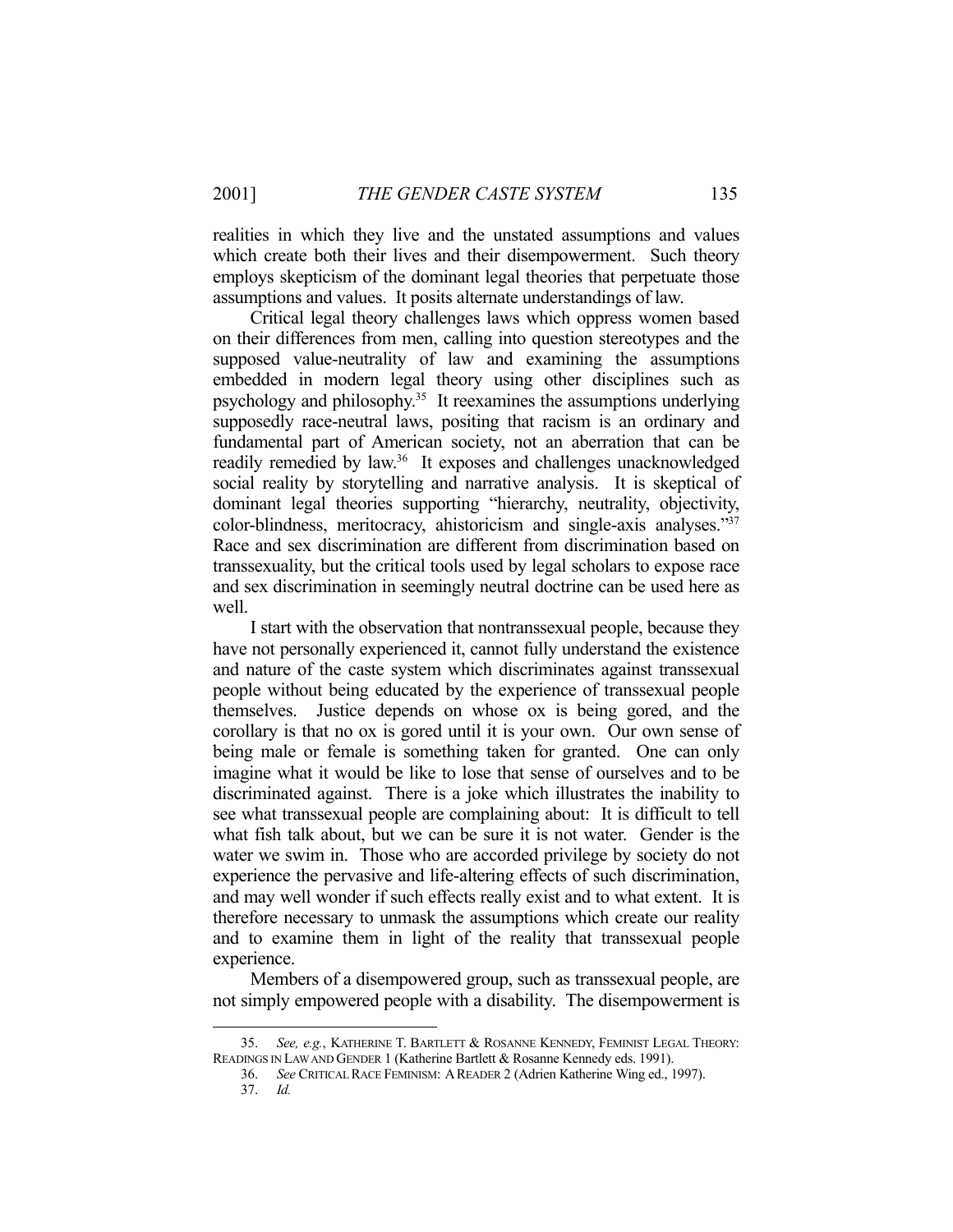realities in which they live and the unstated assumptions and values which create both their lives and their disempowerment. Such theory employs skepticism of the dominant legal theories that perpetuate those assumptions and values. It posits alternate understandings of law.

Critical legal theory challenges laws which oppress women based on their differences from men, calling into question stereotypes and the supposed value-neutrality of law and examining the assumptions embedded in modern legal theory using other disciplines such as psychology and philosophy.[35] It reexamines the assumptions underlying supposedly race-neutral laws, positing that racism is an ordinary and fundamental part of American society, not an aberration that can be readily remedied by law.[36] It exposes and challenges unacknowledged social reality by storytelling and narrative analysis. It is skeptical of dominant legal theories supporting "hierarchy, neutrality, objectivity, color-blindness, meritocracy, ahistoricism and single-axis analyses."[37] Race and sex discrimination are different from discrimination based on transsexuality, but the critical tools used by legal scholars to expose race and sex discrimination in seemingly neutral doctrine can be used here as well.

I start with the observation that nontranssexual people, because they have not personally experienced it, cannot fully understand the existence and nature of the caste system which discriminates against transsexual people without being educated by the experience of transsexual people themselves. Justice depends on whose ox is being gored, and the corollary is that no ox is gored until it is your own. Our own sense of being male or female is something taken for granted. One can only imagine what it would be like to lose that sense of ourselves and to be discriminated against. There is a joke which illustrates the inability to see what transsexual people are complaining about: It is difficult to tell what fish talk about, but we can be sure it is not water. Gender is the water we swim in. Those who are accorded privilege by society do not experience the pervasive and life-altering effects of such discrimination, and may well wonder if such effects really exist and to what extent. It is therefore necessary to unmask the assumptions which create our reality and to examine them in light of the reality that transsexual people experience.

Members of a disempowered group, such as transsexual people, are not simply empowered people with a disability. The disempowerment is

---

35. *See, e.g.*, KATHERINE T. BARTLETT & ROSANNE KENNEDY, FEMINIST LEGAL THEORY: READINGS IN LAW AND GENDER 1 (Katherine Bartlett & Rosanne Kennedy eds. 1991).

36. *See* CRITICAL RACE FEMINISM: A READER 2 (Adrien Katherine Wing ed., 1997).

37. *Id.*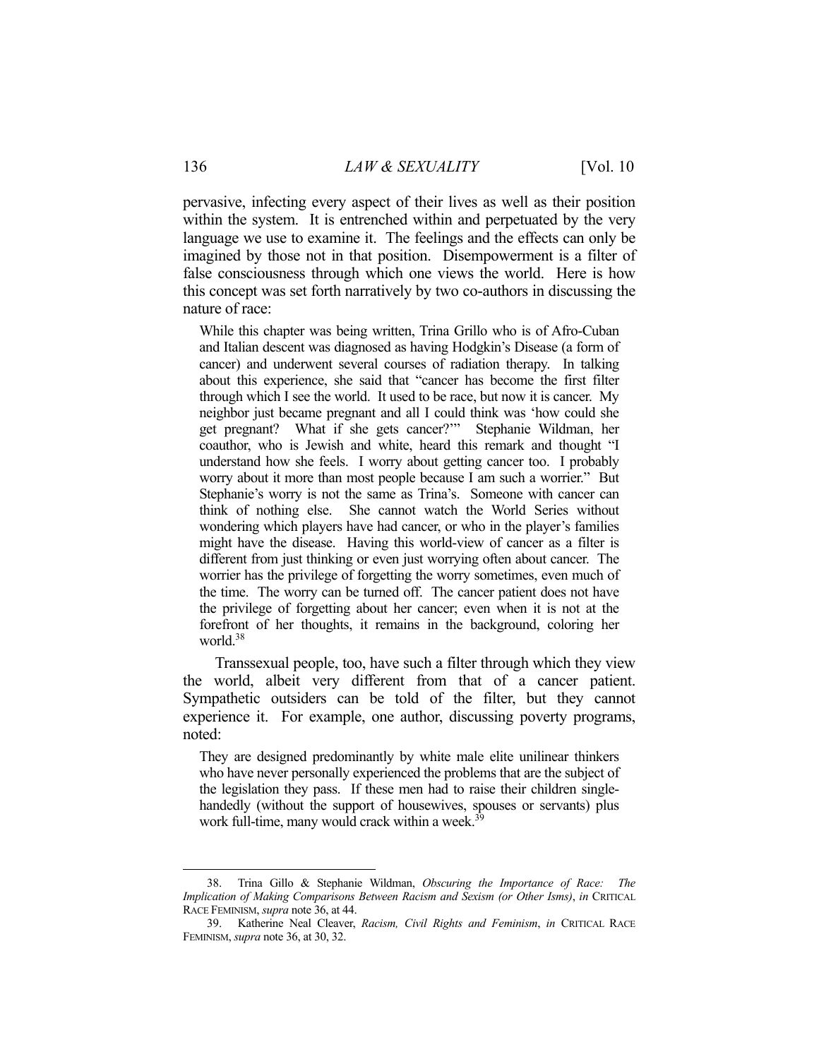pervasive, infecting every aspect of their lives as well as their position within the system. It is entrenched within and perpetuated by the very language we use to examine it. The feelings and the effects can only be imagined by those not in that position. Disempowerment is a filter of false consciousness through which one views the world. Here is how this concept was set forth narratively by two co-authors in discussing the nature of race:

> While this chapter was being written, Trina Grillo who is of Afro-Cuban and Italian descent was diagnosed as having Hodgkin's Disease (a form of cancer) and underwent several courses of radiation therapy. In talking about this experience, she said that "cancer has become the first filter through which I see the world. It used to be race, but now it is cancer. My neighbor just became pregnant and all I could think was 'how could she get pregnant? What if she gets cancer?'" Stephanie Wildman, her coauthor, who is Jewish and white, heard this remark and thought "I understand how she feels. I worry about getting cancer too. I probably worry about it more than most people because I am such a worrier." But Stephanie's worry is not the same as Trina's. Someone with cancer can think of nothing else. She cannot watch the World Series without wondering which players have had cancer, or who in the player's families might have the disease. Having this world-view of cancer as a filter is different from just thinking or even just worrying often about cancer. The worrier has the privilege of forgetting the worry sometimes, even much of the time. The worry can be turned off. The cancer patient does not have the privilege of forgetting about her cancer; even when it is not at the forefront of her thoughts, it remains in the background, coloring her world.[38]

Transsexual people, too, have such a filter through which they view the world, albeit very different from that of a cancer patient. Sympathetic outsiders can be told of the filter, but they cannot experience it. For example, one author, discussing poverty programs, noted:

> They are designed predominantly by white male elite unilinear thinkers who have never personally experienced the problems that are the subject of the legislation they pass. If these men had to raise their children single-handedly (without the support of housewives, spouses or servants) plus work full-time, many would crack within a week.[39]

---

38. Trina Gillo & Stephanie Wildman, *Obscuring the Importance of Race: The Implication of Making Comparisons Between Racism and Sexism (or Other Isms)*, *in* CRITICAL RACE FEMINISM, *supra* note 36, at 44.

39. Katherine Neal Cleaver, *Racism, Civil Rights and Feminism*, *in* CRITICAL RACE FEMINISM, *supra* note 36, at 30, 32.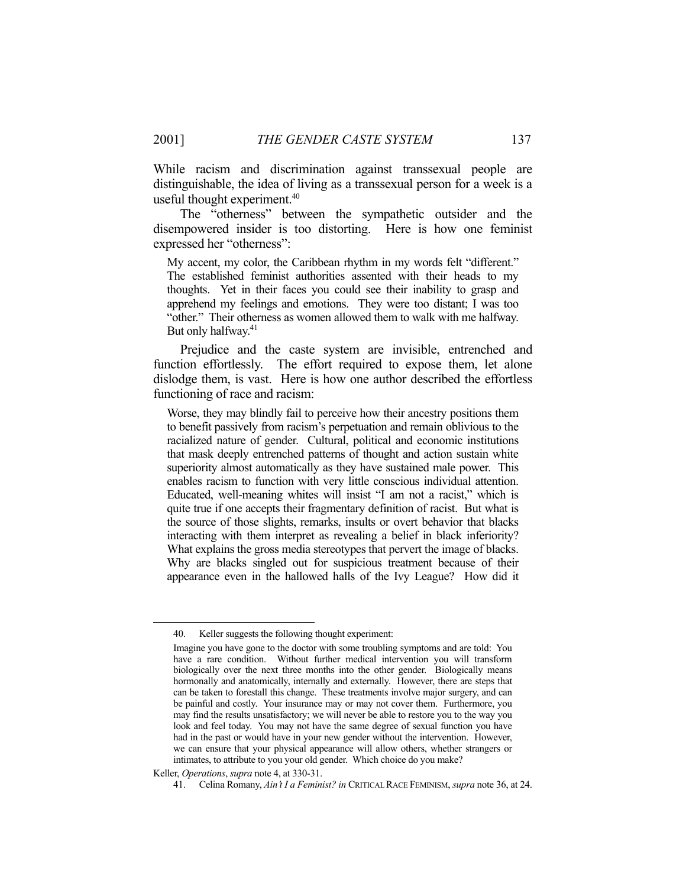While racism and discrimination against transsexual people are distinguishable, the idea of living as a transsexual person for a week is a useful thought experiment.[40]

The "otherness" between the sympathetic outsider and the disempowered insider is too distorting. Here is how one feminist expressed her "otherness":

> My accent, my color, the Caribbean rhythm in my words felt "different." The established feminist authorities assented with their heads to my thoughts. Yet in their faces you could see their inability to grasp and apprehend my feelings and emotions. They were too distant; I was too "other." Their otherness as women allowed them to walk with me halfway. But only halfway.[41]

Prejudice and the caste system are invisible, entrenched and function effortlessly. The effort required to expose them, let alone dislodge them, is vast. Here is how one author described the effortless functioning of race and racism:

> Worse, they may blindly fail to perceive how their ancestry positions them to benefit passively from racism's perpetuation and remain oblivious to the racialized nature of gender. Cultural, political and economic institutions that mask deeply entrenched patterns of thought and action sustain white superiority almost automatically as they have sustained male power. This enables racism to function with very little conscious individual attention. Educated, well-meaning whites will insist "I am not a racist," which is quite true if one accepts their fragmentary definition of racist. But what is the source of those slights, remarks, insults or overt behavior that blacks interacting with them interpret as revealing a belief in black inferiority? What explains the gross media stereotypes that pervert the image of blacks. Why are blacks singled out for suspicious treatment because of their appearance even in the hallowed halls of the Ivy League? How did it

---

40. Keller suggests the following thought experiment:

> Imagine you have gone to the doctor with some troubling symptoms and are told: You have a rare condition. Without further medical intervention you will transform biologically over the next three months into the other gender. Biologically means hormonally and anatomically, internally and externally. However, there are steps that can be taken to forestall this change. These treatments involve major surgery, and can be painful and costly. Your insurance may or may not cover them. Furthermore, you may find the results unsatisfactory; we will never be able to restore you to the way you look and feel today. You may not have the same degree of sexual function you have had in the past or would have in your new gender without the intervention. However, we can ensure that your physical appearance will allow others, whether strangers or intimates, to attribute to you your old gender. Which choice do you make?

Keller, *Operations*, *supra* note 4, at 330-31.

41. Celina Romany, *Ain't I a Feminist? in* CRITICAL RACE FEMINISM, *supra* note 36, at 24.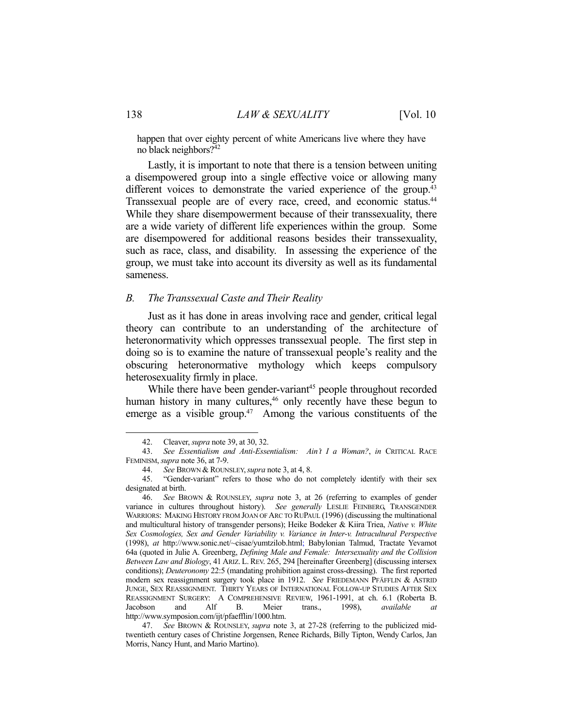happen that over eighty percent of white Americans live where they have no black neighbors?[42]

Lastly, it is important to note that there is a tension between uniting a disempowered group into a single effective voice or allowing many different voices to demonstrate the varied experience of the group.[43] Transsexual people are of every race, creed, and economic status.[44] While they share disempowerment because of their transsexuality, there are a wide variety of different life experiences within the group. Some are disempowered for additional reasons besides their transsexuality, such as race, class, and disability. In assessing the experience of the group, we must take into account its diversity as well as its fundamental sameness.

### *B. The Transsexual Caste and Their Reality*

Just as it has done in areas involving race and gender, critical legal theory can contribute to an understanding of the architecture of heteronormativity which oppresses transsexual people. The first step in doing so is to examine the nature of transsexual people's reality and the obscuring heteronormative mythology which keeps compulsory heterosexuality firmly in place.

While there have been gender-variant[45] people throughout recorded human history in many cultures,[46] only recently have these begun to emerge as a visible group.[47] Among the various constituents of the

---

42. Cleaver, *supra* note 39, at 30, 32.

43. *See Essentialism and Anti-Essentialism: Ain't I a Woman?*, *in* CRITICAL RACE FEMINISM, *supra* note 36, at 7-9.

44. *See* BROWN & ROUNSLEY, *supra* note 3, at 4, 8.

45. "Gender-variant" refers to those who do not completely identify with their sex designated at birth.

46. *See* BROWN & ROUNSLEY, *supra* note 3, at 26 (referring to examples of gender variance in cultures throughout history). *See generally* LESLIE FEINBERG, TRANSGENDER WARRIORS: MAKING HISTORY FROM JOAN OF ARC TO RUPAUL (1996) (discussing the multinational and multicultural history of transgender persons); Heike Bodeker & Kiira Triea, *Native v. White Sex Cosmologies, Sex and Gender Variability v. Variance in Inter-v. Intracultural Perspective* (1998), *at* http://www.sonic.net/~cisae/yumtzilob.html; Babylonian Talmud, Tractate Yevamot 64a (quoted in Julie A. Greenberg, *Defining Male and Female: Intersexuality and the Collision Between Law and Biology*, 41 ARIZ. L. REV. 265, 294 [hereinafter Greenberg] (discussing intersex conditions); *Deuteronomy* 22:5 (mandating prohibition against cross-dressing). The first reported modern sex reassignment surgery took place in 1912. *See* FRIEDEMANN PFÄFFLIN & ASTRID JUNGE, SEX REASSIGNMENT. THIRTY YEARS OF INTERNATIONAL FOLLOW-UP STUDIES AFTER SEX REASSIGNMENT SURGERY: A COMPREHENSIVE REVIEW, 1961-1991, at ch. 6.1 (Roberta B. Jacobson and Alf B. Meier trans., 1998), *available at* http://www.symposion.com/ijt/pfaefflin/1000.htm.

47. *See* BROWN & ROUNSLEY, *supra* note 3, at 27-28 (referring to the publicized mid-twentieth century cases of Christine Jorgensen, Renee Richards, Billy Tipton, Wendy Carlos, Jan Morris, Nancy Hunt, and Mario Martino).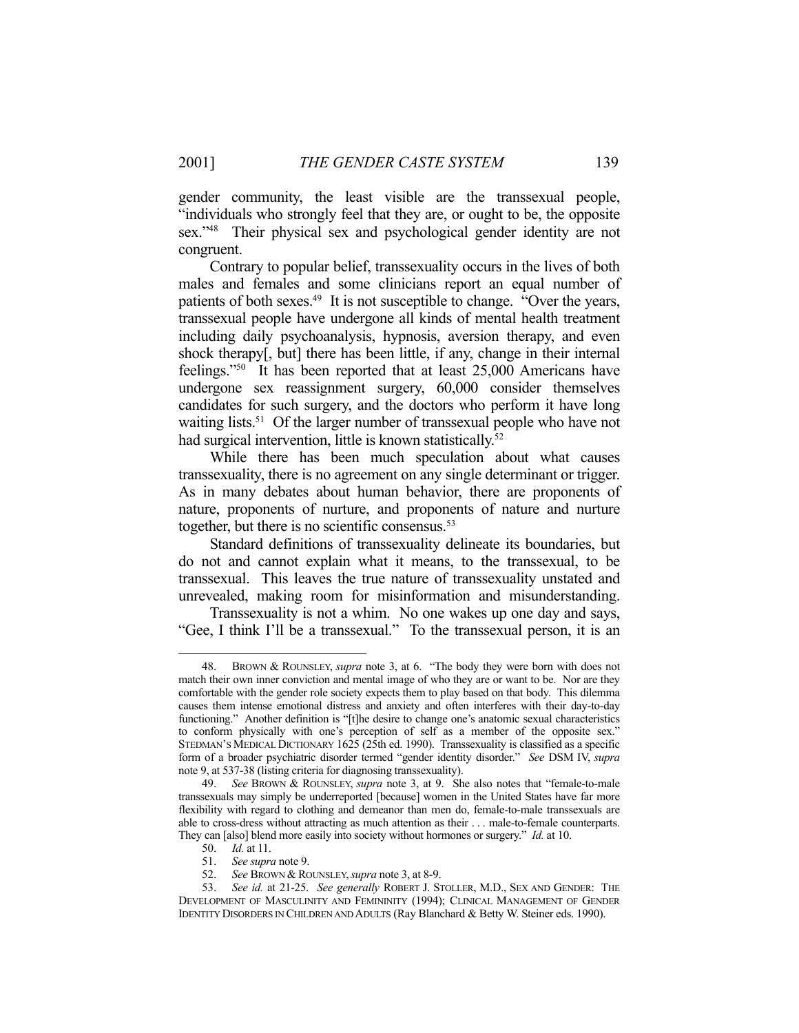gender community, the least visible are the transsexual people, "individuals who strongly feel that they are, or ought to be, the opposite sex."[48] Their physical sex and psychological gender identity are not congruent.

Contrary to popular belief, transsexuality occurs in the lives of both males and females and some clinicians report an equal number of patients of both sexes.[49] It is not susceptible to change. "Over the years, transsexual people have undergone all kinds of mental health treatment including daily psychoanalysis, hypnosis, aversion therapy, and even shock therapy[, but] there has been little, if any, change in their internal feelings."[50] It has been reported that at least 25,000 Americans have undergone sex reassignment surgery, 60,000 consider themselves candidates for such surgery, and the doctors who perform it have long waiting lists.[51] Of the larger number of transsexual people who have not had surgical intervention, little is known statistically.[52]

While there has been much speculation about what causes transsexuality, there is no agreement on any single determinant or trigger. As in many debates about human behavior, there are proponents of nature, proponents of nurture, and proponents of nature and nurture together, but there is no scientific consensus.[53]

Standard definitions of transsexuality delineate its boundaries, but do not and cannot explain what it means, to the transsexual, to be transsexual. This leaves the true nature of transsexuality unstated and unrevealed, making room for misinformation and misunderstanding.

Transsexuality is not a whim. No one wakes up one day and says, "Gee, I think I'll be a transsexual." To the transsexual person, it is an

---

48. BROWN & ROUNSLEY, *supra* note 3, at 6. "The body they were born with does not match their own inner conviction and mental image of who they are or want to be. Nor are they comfortable with the gender role society expects them to play based on that body. This dilemma causes them intense emotional distress and anxiety and often interferes with their day-to-day functioning." Another definition is "[t]he desire to change one's anatomic sexual characteristics to conform physically with one's perception of self as a member of the opposite sex." STEDMAN'S MEDICAL DICTIONARY 1625 (25th ed. 1990). Transsexuality is classified as a specific form of a broader psychiatric disorder termed "gender identity disorder." *See* DSM IV, *supra* note 9, at 537-38 (listing criteria for diagnosing transsexuality).

49. *See* BROWN & ROUNSLEY, *supra* note 3, at 9. She also notes that "female-to-male transsexuals may simply be underreported [because] women in the United States have far more flexibility with regard to clothing and demeanor than men do, female-to-male transsexuals are able to cross-dress without attracting as much attention as their . . . male-to-female counterparts. They can [also] blend more easily into society without hormones or surgery." *Id.* at 10.

50. *Id.* at 11.

51. *See supra* note 9.

52. *See* BROWN & ROUNSLEY, *supra* note 3, at 8-9.

53. *See id.* at 21-25. *See generally* ROBERT J. STOLLER, M.D., SEX AND GENDER: THE DEVELOPMENT OF MASCULINITY AND FEMININITY (1994); CLINICAL MANAGEMENT OF GENDER IDENTITY DISORDERS IN CHILDREN AND ADULTS (Ray Blanchard & Betty W. Steiner eds. 1990).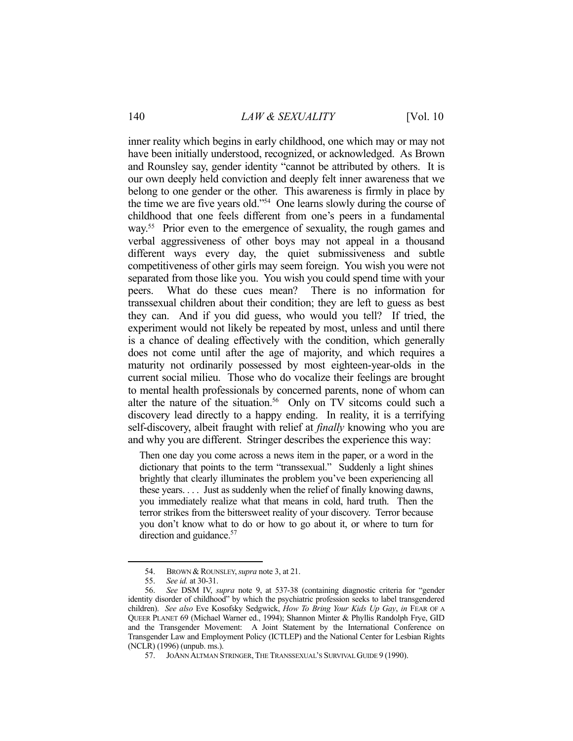inner reality which begins in early childhood, one which may or may not have been initially understood, recognized, or acknowledged. As Brown and Rounsley say, gender identity "cannot be attributed by others. It is our own deeply held conviction and deeply felt inner awareness that we belong to one gender or the other. This awareness is firmly in place by the time we are five years old."[54] One learns slowly during the course of childhood that one feels different from one's peers in a fundamental way.[55] Prior even to the emergence of sexuality, the rough games and verbal aggressiveness of other boys may not appeal in a thousand different ways every day, the quiet submissiveness and subtle competitiveness of other girls may seem foreign. You wish you were not separated from those like you. You wish you could spend time with your peers. What do these cues mean? There is no information for transsexual children about their condition; they are left to guess as best they can. And if you did guess, who would you tell? If tried, the experiment would not likely be repeated by most, unless and until there is a chance of dealing effectively with the condition, which generally does not come until after the age of majority, and which requires a maturity not ordinarily possessed by most eighteen-year-olds in the current social milieu. Those who do vocalize their feelings are brought to mental health professionals by concerned parents, none of whom can alter the nature of the situation.[56] Only on TV sitcoms could such a discovery lead directly to a happy ending. In reality, it is a terrifying self-discovery, albeit fraught with relief at *finally* knowing who you are and why you are different. Stringer describes the experience this way:

> Then one day you come across a news item in the paper, or a word in the dictionary that points to the term "transsexual." Suddenly a light shines brightly that clearly illuminates the problem you've been experiencing all these years. . . . Just as suddenly when the relief of finally knowing dawns, you immediately realize what that means in cold, hard truth. Then the terror strikes from the bittersweet reality of your discovery. Terror because you don't know what to do or how to go about it, or where to turn for direction and guidance.[57]

---

54. BROWN & ROUNSLEY, *supra* note 3, at 21.

55. *See id.* at 30-31.

56. *See* DSM IV, *supra* note 9, at 537-38 (containing diagnostic criteria for "gender identity disorder of childhood" by which the psychiatric profession seeks to label transgendered children). *See also* Eve Kosofsky Sedgwick, *How To Bring Your Kids Up Gay*, *in* FEAR OF A QUEER PLANET 69 (Michael Warner ed., 1994); Shannon Minter & Phyllis Randolph Frye, GID and the Transgender Movement: A Joint Statement by the International Conference on Transgender Law and Employment Policy (ICTLEP) and the National Center for Lesbian Rights (NCLR) (1996) (unpub. ms.).

57. JOANN ALTMAN STRINGER, THE TRANSSEXUAL'S SURVIVAL GUIDE 9 (1990).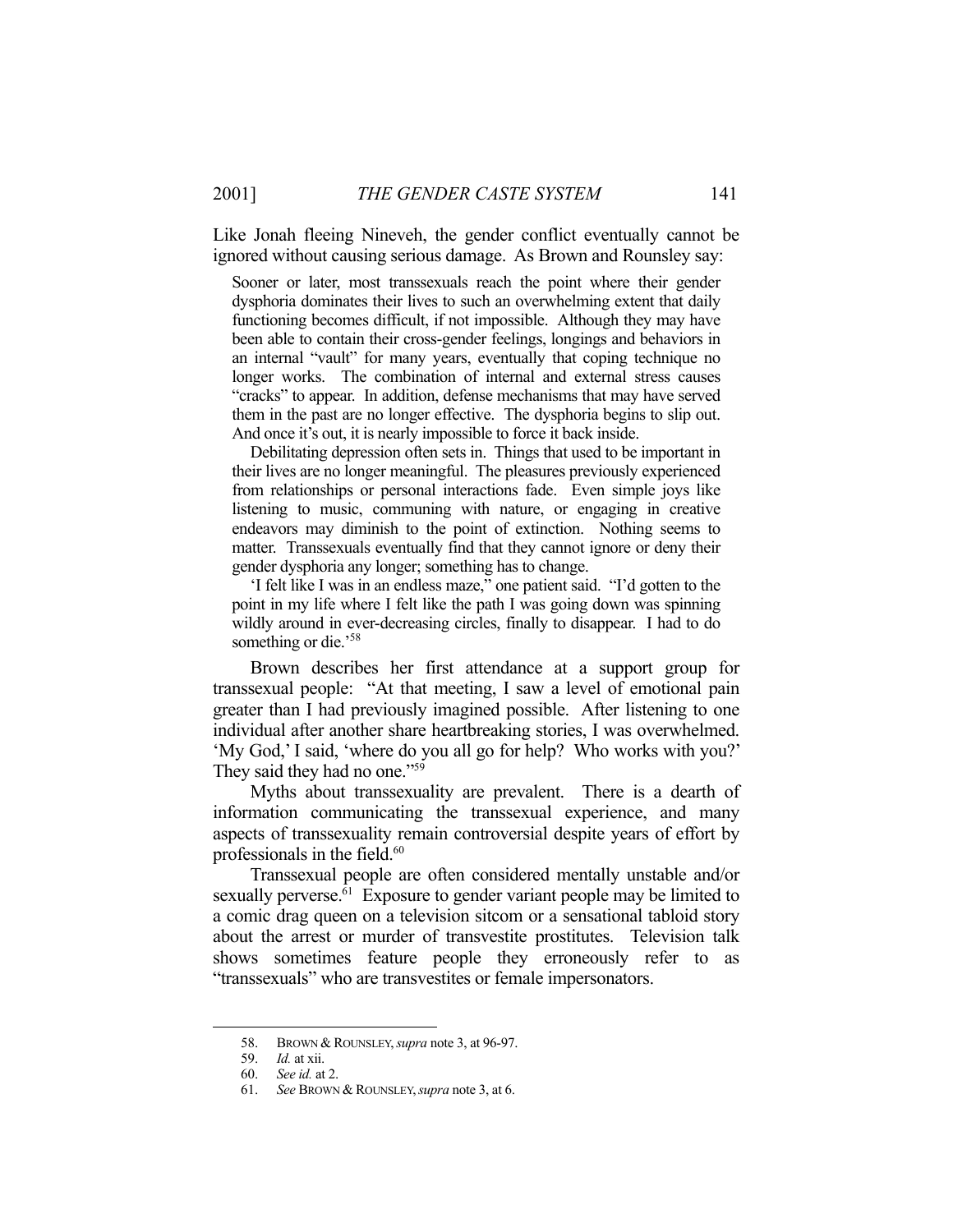Like Jonah fleeing Nineveh, the gender conflict eventually cannot be ignored without causing serious damage. As Brown and Rounsley say:

> Sooner or later, most transsexuals reach the point where their gender dysphoria dominates their lives to such an overwhelming extent that daily functioning becomes difficult, if not impossible. Although they may have been able to contain their cross-gender feelings, longings and behaviors in an internal "vault" for many years, eventually that coping technique no longer works. The combination of internal and external stress causes "cracks" to appear. In addition, defense mechanisms that may have served them in the past are no longer effective. The dysphoria begins to slip out. And once it's out, it is nearly impossible to force it back inside.
>
> Debilitating depression often sets in. Things that used to be important in their lives are no longer meaningful. The pleasures previously experienced from relationships or personal interactions fade. Even simple joys like listening to music, communing with nature, or engaging in creative endeavors may diminish to the point of extinction. Nothing seems to matter. Transsexuals eventually find that they cannot ignore or deny their gender dysphoria any longer; something has to change.
>
> 'I felt like I was in an endless maze," one patient said. "I'd gotten to the point in my life where I felt like the path I was going down was spinning wildly around in ever-decreasing circles, finally to disappear. I had to do something or die.'[58]

Brown describes her first attendance at a support group for transsexual people: "At that meeting, I saw a level of emotional pain greater than I had previously imagined possible. After listening to one individual after another share heartbreaking stories, I was overwhelmed. 'My God,' I said, 'where do you all go for help? Who works with you?' They said they had no one."[59]

Myths about transsexuality are prevalent. There is a dearth of information communicating the transsexual experience, and many aspects of transsexuality remain controversial despite years of effort by professionals in the field.[60]

Transsexual people are often considered mentally unstable and/or sexually perverse.[61] Exposure to gender variant people may be limited to a comic drag queen on a television sitcom or a sensational tabloid story about the arrest or murder of transvestite prostitutes. Television talk shows sometimes feature people they erroneously refer to as "transsexuals" who are transvestites or female impersonators.

---

58. BROWN & ROUNSLEY, *supra* note 3, at 96-97.
59. *Id.* at xii.
60. *See id.* at 2.
61. *See* BROWN & ROUNSLEY, *supra* note 3, at 6.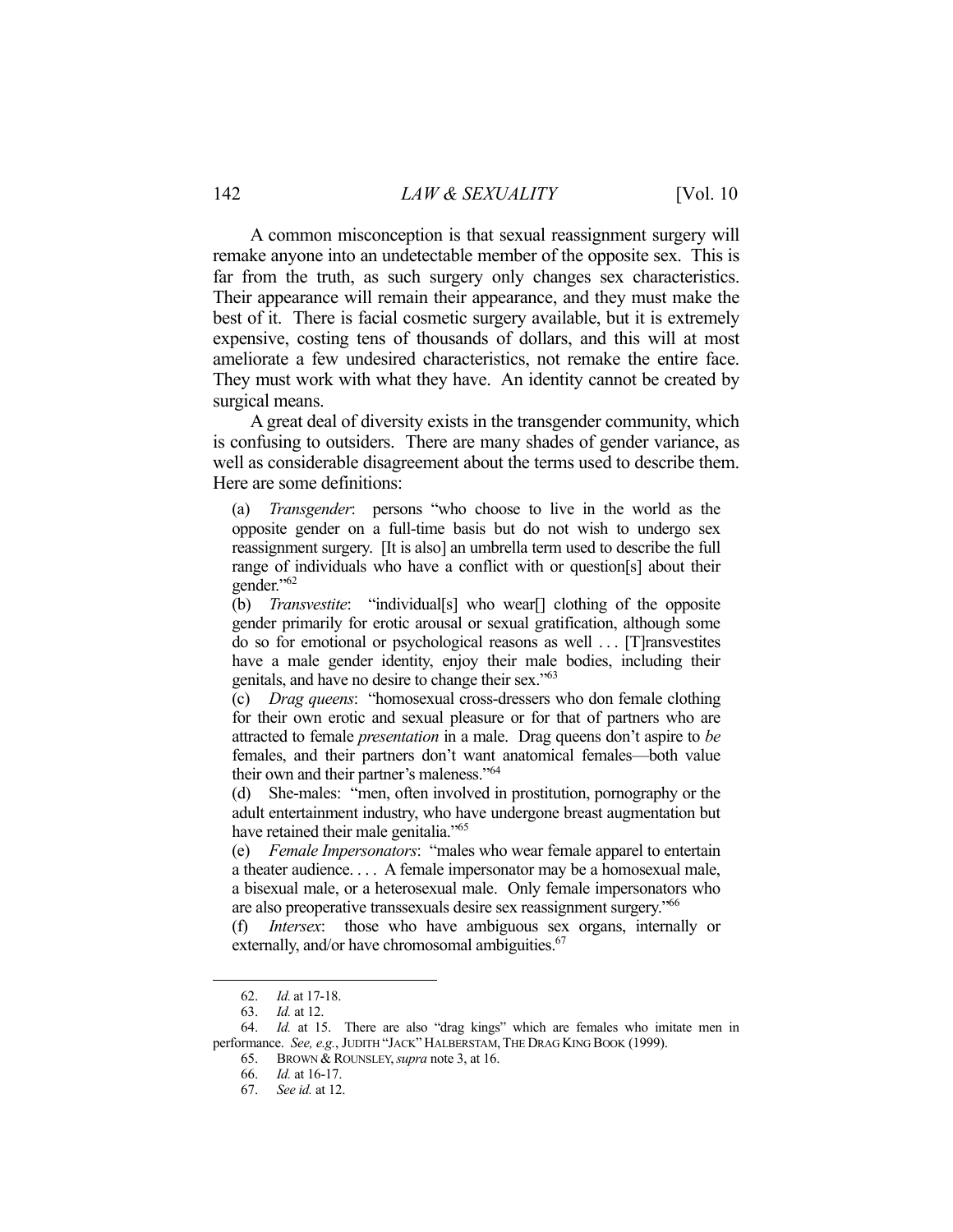A common misconception is that sexual reassignment surgery will remake anyone into an undetectable member of the opposite sex. This is far from the truth, as such surgery only changes sex characteristics. Their appearance will remain their appearance, and they must make the best of it. There is facial cosmetic surgery available, but it is extremely expensive, costing tens of thousands of dollars, and this will at most ameliorate a few undesired characteristics, not remake the entire face. They must work with what they have. An identity cannot be created by surgical means.

A great deal of diversity exists in the transgender community, which is confusing to outsiders. There are many shades of gender variance, as well as considerable disagreement about the terms used to describe them. Here are some definitions:

(a) *Transgender*: persons "who choose to live in the world as the opposite gender on a full-time basis but do not wish to undergo sex reassignment surgery. [It is also] an umbrella term used to describe the full range of individuals who have a conflict with or question[s] about their gender."[62]

(b) *Transvestite*: "individual[s] who wear[] clothing of the opposite gender primarily for erotic arousal or sexual gratification, although some do so for emotional or psychological reasons as well . . . [T]ransvestites have a male gender identity, enjoy their male bodies, including their genitals, and have no desire to change their sex."[63]

(c) *Drag queens*: "homosexual cross-dressers who don female clothing for their own erotic and sexual pleasure or for that of partners who are attracted to female *presentation* in a male. Drag queens don't aspire to *be* females, and their partners don't want anatomical females—both value their own and their partner's maleness."[64]

(d) She-males: "men, often involved in prostitution, pornography or the adult entertainment industry, who have undergone breast augmentation but have retained their male genitalia."[65]

(e) *Female Impersonators*: "males who wear female apparel to entertain a theater audience. . . . A female impersonator may be a homosexual male, a bisexual male, or a heterosexual male. Only female impersonators who are also preoperative transsexuals desire sex reassignment surgery."[66]

(f) *Intersex*: those who have ambiguous sex organs, internally or externally, and/or have chromosomal ambiguities.[67]

---

62. *Id.* at 17-18.

63. *Id.* at 12.

64. *Id.* at 15. There are also "drag kings" which are females who imitate men in performance. *See, e.g.*, JUDITH "JACK" HALBERSTAM, THE DRAG KING BOOK (1999).

65. BROWN & ROUNSLEY, *supra* note 3, at 16.

66. *Id.* at 16-17.

67. *See id.* at 12.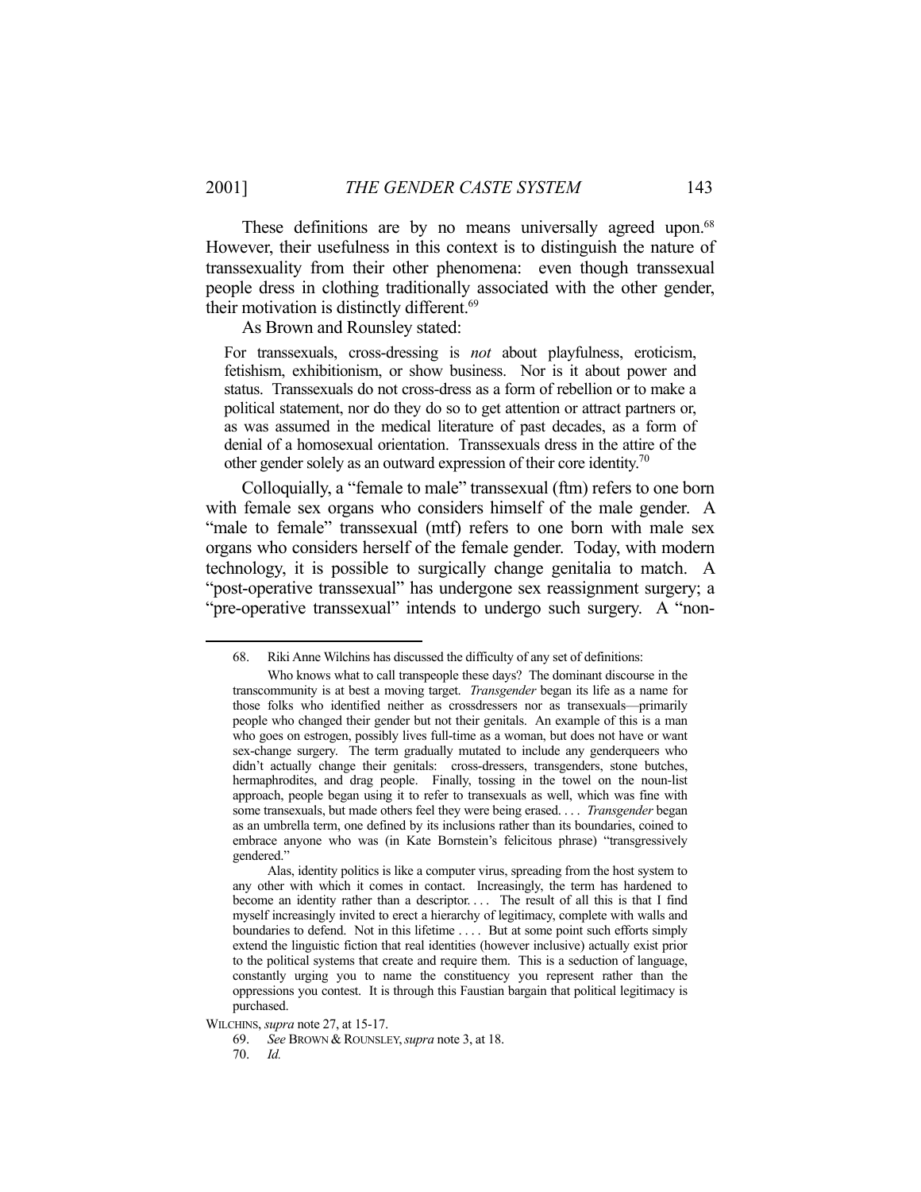These definitions are by no means universally agreed upon.[68] However, their usefulness in this context is to distinguish the nature of transsexuality from their other phenomena: even though transsexual people dress in clothing traditionally associated with the other gender, their motivation is distinctly different.[69]

As Brown and Rounsley stated:

> For transsexuals, cross-dressing is *not* about playfulness, eroticism, fetishism, exhibitionism, or show business. Nor is it about power and status. Transsexuals do not cross-dress as a form of rebellion or to make a political statement, nor do they do so to get attention or attract partners or, as was assumed in the medical literature of past decades, as a form of denial of a homosexual orientation. Transsexuals dress in the attire of the other gender solely as an outward expression of their core identity.[70]

Colloquially, a "female to male" transsexual (ftm) refers to one born with female sex organs who considers himself of the male gender. A "male to female" transsexual (mtf) refers to one born with male sex organs who considers herself of the female gender. Today, with modern technology, it is possible to surgically change genitalia to match. A "post-operative transsexual" has undergone sex reassignment surgery; a "pre-operative transsexual" intends to undergo such surgery. A "non-

---

68. Riki Anne Wilchins has discussed the difficulty of any set of definitions:

> Who knows what to call transpeople these days? The dominant discourse in the transcommunity is at best a moving target. *Transgender* began its life as a name for those folks who identified neither as crossdressers nor as transexuals—primarily people who changed their gender but not their genitals. An example of this is a man who goes on estrogen, possibly lives full-time as a woman, but does not have or want sex-change surgery. The term gradually mutated to include any genderqueers who didn't actually change their genitals: cross-dressers, transgenders, stone butches, hermaphrodites, and drag people. Finally, tossing in the towel on the noun-list approach, people began using it to refer to transexuals as well, which was fine with some transexuals, but made others feel they were being erased. . . . *Transgender* began as an umbrella term, one defined by its inclusions rather than its boundaries, coined to embrace anyone who was (in Kate Bornstein's felicitous phrase) "transgressively gendered."
>
> Alas, identity politics is like a computer virus, spreading from the host system to any other with which it comes in contact. Increasingly, the term has hardened to become an identity rather than a descriptor. . . . The result of all this is that I find myself increasingly invited to erect a hierarchy of legitimacy, complete with walls and boundaries to defend. Not in this lifetime . . . . But at some point such efforts simply extend the linguistic fiction that real identities (however inclusive) actually exist prior to the political systems that create and require them. This is a seduction of language, constantly urging you to name the constituency you represent rather than the oppressions you contest. It is through this Faustian bargain that political legitimacy is purchased.

WILCHINS, *supra* note 27, at 15-17.

69. *See* BROWN & ROUNSLEY, *supra* note 3, at 18.

70. *Id.*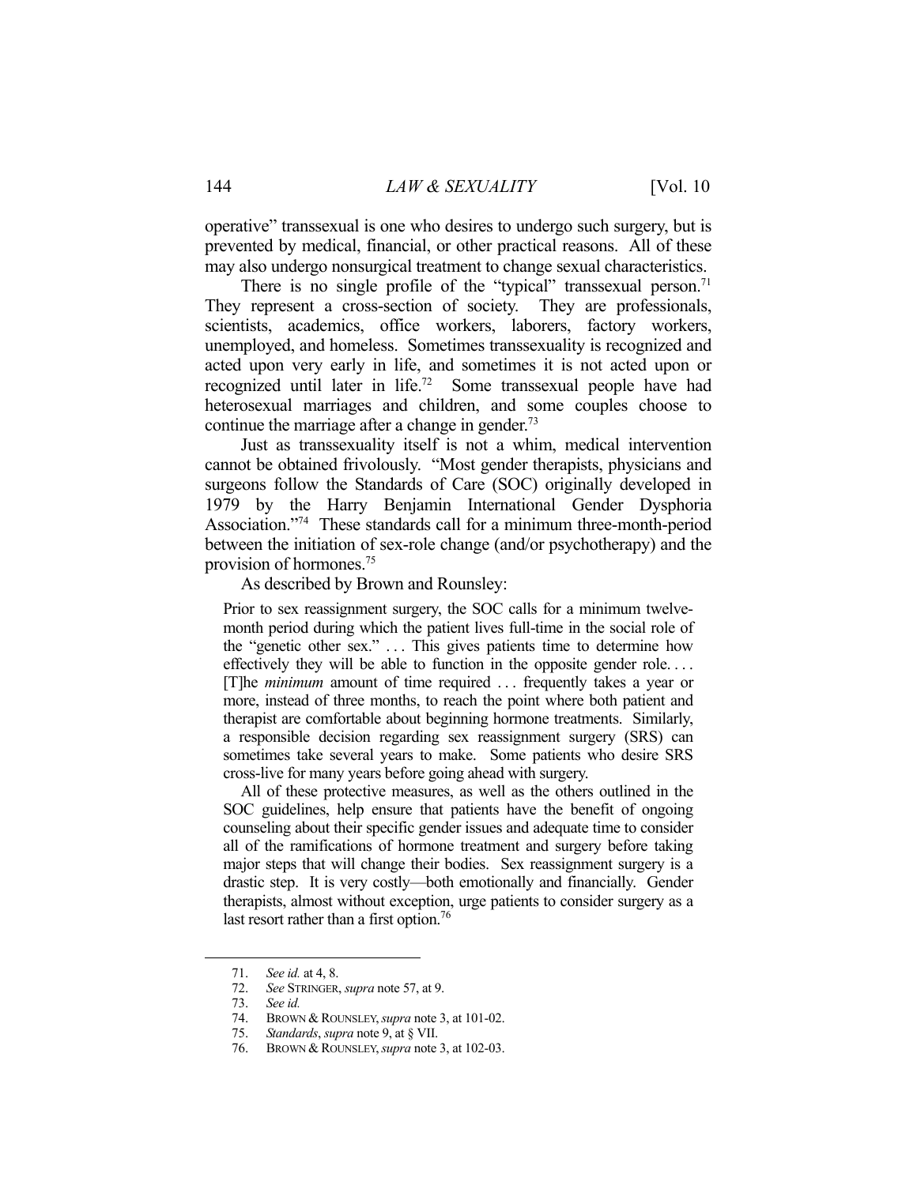operative" transsexual is one who desires to undergo such surgery, but is prevented by medical, financial, or other practical reasons. All of these may also undergo nonsurgical treatment to change sexual characteristics.

There is no single profile of the "typical" transsexual person.[71] They represent a cross-section of society. They are professionals, scientists, academics, office workers, laborers, factory workers, unemployed, and homeless. Sometimes transsexuality is recognized and acted upon very early in life, and sometimes it is not acted upon or recognized until later in life.[72] Some transsexual people have had heterosexual marriages and children, and some couples choose to continue the marriage after a change in gender.[73]

Just as transsexuality itself is not a whim, medical intervention cannot be obtained frivolously. "Most gender therapists, physicians and surgeons follow the Standards of Care (SOC) originally developed in 1979 by the Harry Benjamin International Gender Dysphoria Association."[74] These standards call for a minimum three-month-period between the initiation of sex-role change (and/or psychotherapy) and the provision of hormones.[75]

As described by Brown and Rounsley:

> Prior to sex reassignment surgery, the SOC calls for a minimum twelve-month period during which the patient lives full-time in the social role of the "genetic other sex." . . . This gives patients time to determine how effectively they will be able to function in the opposite gender role. . . . [T]he *minimum* amount of time required . . . frequently takes a year or more, instead of three months, to reach the point where both patient and therapist are comfortable about beginning hormone treatments. Similarly, a responsible decision regarding sex reassignment surgery (SRS) can sometimes take several years to make. Some patients who desire SRS cross-live for many years before going ahead with surgery.
>
> All of these protective measures, as well as the others outlined in the SOC guidelines, help ensure that patients have the benefit of ongoing counseling about their specific gender issues and adequate time to consider all of the ramifications of hormone treatment and surgery before taking major steps that will change their bodies. Sex reassignment surgery is a drastic step. It is very costly—both emotionally and financially. Gender therapists, almost without exception, urge patients to consider surgery as a last resort rather than a first option.[76]

---

71. *See id.* at 4, 8.
72. *See* STRINGER, *supra* note 57, at 9.
73. *See id.*
74. BROWN & ROUNSLEY, *supra* note 3, at 101-02.
75. *Standards*, *supra* note 9, at § VII.
76. BROWN & ROUNSLEY, *supra* note 3, at 102-03.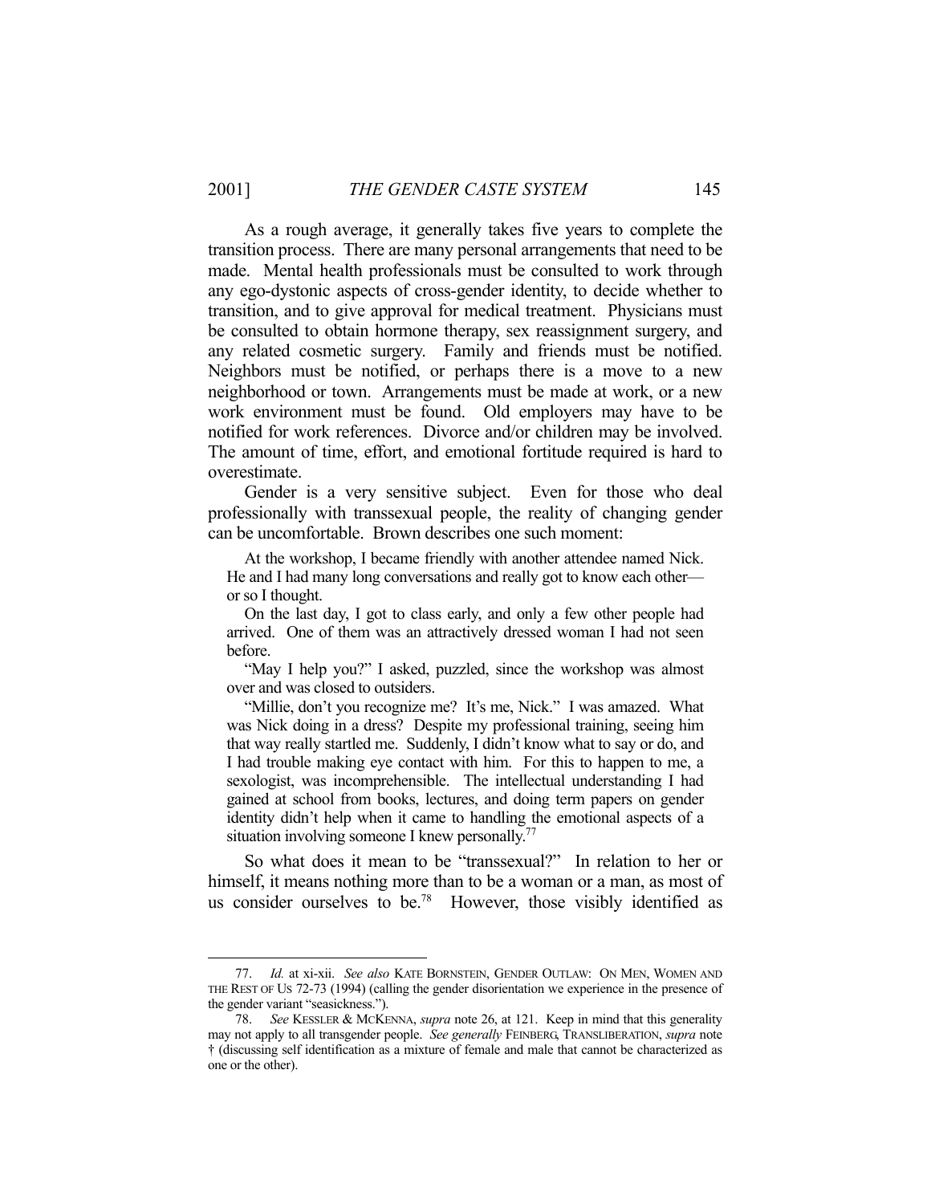As a rough average, it generally takes five years to complete the transition process. There are many personal arrangements that need to be made. Mental health professionals must be consulted to work through any ego-dystonic aspects of cross-gender identity, to decide whether to transition, and to give approval for medical treatment. Physicians must be consulted to obtain hormone therapy, sex reassignment surgery, and any related cosmetic surgery. Family and friends must be notified. Neighbors must be notified, or perhaps there is a move to a new neighborhood or town. Arrangements must be made at work, or a new work environment must be found. Old employers may have to be notified for work references. Divorce and/or children may be involved. The amount of time, effort, and emotional fortitude required is hard to overestimate.

Gender is a very sensitive subject. Even for those who deal professionally with transsexual people, the reality of changing gender can be uncomfortable. Brown describes one such moment:

> At the workshop, I became friendly with another attendee named Nick. He and I had many long conversations and really got to know each other—or so I thought.
>
> On the last day, I got to class early, and only a few other people had arrived. One of them was an attractively dressed woman I had not seen before.
>
> "May I help you?" I asked, puzzled, since the workshop was almost over and was closed to outsiders.
>
> "Millie, don't you recognize me? It's me, Nick." I was amazed. What was Nick doing in a dress? Despite my professional training, seeing him that way really startled me. Suddenly, I didn't know what to say or do, and I had trouble making eye contact with him. For this to happen to me, a sexologist, was incomprehensible. The intellectual understanding I had gained at school from books, lectures, and doing term papers on gender identity didn't help when it came to handling the emotional aspects of a situation involving someone I knew personally.[77]

So what does it mean to be "transsexual?" In relation to her or himself, it means nothing more than to be a woman or a man, as most of us consider ourselves to be.[78] However, those visibly identified as

---

77. *Id.* at xi-xii. *See also* KATE BORNSTEIN, GENDER OUTLAW: ON MEN, WOMEN AND THE REST OF US 72-73 (1994) (calling the gender disorientation we experience in the presence of the gender variant "seasickness.").

78. *See* KESSLER & MCKENNA, *supra* note 26, at 121. Keep in mind that this generality may not apply to all transgender people. *See generally* FEINBERG, TRANSLIBERATION, *supra* note † (discussing self identification as a mixture of female and male that cannot be characterized as one or the other).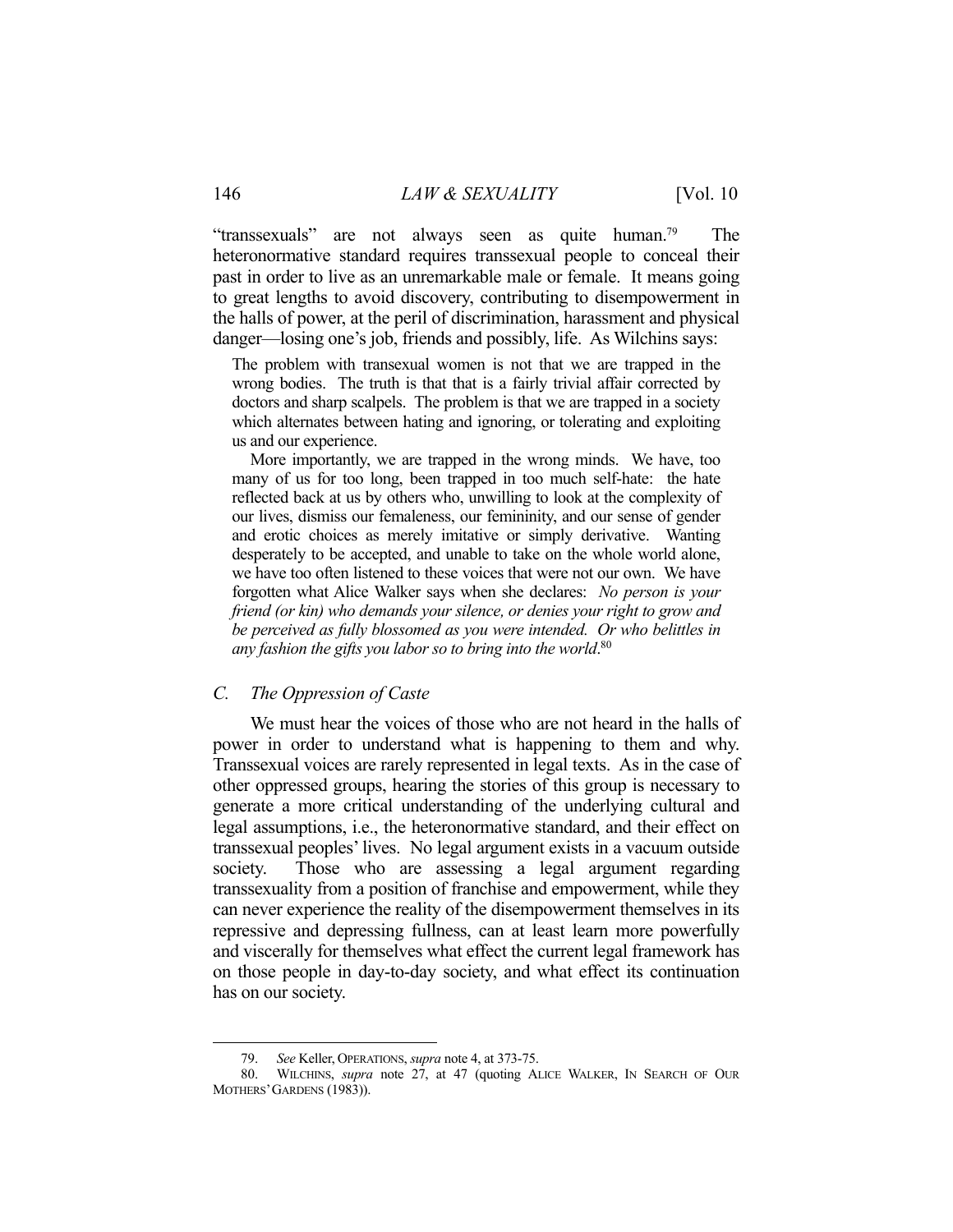"transsexuals" are not always seen as quite human.[79] The heteronormative standard requires transsexual people to conceal their past in order to live as an unremarkable male or female. It means going to great lengths to avoid discovery, contributing to disempowerment in the halls of power, at the peril of discrimination, harassment and physical danger—losing one's job, friends and possibly, life. As Wilchins says:

> The problem with transexual women is not that we are trapped in the wrong bodies. The truth is that that is a fairly trivial affair corrected by doctors and sharp scalpels. The problem is that we are trapped in a society which alternates between hating and ignoring, or tolerating and exploiting us and our experience.
>
> More importantly, we are trapped in the wrong minds. We have, too many of us for too long, been trapped in too much self-hate: the hate reflected back at us by others who, unwilling to look at the complexity of our lives, dismiss our femaleness, our femininity, and our sense of gender and erotic choices as merely imitative or simply derivative. Wanting desperately to be accepted, and unable to take on the whole world alone, we have too often listened to these voices that were not our own. We have forgotten what Alice Walker says when she declares: *No person is your friend (or kin) who demands your silence, or denies your right to grow and be perceived as fully blossomed as you were intended. Or who belittles in any fashion the gifts you labor so to bring into the world*.[80]

### *C. The Oppression of Caste*

We must hear the voices of those who are not heard in the halls of power in order to understand what is happening to them and why. Transsexual voices are rarely represented in legal texts. As in the case of other oppressed groups, hearing the stories of this group is necessary to generate a more critical understanding of the underlying cultural and legal assumptions, i.e., the heteronormative standard, and their effect on transsexual peoples' lives. No legal argument exists in a vacuum outside society. Those who are assessing a legal argument regarding transsexuality from a position of franchise and empowerment, while they can never experience the reality of the disempowerment themselves in its repressive and depressing fullness, can at least learn more powerfully and viscerally for themselves what effect the current legal framework has on those people in day-to-day society, and what effect its continuation has on our society.

---

79. *See* Keller, OPERATIONS, *supra* note 4, at 373-75.

80. WILCHINS, *supra* note 27, at 47 (quoting ALICE WALKER, IN SEARCH OF OUR MOTHERS' GARDENS (1983)).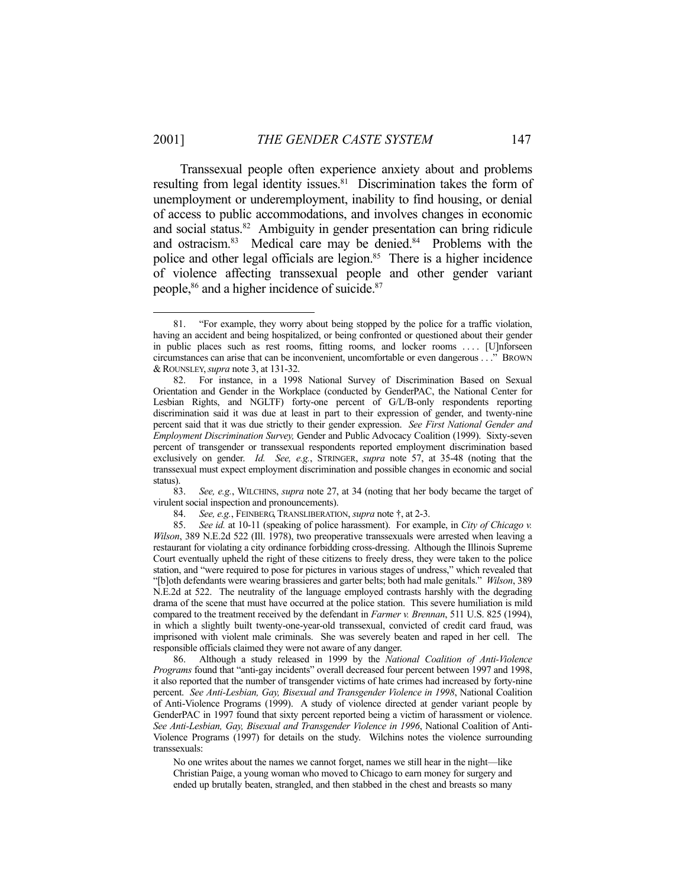Transsexual people often experience anxiety about and problems resulting from legal identity issues.[81] Discrimination takes the form of unemployment or underemployment, inability to find housing, or denial of access to public accommodations, and involves changes in economic and social status.[82] Ambiguity in gender presentation can bring ridicule and ostracism.[83] Medical care may be denied.[84] Problems with the police and other legal officials are legion.[85] There is a higher incidence of violence affecting transsexual people and other gender variant people,[86] and a higher incidence of suicide.[87]

---

81. "For example, they worry about being stopped by the police for a traffic violation, having an accident and being hospitalized, or being confronted or questioned about their gender in public places such as rest rooms, fitting rooms, and locker rooms . . . . [U]nforseen circumstances can arise that can be inconvenient, uncomfortable or even dangerous . . ." BROWN & ROUNSLEY, *supra* note 3, at 131-32.

82. For instance, in a 1998 National Survey of Discrimination Based on Sexual Orientation and Gender in the Workplace (conducted by GenderPAC, the National Center for Lesbian Rights, and NGLTF) forty-one percent of G/L/B-only respondents reporting discrimination said it was due at least in part to their expression of gender, and twenty-nine percent said that it was due strictly to their gender expression. *See First National Gender and Employment Discrimination Survey,* Gender and Public Advocacy Coalition (1999). Sixty-seven percent of transgender or transsexual respondents reported employment discrimination based exclusively on gender. *Id. See, e.g.*, STRINGER, *supra* note 57, at 35-48 (noting that the transsexual must expect employment discrimination and possible changes in economic and social status).

83. *See, e.g.*, WILCHINS, *supra* note 27, at 34 (noting that her body became the target of virulent social inspection and pronouncements).

84. *See, e.g.*, FEINBERG, TRANSLIBERATION, *supra* note †, at 2-3.

85. *See id.* at 10-11 (speaking of police harassment). For example, in *City of Chicago v. Wilson*, 389 N.E.2d 522 (Ill. 1978), two preoperative transsexuals were arrested when leaving a restaurant for violating a city ordinance forbidding cross-dressing. Although the Illinois Supreme Court eventually upheld the right of these citizens to freely dress, they were taken to the police station, and "were required to pose for pictures in various stages of undress," which revealed that "[b]oth defendants were wearing brassieres and garter belts; both had male genitals." *Wilson*, 389 N.E.2d at 522. The neutrality of the language employed contrasts harshly with the degrading drama of the scene that must have occurred at the police station. This severe humiliation is mild compared to the treatment received by the defendant in *Farmer v. Brennan*, 511 U.S. 825 (1994), in which a slightly built twenty-one-year-old transsexual, convicted of credit card fraud, was imprisoned with violent male criminals. She was severely beaten and raped in her cell. The responsible officials claimed they were not aware of any danger.

86. Although a study released in 1999 by the *National Coalition of Anti-Violence Programs* found that "anti-gay incidents" overall decreased four percent between 1997 and 1998, it also reported that the number of transgender victims of hate crimes had increased by forty-nine percent. *See Anti-Lesbian, Gay, Bisexual and Transgender Violence in 1998*, National Coalition of Anti-Violence Programs (1999). A study of violence directed at gender variant people by GenderPAC in 1997 found that sixty percent reported being a victim of harassment or violence. *See Anti-Lesbian, Gay, Bisexual and Transgender Violence in 1996*, National Coalition of Anti-Violence Programs (1997) for details on the study. Wilchins notes the violence surrounding transsexuals:

> No one writes about the names we cannot forget, names we still hear in the night—like Christian Paige, a young woman who moved to Chicago to earn money for surgery and ended up brutally beaten, strangled, and then stabbed in the chest and breasts so many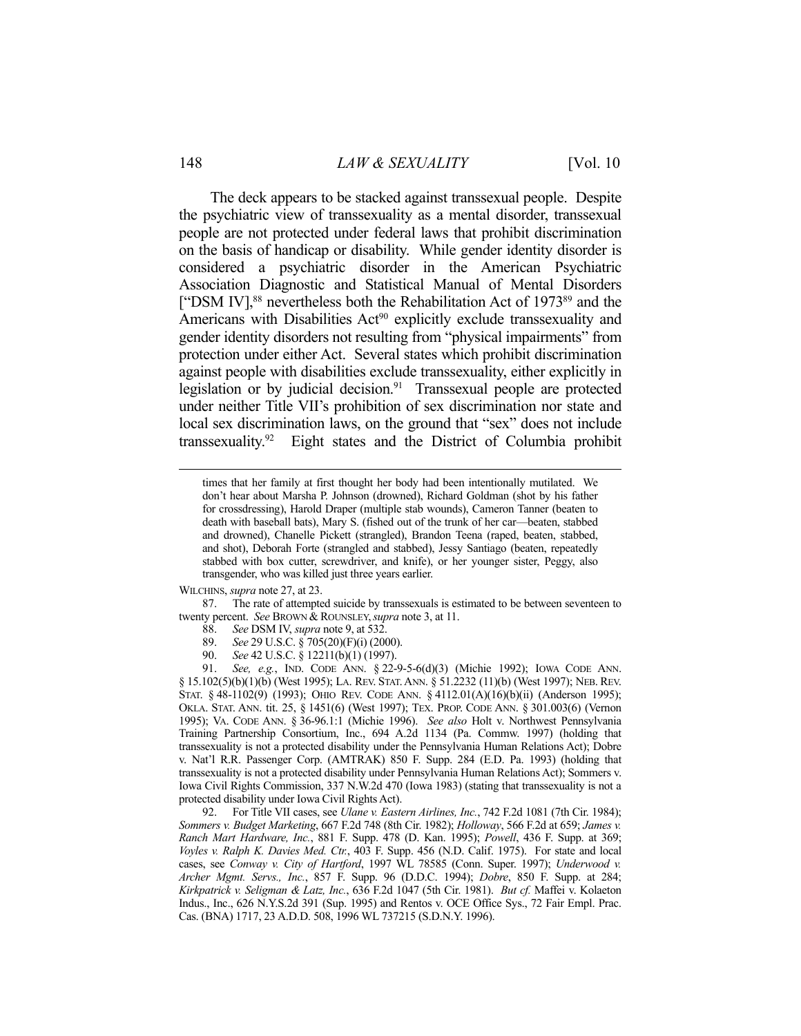The deck appears to be stacked against transsexual people. Despite the psychiatric view of transsexuality as a mental disorder, transsexual people are not protected under federal laws that prohibit discrimination on the basis of handicap or disability. While gender identity disorder is considered a psychiatric disorder in the American Psychiatric Association Diagnostic and Statistical Manual of Mental Disorders ["DSM IV],[88] nevertheless both the Rehabilitation Act of 1973[89] and the Americans with Disabilities Act[90] explicitly exclude transsexuality and gender identity disorders not resulting from "physical impairments" from protection under either Act. Several states which prohibit discrimination against people with disabilities exclude transsexuality, either explicitly in legislation or by judicial decision.[91] Transsexual people are protected under neither Title VII's prohibition of sex discrimination nor state and local sex discrimination laws, on the ground that "sex" does not include transsexuality.[92] Eight states and the District of Columbia prohibit

---

times that her family at first thought her body had been intentionally mutilated. We don't hear about Marsha P. Johnson (drowned), Richard Goldman (shot by his father for crossdressing), Harold Draper (multiple stab wounds), Cameron Tanner (beaten to death with baseball bats), Mary S. (fished out of the trunk of her car—beaten, stabbed and drowned), Chanelle Pickett (strangled), Brandon Teena (raped, beaten, stabbed, and shot), Deborah Forte (strangled and stabbed), Jessy Santiago (beaten, repeatedly stabbed with box cutter, screwdriver, and knife), or her younger sister, Peggy, also transgender, who was killed just three years earlier.

WILCHINS, *supra* note 27, at 23.

87. The rate of attempted suicide by transsexuals is estimated to be between seventeen to twenty percent. *See* BROWN & ROUNSLEY, *supra* note 3, at 11.

88. *See* DSM IV, *supra* note 9, at 532.

89. *See* 29 U.S.C. § 705(20)(F)(i) (2000).

90. *See* 42 U.S.C. § 12211(b)(1) (1997).

91. *See, e.g.*, IND. CODE ANN. § 22-9-5-6(d)(3) (Michie 1992); IOWA CODE ANN. § 15.102(5)(b)(1)(b) (West 1995); LA. REV. STAT. ANN. § 51.2232 (11)(b) (West 1997); NEB. REV. STAT. § 48-1102(9) (1993); OHIO REV. CODE ANN. § 4112.01(A)(16)(b)(ii) (Anderson 1995); OKLA. STAT. ANN. tit. 25, § 1451(6) (West 1997); TEX. PROP. CODE ANN. § 301.003(6) (Vernon 1995); VA. CODE ANN. § 36-96.1:1 (Michie 1996). *See also* Holt v. Northwest Pennsylvania Training Partnership Consortium, Inc., 694 A.2d 1134 (Pa. Commw. 1997) (holding that transsexuality is not a protected disability under the Pennsylvania Human Relations Act); Dobre v. Nat'l R.R. Passenger Corp. (AMTRAK) 850 F. Supp. 284 (E.D. Pa. 1993) (holding that transsexuality is not a protected disability under Pennsylvania Human Relations Act); Sommers v. Iowa Civil Rights Commission, 337 N.W.2d 470 (Iowa 1983) (stating that transsexuality is not a protected disability under Iowa Civil Rights Act).

92. For Title VII cases, see *Ulane v. Eastern Airlines, Inc.*, 742 F.2d 1081 (7th Cir. 1984); *Sommers v. Budget Marketing*, 667 F.2d 748 (8th Cir. 1982); *Holloway*, 566 F.2d at 659; *James v. Ranch Mart Hardware, Inc.*, 881 F. Supp. 478 (D. Kan. 1995); *Powell*, 436 F. Supp. at 369; *Voyles v. Ralph K. Davies Med. Ctr.*, 403 F. Supp. 456 (N.D. Calif. 1975). For state and local cases, see *Conway v. City of Hartford*, 1997 WL 78585 (Conn. Super. 1997); *Underwood v. Archer Mgmt. Servs., Inc.*, 857 F. Supp. 96 (D.D.C. 1994); *Dobre*, 850 F. Supp. at 284; *Kirkpatrick v. Seligman & Latz, Inc.*, 636 F.2d 1047 (5th Cir. 1981). *But cf.* Maffei v. Kolaeton Indus., Inc., 626 N.Y.S.2d 391 (Sup. 1995) and Rentos v. OCE Office Sys., 72 Fair Empl. Prac. Cas. (BNA) 1717, 23 A.D.D. 508, 1996 WL 737215 (S.D.N.Y. 1996).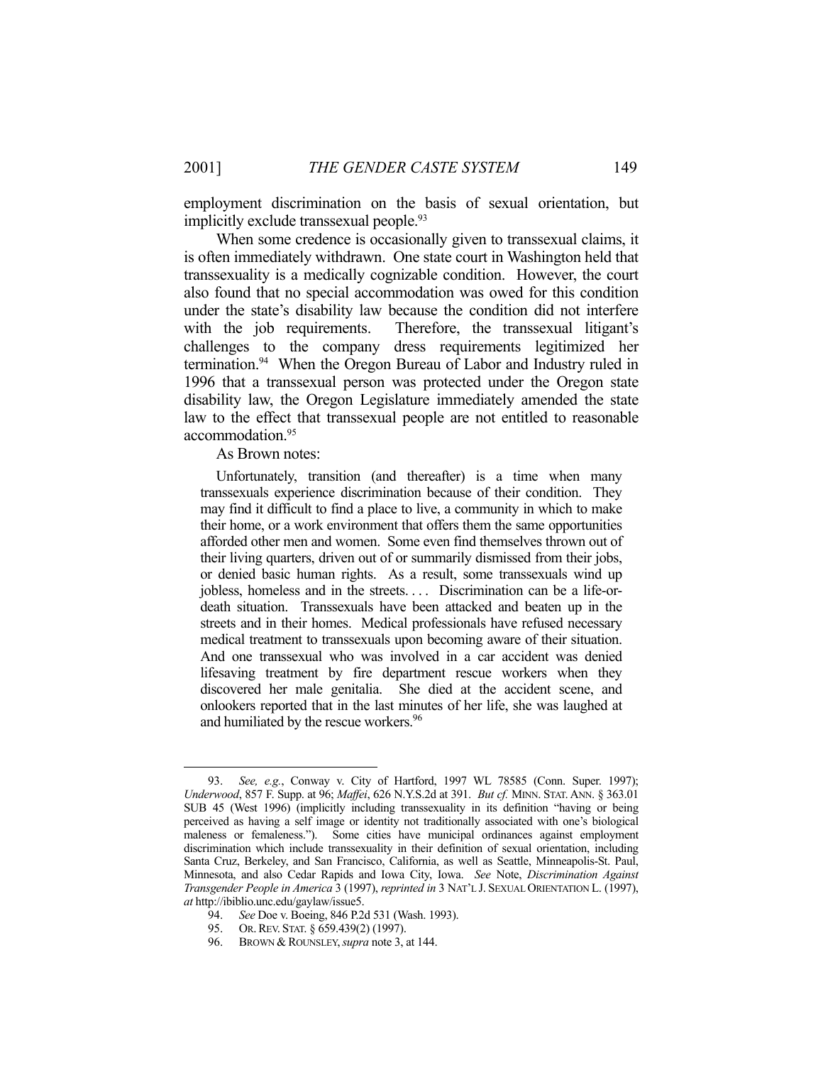employment discrimination on the basis of sexual orientation, but implicitly exclude transsexual people.[93]

When some credence is occasionally given to transsexual claims, it is often immediately withdrawn. One state court in Washington held that transsexuality is a medically cognizable condition. However, the court also found that no special accommodation was owed for this condition under the state's disability law because the condition did not interfere with the job requirements. Therefore, the transsexual litigant's challenges to the company dress requirements legitimized her termination.[94] When the Oregon Bureau of Labor and Industry ruled in 1996 that a transsexual person was protected under the Oregon state disability law, the Oregon Legislature immediately amended the state law to the effect that transsexual people are not entitled to reasonable accommodation.[95]

As Brown notes:

> Unfortunately, transition (and thereafter) is a time when many transsexuals experience discrimination because of their condition. They may find it difficult to find a place to live, a community in which to make their home, or a work environment that offers them the same opportunities afforded other men and women. Some even find themselves thrown out of their living quarters, driven out of or summarily dismissed from their jobs, or denied basic human rights. As a result, some transsexuals wind up jobless, homeless and in the streets. . . . Discrimination can be a life-or-death situation. Transsexuals have been attacked and beaten up in the streets and in their homes. Medical professionals have refused necessary medical treatment to transsexuals upon becoming aware of their situation. And one transsexual who was involved in a car accident was denied lifesaving treatment by fire department rescue workers when they discovered her male genitalia. She died at the accident scene, and onlookers reported that in the last minutes of her life, she was laughed at and humiliated by the rescue workers.[96]

---

93. *See, e.g.*, Conway v. City of Hartford, 1997 WL 78585 (Conn. Super. 1997); *Underwood*, 857 F. Supp. at 96; *Maffei*, 626 N.Y.S.2d at 391. *But cf.* MINN. STAT. ANN. § 363.01 SUB 45 (West 1996) (implicitly including transsexuality in its definition "having or being perceived as having a self image or identity not traditionally associated with one's biological maleness or femaleness."). Some cities have municipal ordinances against employment discrimination which include transsexuality in their definition of sexual orientation, including Santa Cruz, Berkeley, and San Francisco, California, as well as Seattle, Minneapolis-St. Paul, Minnesota, and also Cedar Rapids and Iowa City, Iowa. *See* Note, *Discrimination Against Transgender People in America* 3 (1997), *reprinted in* 3 NAT'L J. SEXUAL ORIENTATION L. (1997), *at* http://ibiblio.unc.edu/gaylaw/issue5.

94. *See* Doe v. Boeing, 846 P.2d 531 (Wash. 1993).

95. OR. REV. STAT. § 659.439(2) (1997).

96. BROWN & ROUNSLEY, *supra* note 3, at 144.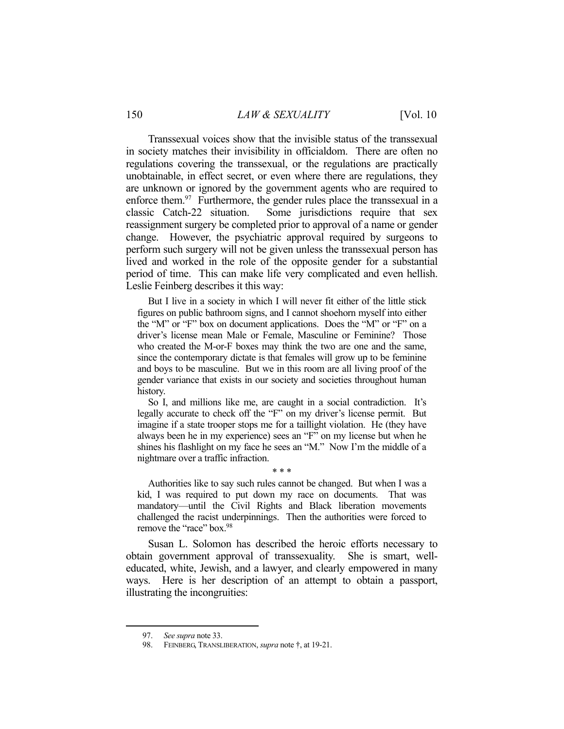Transsexual voices show that the invisible status of the transsexual in society matches their invisibility in officialdom. There are often no regulations covering the transsexual, or the regulations are practically unobtainable, in effect secret, or even where there are regulations, they are unknown or ignored by the government agents who are required to enforce them.[97] Furthermore, the gender rules place the transsexual in a classic Catch-22 situation. Some jurisdictions require that sex reassignment surgery be completed prior to approval of a name or gender change. However, the psychiatric approval required by surgeons to perform such surgery will not be given unless the transsexual person has lived and worked in the role of the opposite gender for a substantial period of time. This can make life very complicated and even hellish. Leslie Feinberg describes it this way:

> But I live in a society in which I will never fit either of the little stick figures on public bathroom signs, and I cannot shoehorn myself into either the "M" or "F" box on document applications. Does the "M" or "F" on a driver's license mean Male or Female, Masculine or Feminine? Those who created the M-or-F boxes may think the two are one and the same, since the contemporary dictate is that females will grow up to be feminine and boys to be masculine. But we in this room are all living proof of the gender variance that exists in our society and societies throughout human history.
>
> So I, and millions like me, are caught in a social contradiction. It's legally accurate to check off the "F" on my driver's license permit. But imagine if a state trooper stops me for a taillight violation. He (they have always been he in my experience) sees an "F" on my license but when he shines his flashlight on my face he sees an "M." Now I'm the middle of a nightmare over a traffic infraction.
>
> \* \* \*
>
> Authorities like to say such rules cannot be changed. But when I was a kid, I was required to put down my race on documents. That was mandatory—until the Civil Rights and Black liberation movements challenged the racist underpinnings. Then the authorities were forced to remove the "race" box.[98]

Susan L. Solomon has described the heroic efforts necessary to obtain government approval of transsexuality. She is smart, well-educated, white, Jewish, and a lawyer, and clearly empowered in many ways. Here is her description of an attempt to obtain a passport, illustrating the incongruities:

---

97. *See supra* note 33.

98. FEINBERG, TRANSLIBERATION, *supra* note †, at 19-21.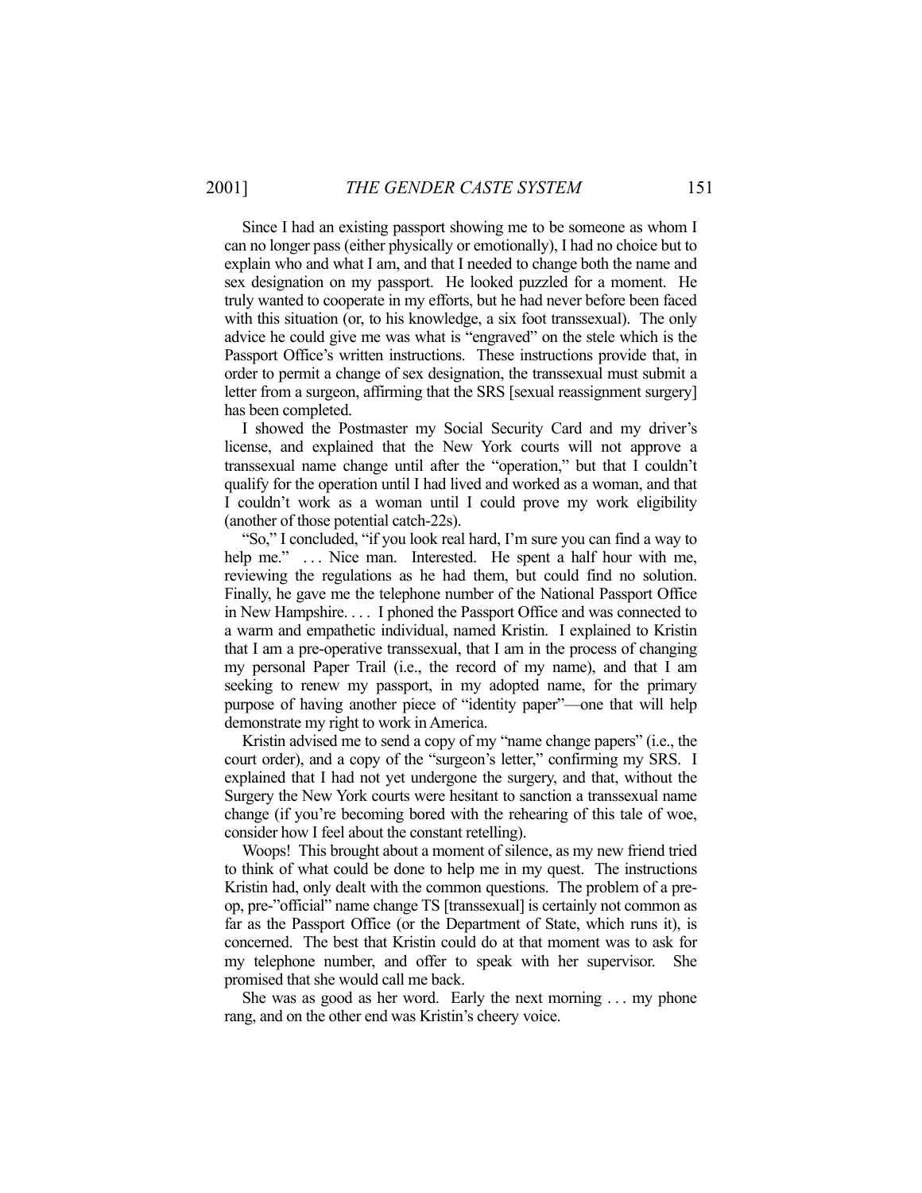Since I had an existing passport showing me to be someone as whom I can no longer pass (either physically or emotionally), I had no choice but to explain who and what I am, and that I needed to change both the name and sex designation on my passport. He looked puzzled for a moment. He truly wanted to cooperate in my efforts, but he had never before been faced with this situation (or, to his knowledge, a six foot transsexual). The only advice he could give me was what is "engraved" on the stele which is the Passport Office's written instructions. These instructions provide that, in order to permit a change of sex designation, the transsexual must submit a letter from a surgeon, affirming that the SRS [sexual reassignment surgery] has been completed.

I showed the Postmaster my Social Security Card and my driver's license, and explained that the New York courts will not approve a transsexual name change until after the "operation," but that I couldn't qualify for the operation until I had lived and worked as a woman, and that I couldn't work as a woman until I could prove my work eligibility (another of those potential catch-22s).

"So," I concluded, "if you look real hard, I'm sure you can find a way to help me." . . . Nice man. Interested. He spent a half hour with me, reviewing the regulations as he had them, but could find no solution. Finally, he gave me the telephone number of the National Passport Office in New Hampshire. . . . I phoned the Passport Office and was connected to a warm and empathetic individual, named Kristin. I explained to Kristin that I am a pre-operative transsexual, that I am in the process of changing my personal Paper Trail (i.e., the record of my name), and that I am seeking to renew my passport, in my adopted name, for the primary purpose of having another piece of "identity paper"—one that will help demonstrate my right to work in America.

Kristin advised me to send a copy of my "name change papers" (i.e., the court order), and a copy of the "surgeon's letter," confirming my SRS. I explained that I had not yet undergone the surgery, and that, without the Surgery the New York courts were hesitant to sanction a transsexual name change (if you're becoming bored with the rehearing of this tale of woe, consider how I feel about the constant retelling).

Woops! This brought about a moment of silence, as my new friend tried to think of what could be done to help me in my quest. The instructions Kristin had, only dealt with the common questions. The problem of a pre-op, pre-"official" name change TS [transsexual] is certainly not common as far as the Passport Office (or the Department of State, which runs it), is concerned. The best that Kristin could do at that moment was to ask for my telephone number, and offer to speak with her supervisor. She promised that she would call me back.

She was as good as her word. Early the next morning . . . my phone rang, and on the other end was Kristin's cheery voice.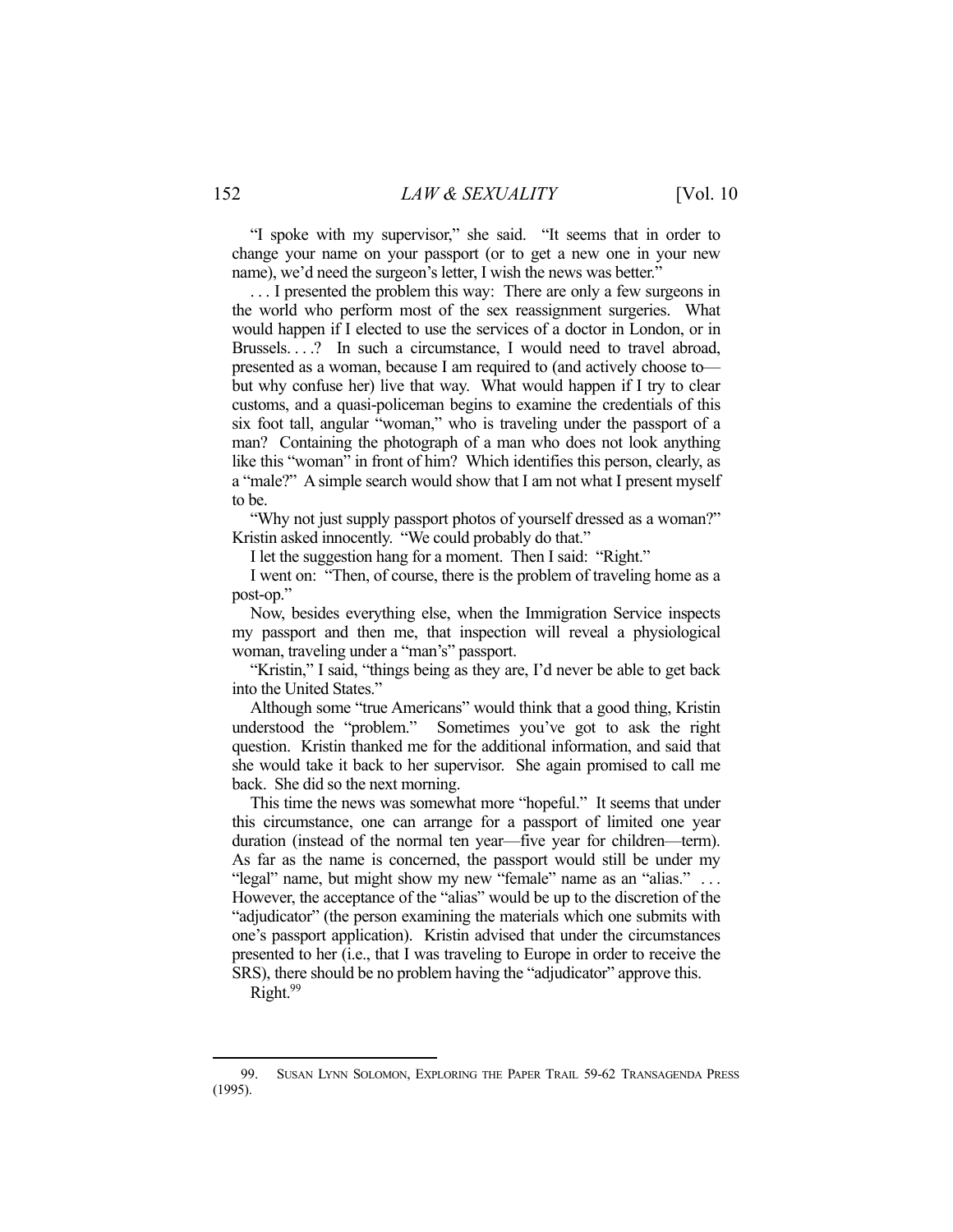"I spoke with my supervisor," she said. "It seems that in order to change your name on your passport (or to get a new one in your new name), we'd need the surgeon's letter, I wish the news was better."

. . . I presented the problem this way: There are only a few surgeons in the world who perform most of the sex reassignment surgeries. What would happen if I elected to use the services of a doctor in London, or in Brussels. . . .? In such a circumstance, I would need to travel abroad, presented as a woman, because I am required to (and actively choose to—but why confuse her) live that way. What would happen if I try to clear customs, and a quasi-policeman begins to examine the credentials of this six foot tall, angular "woman," who is traveling under the passport of a man? Containing the photograph of a man who does not look anything like this "woman" in front of him? Which identifies this person, clearly, as a "male?" A simple search would show that I am not what I present myself to be.

"Why not just supply passport photos of yourself dressed as a woman?" Kristin asked innocently. "We could probably do that."

I let the suggestion hang for a moment. Then I said: "Right."

I went on: "Then, of course, there is the problem of traveling home as a post-op."

Now, besides everything else, when the Immigration Service inspects my passport and then me, that inspection will reveal a physiological woman, traveling under a "man's" passport.

"Kristin," I said, "things being as they are, I'd never be able to get back into the United States."

Although some "true Americans" would think that a good thing, Kristin understood the "problem." Sometimes you've got to ask the right question. Kristin thanked me for the additional information, and said that she would take it back to her supervisor. She again promised to call me back. She did so the next morning.

This time the news was somewhat more "hopeful." It seems that under this circumstance, one can arrange for a passport of limited one year duration (instead of the normal ten year—five year for children—term). As far as the name is concerned, the passport would still be under my "legal" name, but might show my new "female" name as an "alias." . . . However, the acceptance of the "alias" would be up to the discretion of the "adjudicator" (the person examining the materials which one submits with one's passport application). Kristin advised that under the circumstances presented to her (i.e., that I was traveling to Europe in order to receive the SRS), there should be no problem having the "adjudicator" approve this.

Right.[99]

---

99. SUSAN LYNN SOLOMON, EXPLORING THE PAPER TRAIL 59-62 TRANSAGENDA PRESS (1995).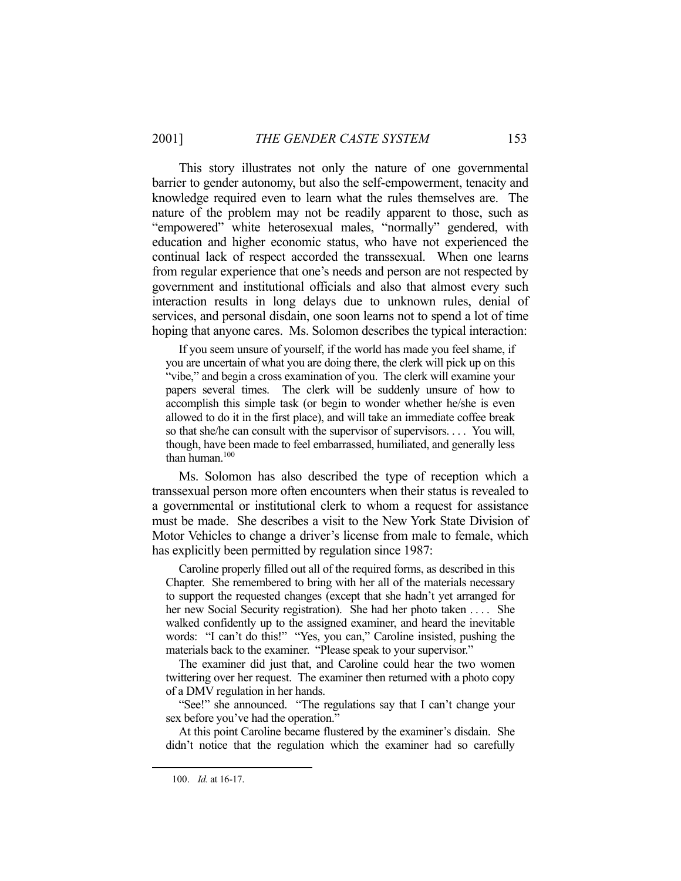This story illustrates not only the nature of one governmental barrier to gender autonomy, but also the self-empowerment, tenacity and knowledge required even to learn what the rules themselves are. The nature of the problem may not be readily apparent to those, such as "empowered" white heterosexual males, "normally" gendered, with education and higher economic status, who have not experienced the continual lack of respect accorded the transsexual. When one learns from regular experience that one's needs and person are not respected by government and institutional officials and also that almost every such interaction results in long delays due to unknown rules, denial of services, and personal disdain, one soon learns not to spend a lot of time hoping that anyone cares. Ms. Solomon describes the typical interaction:

> If you seem unsure of yourself, if the world has made you feel shame, if you are uncertain of what you are doing there, the clerk will pick up on this "vibe," and begin a cross examination of you. The clerk will examine your papers several times. The clerk will be suddenly unsure of how to accomplish this simple task (or begin to wonder whether he/she is even allowed to do it in the first place), and will take an immediate coffee break so that she/he can consult with the supervisor of supervisors. . . . You will, though, have been made to feel embarrassed, humiliated, and generally less than human.[100]

Ms. Solomon has also described the type of reception which a transsexual person more often encounters when their status is revealed to a governmental or institutional clerk to whom a request for assistance must be made. She describes a visit to the New York State Division of Motor Vehicles to change a driver's license from male to female, which has explicitly been permitted by regulation since 1987:

> Caroline properly filled out all of the required forms, as described in this Chapter. She remembered to bring with her all of the materials necessary to support the requested changes (except that she hadn't yet arranged for her new Social Security registration). She had her photo taken . . . . She walked confidently up to the assigned examiner, and heard the inevitable words: "I can't do this!" "Yes, you can," Caroline insisted, pushing the materials back to the examiner. "Please speak to your supervisor."
>
> The examiner did just that, and Caroline could hear the two women twittering over her request. The examiner then returned with a photo copy of a DMV regulation in her hands.
>
> "See!" she announced. "The regulations say that I can't change your sex before you've had the operation."
>
> At this point Caroline became flustered by the examiner's disdain. She didn't notice that the regulation which the examiner had so carefully

---

100. *Id.* at 16-17.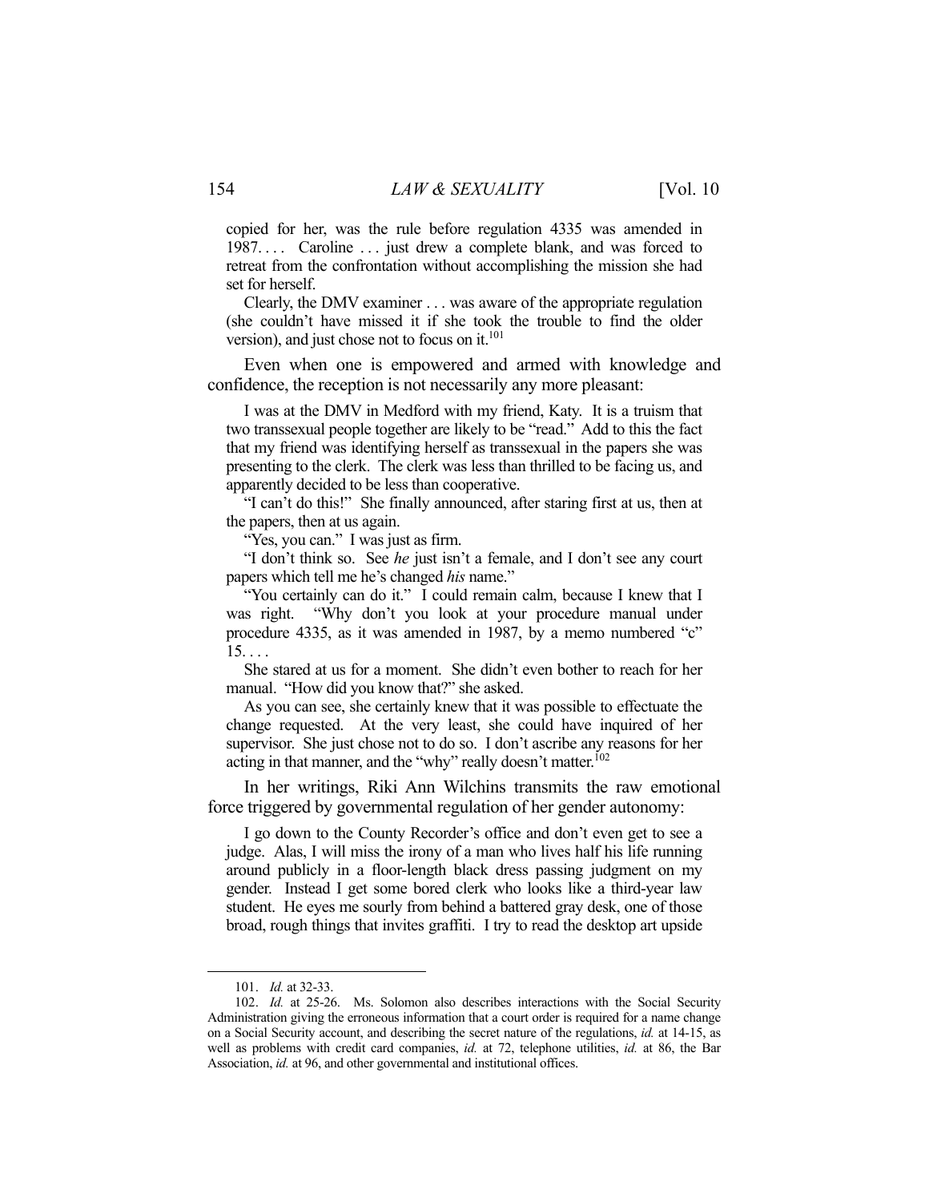copied for her, was the rule before regulation 4335 was amended in 1987. . . . Caroline . . . just drew a complete blank, and was forced to retreat from the confrontation without accomplishing the mission she had set for herself.

> Clearly, the DMV examiner . . . was aware of the appropriate regulation (she couldn't have missed it if she took the trouble to find the older version), and just chose not to focus on it.[101]

Even when one is empowered and armed with knowledge and confidence, the reception is not necessarily any more pleasant:

> I was at the DMV in Medford with my friend, Katy. It is a truism that two transsexual people together are likely to be "read." Add to this the fact that my friend was identifying herself as transsexual in the papers she was presenting to the clerk. The clerk was less than thrilled to be facing us, and apparently decided to be less than cooperative.
>
> "I can't do this!" She finally announced, after staring first at us, then at the papers, then at us again.
>
> "Yes, you can." I was just as firm.
>
> "I don't think so. See *he* just isn't a female, and I don't see any court papers which tell me he's changed *his* name."
>
> "You certainly can do it." I could remain calm, because I knew that I was right. "Why don't you look at your procedure manual under procedure 4335, as it was amended in 1987, by a memo numbered "c" 15. . . .
>
> She stared at us for a moment. She didn't even bother to reach for her manual. "How did you know that?" she asked.
>
> As you can see, she certainly knew that it was possible to effectuate the change requested. At the very least, she could have inquired of her supervisor. She just chose not to do so. I don't ascribe any reasons for her acting in that manner, and the "why" really doesn't matter.[102]

In her writings, Riki Ann Wilchins transmits the raw emotional force triggered by governmental regulation of her gender autonomy:

> I go down to the County Recorder's office and don't even get to see a judge. Alas, I will miss the irony of a man who lives half his life running around publicly in a floor-length black dress passing judgment on my gender. Instead I get some bored clerk who looks like a third-year law student. He eyes me sourly from behind a battered gray desk, one of those broad, rough things that invites graffiti. I try to read the desktop art upside

---

101. *Id.* at 32-33.

102. *Id.* at 25-26. Ms. Solomon also describes interactions with the Social Security Administration giving the erroneous information that a court order is required for a name change on a Social Security account, and describing the secret nature of the regulations, *id.* at 14-15, as well as problems with credit card companies, *id.* at 72, telephone utilities, *id.* at 86, the Bar Association, *id.* at 96, and other governmental and institutional offices.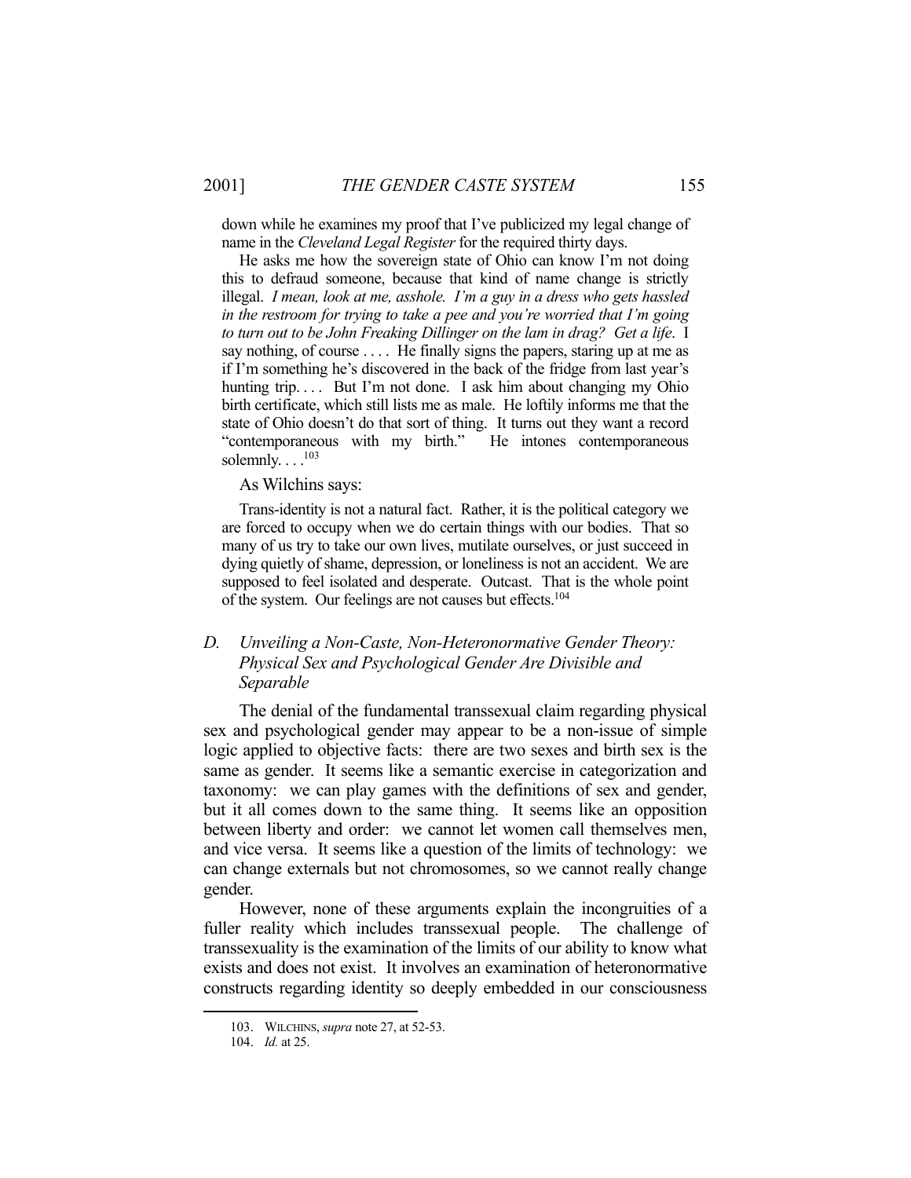down while he examines my proof that I've publicized my legal change of name in the *Cleveland Legal Register* for the required thirty days.

He asks me how the sovereign state of Ohio can know I'm not doing this to defraud someone, because that kind of name change is strictly illegal. *I mean, look at me, asshole. I'm a guy in a dress who gets hassled in the restroom for trying to take a pee and you're worried that I'm going to turn out to be John Freaking Dillinger on the lam in drag? Get a life*. I say nothing, of course . . . . He finally signs the papers, staring up at me as if I'm something he's discovered in the back of the fridge from last year's hunting trip. . . . But I'm not done. I ask him about changing my Ohio birth certificate, which still lists me as male. He loftily informs me that the state of Ohio doesn't do that sort of thing. It turns out they want a record "contemporaneous with my birth." He intones contemporaneous solemnly. . . .[103]

As Wilchins says:

Trans-identity is not a natural fact. Rather, it is the political category we are forced to occupy when we do certain things with our bodies. That so many of us try to take our own lives, mutilate ourselves, or just succeed in dying quietly of shame, depression, or loneliness is not an accident. We are supposed to feel isolated and desperate. Outcast. That is the whole point of the system. Our feelings are not causes but effects.[104]

### D. *Unveiling a Non-Caste, Non-Heteronormative Gender Theory: Physical Sex and Psychological Gender Are Divisible and Separable*

The denial of the fundamental transsexual claim regarding physical sex and psychological gender may appear to be a non-issue of simple logic applied to objective facts: there are two sexes and birth sex is the same as gender. It seems like a semantic exercise in categorization and taxonomy: we can play games with the definitions of sex and gender, but it all comes down to the same thing. It seems like an opposition between liberty and order: we cannot let women call themselves men, and vice versa. It seems like a question of the limits of technology: we can change externals but not chromosomes, so we cannot really change gender.

However, none of these arguments explain the incongruities of a fuller reality which includes transsexual people. The challenge of transsexuality is the examination of the limits of our ability to know what exists and does not exist. It involves an examination of heteronormative constructs regarding identity so deeply embedded in our consciousness

103. WILCHINS, *supra* note 27, at 52-53.

104. *Id.* at 25.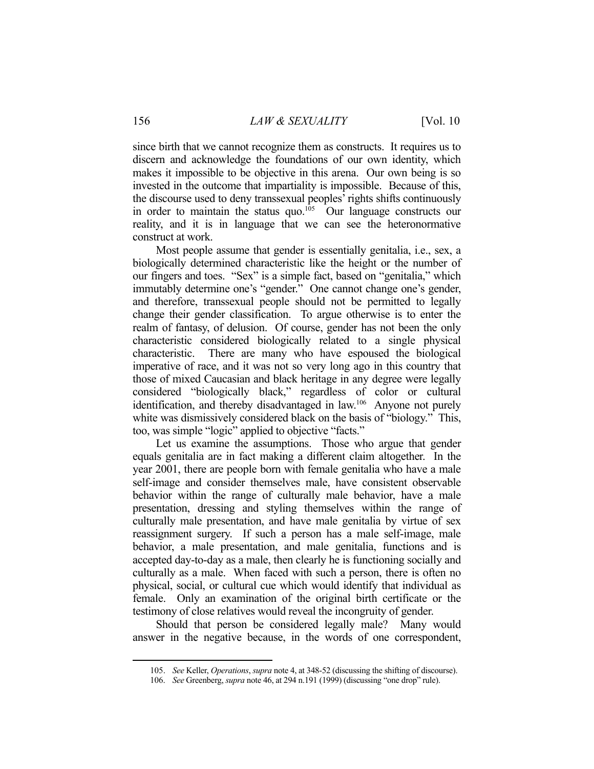since birth that we cannot recognize them as constructs. It requires us to discern and acknowledge the foundations of our own identity, which makes it impossible to be objective in this arena. Our own being is so invested in the outcome that impartiality is impossible. Because of this, the discourse used to deny transsexual peoples' rights shifts continuously in order to maintain the status quo.[105] Our language constructs our reality, and it is in language that we can see the heteronormative construct at work.

Most people assume that gender is essentially genitalia, i.e., sex, a biologically determined characteristic like the height or the number of our fingers and toes. "Sex" is a simple fact, based on "genitalia," which immutably determine one's "gender." One cannot change one's gender, and therefore, transsexual people should not be permitted to legally change their gender classification. To argue otherwise is to enter the realm of fantasy, of delusion. Of course, gender has not been the only characteristic considered biologically related to a single physical characteristic. There are many who have espoused the biological imperative of race, and it was not so very long ago in this country that those of mixed Caucasian and black heritage in any degree were legally considered "biologically black," regardless of color or cultural identification, and thereby disadvantaged in law.[106] Anyone not purely white was dismissively considered black on the basis of "biology." This, too, was simple "logic" applied to objective "facts."

Let us examine the assumptions. Those who argue that gender equals genitalia are in fact making a different claim altogether. In the year 2001, there are people born with female genitalia who have a male self-image and consider themselves male, have consistent observable behavior within the range of culturally male behavior, have a male presentation, dressing and styling themselves within the range of culturally male presentation, and have male genitalia by virtue of sex reassignment surgery. If such a person has a male self-image, male behavior, a male presentation, and male genitalia, functions and is accepted day-to-day as a male, then clearly he is functioning socially and culturally as a male. When faced with such a person, there is often no physical, social, or cultural cue which would identify that individual as female. Only an examination of the original birth certificate or the testimony of close relatives would reveal the incongruity of gender.

Should that person be considered legally male? Many would answer in the negative because, in the words of one correspondent,

---

105. *See* Keller, *Operations*, *supra* note 4, at 348-52 (discussing the shifting of discourse).

106. *See* Greenberg, *supra* note 46, at 294 n.191 (1999) (discussing "one drop" rule).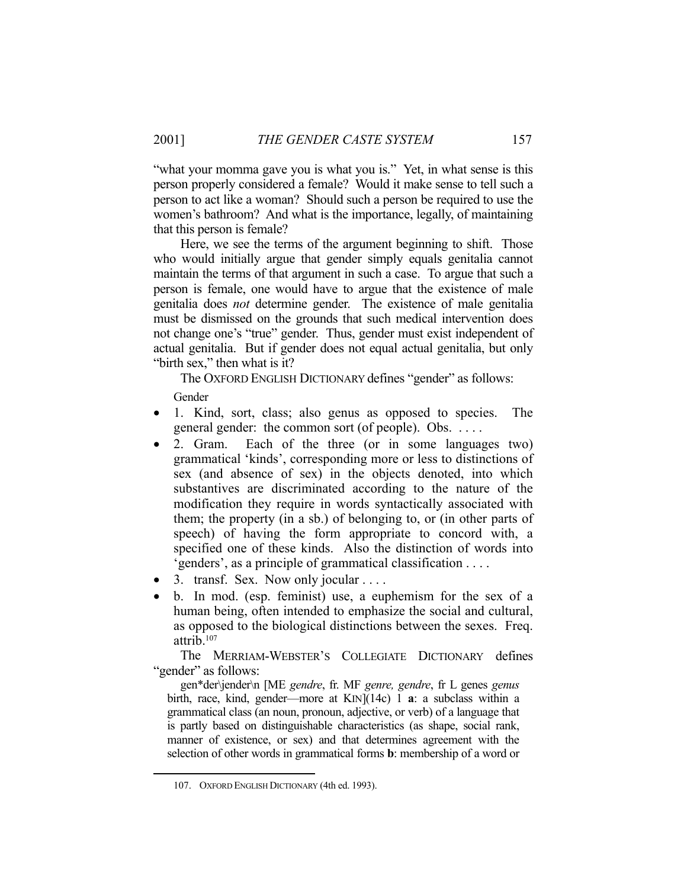"what your momma gave you is what you is." Yet, in what sense is this person properly considered a female? Would it make sense to tell such a person to act like a woman? Should such a person be required to use the women's bathroom? And what is the importance, legally, of maintaining that this person is female?

Here, we see the terms of the argument beginning to shift. Those who would initially argue that gender simply equals genitalia cannot maintain the terms of that argument in such a case. To argue that such a person is female, one would have to argue that the existence of male genitalia does *not* determine gender. The existence of male genitalia must be dismissed on the grounds that such medical intervention does not change one's "true" gender. Thus, gender must exist independent of actual genitalia. But if gender does not equal actual genitalia, but only "birth sex," then what is it?

The OXFORD ENGLISH DICTIONARY defines "gender" as follows:

Gender

- 1. Kind, sort, class; also genus as opposed to species. The general gender: the common sort (of people). Obs. . . . .
- 2. Gram. Each of the three (or in some languages two) grammatical 'kinds', corresponding more or less to distinctions of sex (and absence of sex) in the objects denoted, into which substantives are discriminated according to the nature of the modification they require in words syntactically associated with them; the property (in a sb.) of belonging to, or (in other parts of speech) of having the form appropriate to concord with, a specified one of these kinds. Also the distinction of words into 'genders', as a principle of grammatical classification . . . .
- 3. transf. Sex. Now only jocular . . . .
- b. In mod. (esp. feminist) use, a euphemism for the sex of a human being, often intended to emphasize the social and cultural, as opposed to the biological distinctions between the sexes. Freq. attrib.[107]

The MERRIAM-WEBSTER'S COLLEGIATE DICTIONARY defines "gender" as follows:

> gen*der\jender\n [ME *gendre*, fr. MF *genre, gendre*, fr L genes *genus* birth, race, kind, gender—more at KIN](14c) 1 **a**: a subclass within a grammatical class (an noun, pronoun, adjective, or verb) of a language that is partly based on distinguishable characteristics (as shape, social rank, manner of existence, or sex) and that determines agreement with the selection of other words in grammatical forms **b**: membership of a word or

107. OXFORD ENGLISH DICTIONARY (4th ed. 1993).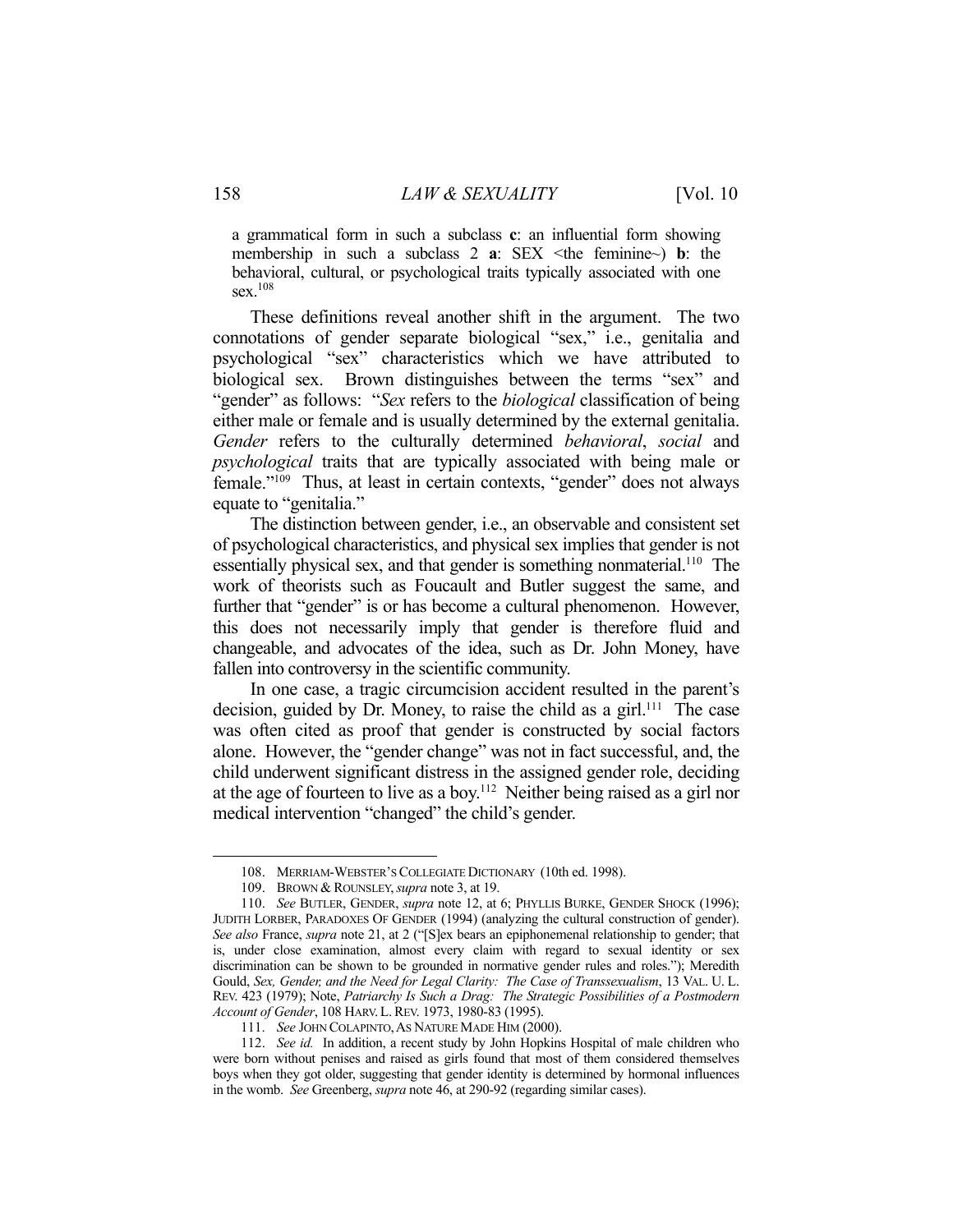a grammatical form in such a subclass **c**: an influential form showing membership in such a subclass 2 **a**: SEX <the feminine~) **b**: the behavioral, cultural, or psychological traits typically associated with one sex.[108]

These definitions reveal another shift in the argument. The two connotations of gender separate biological "sex," i.e., genitalia and psychological "sex" characteristics which we have attributed to biological sex. Brown distinguishes between the terms "sex" and "gender" as follows: "*Sex* refers to the *biological* classification of being either male or female and is usually determined by the external genitalia. *Gender* refers to the culturally determined *behavioral*, *social* and *psychological* traits that are typically associated with being male or female."[109] Thus, at least in certain contexts, "gender" does not always equate to "genitalia."

The distinction between gender, i.e., an observable and consistent set of psychological characteristics, and physical sex implies that gender is not essentially physical sex, and that gender is something nonmaterial.[110] The work of theorists such as Foucault and Butler suggest the same, and further that "gender" is or has become a cultural phenomenon. However, this does not necessarily imply that gender is therefore fluid and changeable, and advocates of the idea, such as Dr. John Money, have fallen into controversy in the scientific community.

In one case, a tragic circumcision accident resulted in the parent's decision, guided by Dr. Money, to raise the child as a girl.[111] The case was often cited as proof that gender is constructed by social factors alone. However, the "gender change" was not in fact successful, and, the child underwent significant distress in the assigned gender role, deciding at the age of fourteen to live as a boy.[112] Neither being raised as a girl nor medical intervention "changed" the child's gender.

---

108. MERRIAM-WEBSTER'S COLLEGIATE DICTIONARY (10th ed. 1998).

109. BROWN & ROUNSLEY, *supra* note 3, at 19.

110. *See* BUTLER, GENDER, *supra* note 12, at 6; PHYLLIS BURKE, GENDER SHOCK (1996); JUDITH LORBER, PARADOXES OF GENDER (1994) (analyzing the cultural construction of gender). *See also* France, *supra* note 21, at 2 ("[S]ex bears an epiphonemenal relationship to gender; that is, under close examination, almost every claim with regard to sexual identity or sex discrimination can be shown to be grounded in normative gender rules and roles."); Meredith Gould, *Sex, Gender, and the Need for Legal Clarity: The Case of Transsexualism*, 13 VAL. U. L. REV. 423 (1979); Note, *Patriarchy Is Such a Drag: The Strategic Possibilities of a Postmodern Account of Gender*, 108 HARV. L. REV. 1973, 1980-83 (1995).

111. *See* JOHN COLAPINTO, AS NATURE MADE HIM (2000).

112. *See id.* In addition, a recent study by John Hopkins Hospital of male children who were born without penises and raised as girls found that most of them considered themselves boys when they got older, suggesting that gender identity is determined by hormonal influences in the womb. *See* Greenberg, *supra* note 46, at 290-92 (regarding similar cases).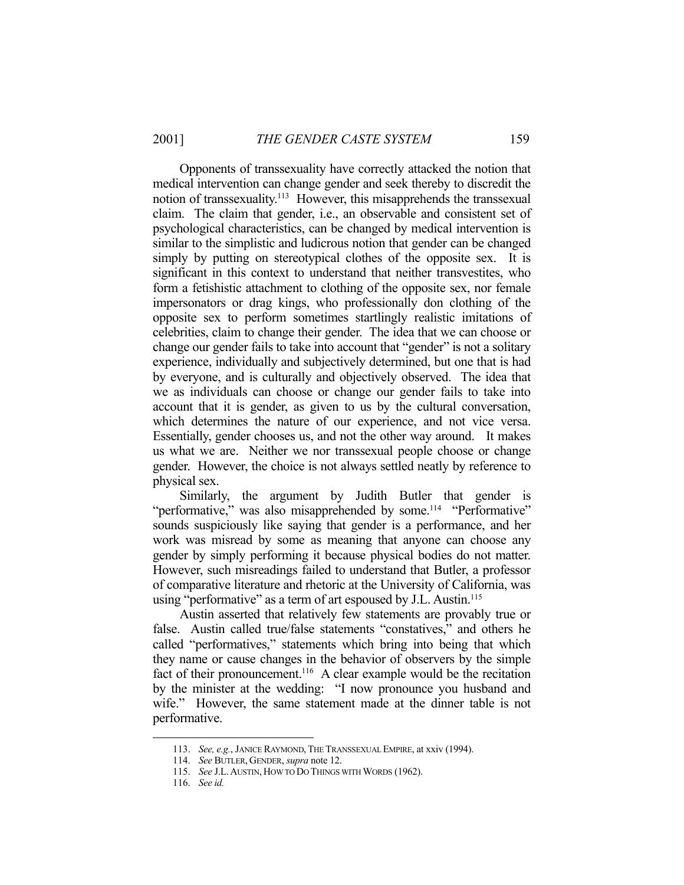Opponents of transsexuality have correctly attacked the notion that medical intervention can change gender and seek thereby to discredit the notion of transsexuality.[113] However, this misapprehends the transsexual claim. The claim that gender, i.e., an observable and consistent set of psychological characteristics, can be changed by medical intervention is similar to the simplistic and ludicrous notion that gender can be changed simply by putting on stereotypical clothes of the opposite sex. It is significant in this context to understand that neither transvestites, who form a fetishistic attachment to clothing of the opposite sex, nor female impersonators or drag kings, who professionally don clothing of the opposite sex to perform sometimes startlingly realistic imitations of celebrities, claim to change their gender. The idea that we can choose or change our gender fails to take into account that "gender" is not a solitary experience, individually and subjectively determined, but one that is had by everyone, and is culturally and objectively observed. The idea that we as individuals can choose or change our gender fails to take into account that it is gender, as given to us by the cultural conversation, which determines the nature of our experience, and not vice versa. Essentially, gender chooses us, and not the other way around. It makes us what we are. Neither we nor transsexual people choose or change gender. However, the choice is not always settled neatly by reference to physical sex.

Similarly, the argument by Judith Butler that gender is "performative," was also misapprehended by some.[114] "Performative" sounds suspiciously like saying that gender is a performance, and her work was misread by some as meaning that anyone can choose any gender by simply performing it because physical bodies do not matter. However, such misreadings failed to understand that Butler, a professor of comparative literature and rhetoric at the University of California, was using "performative" as a term of art espoused by J.L. Austin.[115]

Austin asserted that relatively few statements are provably true or false. Austin called true/false statements "constatives," and others he called "performatives," statements which bring into being that which they name or cause changes in the behavior of observers by the simple fact of their pronouncement.[116] A clear example would be the recitation by the minister at the wedding: "I now pronounce you husband and wife." However, the same statement made at the dinner table is not performative.

---

113. *See, e.g.*, JANICE RAYMOND, THE TRANSSEXUAL EMPIRE, at xxiv (1994).

114. *See* BUTLER, GENDER, *supra* note 12.

115. *See* J.L. AUSTIN, HOW TO DO THINGS WITH WORDS (1962).

116. *See id.*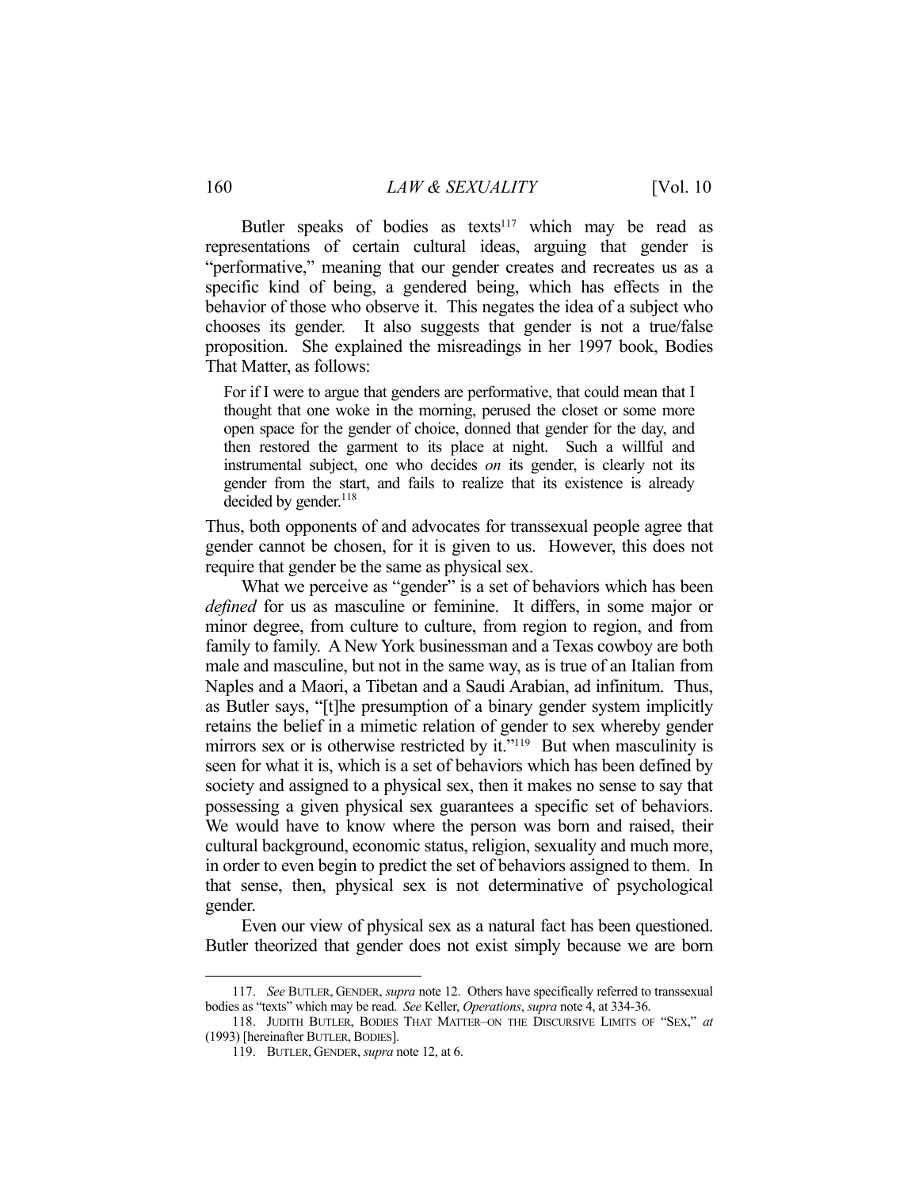Butler speaks of bodies as texts[117] which may be read as representations of certain cultural ideas, arguing that gender is "performative," meaning that our gender creates and recreates us as a specific kind of being, a gendered being, which has effects in the behavior of those who observe it. This negates the idea of a subject who chooses its gender. It also suggests that gender is not a true/false proposition. She explained the misreadings in her 1997 book, Bodies That Matter, as follows:

> For if I were to argue that genders are performative, that could mean that I thought that one woke in the morning, perused the closet or some more open space for the gender of choice, donned that gender for the day, and then restored the garment to its place at night. Such a willful and instrumental subject, one who decides *on* its gender, is clearly not its gender from the start, and fails to realize that its existence is already decided by gender.[118]

Thus, both opponents of and advocates for transsexual people agree that gender cannot be chosen, for it is given to us. However, this does not require that gender be the same as physical sex.

What we perceive as "gender" is a set of behaviors which has been *defined* for us as masculine or feminine. It differs, in some major or minor degree, from culture to culture, from region to region, and from family to family. A New York businessman and a Texas cowboy are both male and masculine, but not in the same way, as is true of an Italian from Naples and a Maori, a Tibetan and a Saudi Arabian, ad infinitum. Thus, as Butler says, "[t]he presumption of a binary gender system implicitly retains the belief in a mimetic relation of gender to sex whereby gender mirrors sex or is otherwise restricted by it."[119] But when masculinity is seen for what it is, which is a set of behaviors which has been defined by society and assigned to a physical sex, then it makes no sense to say that possessing a given physical sex guarantees a specific set of behaviors. We would have to know where the person was born and raised, their cultural background, economic status, religion, sexuality and much more, in order to even begin to predict the set of behaviors assigned to them. In that sense, then, physical sex is not determinative of psychological gender.

Even our view of physical sex as a natural fact has been questioned. Butler theorized that gender does not exist simply because we are born

---

117. *See* BUTLER, GENDER, *supra* note 12. Others have specifically referred to transsexual bodies as "texts" which may be read. *See* Keller, *Operations*, *supra* note 4, at 334-36.

118. JUDITH BUTLER, BODIES THAT MATTER–ON THE DISCURSIVE LIMITS OF "SEX," *at* (1993) [hereinafter BUTLER, BODIES].

119. BUTLER, GENDER, *supra* note 12, at 6.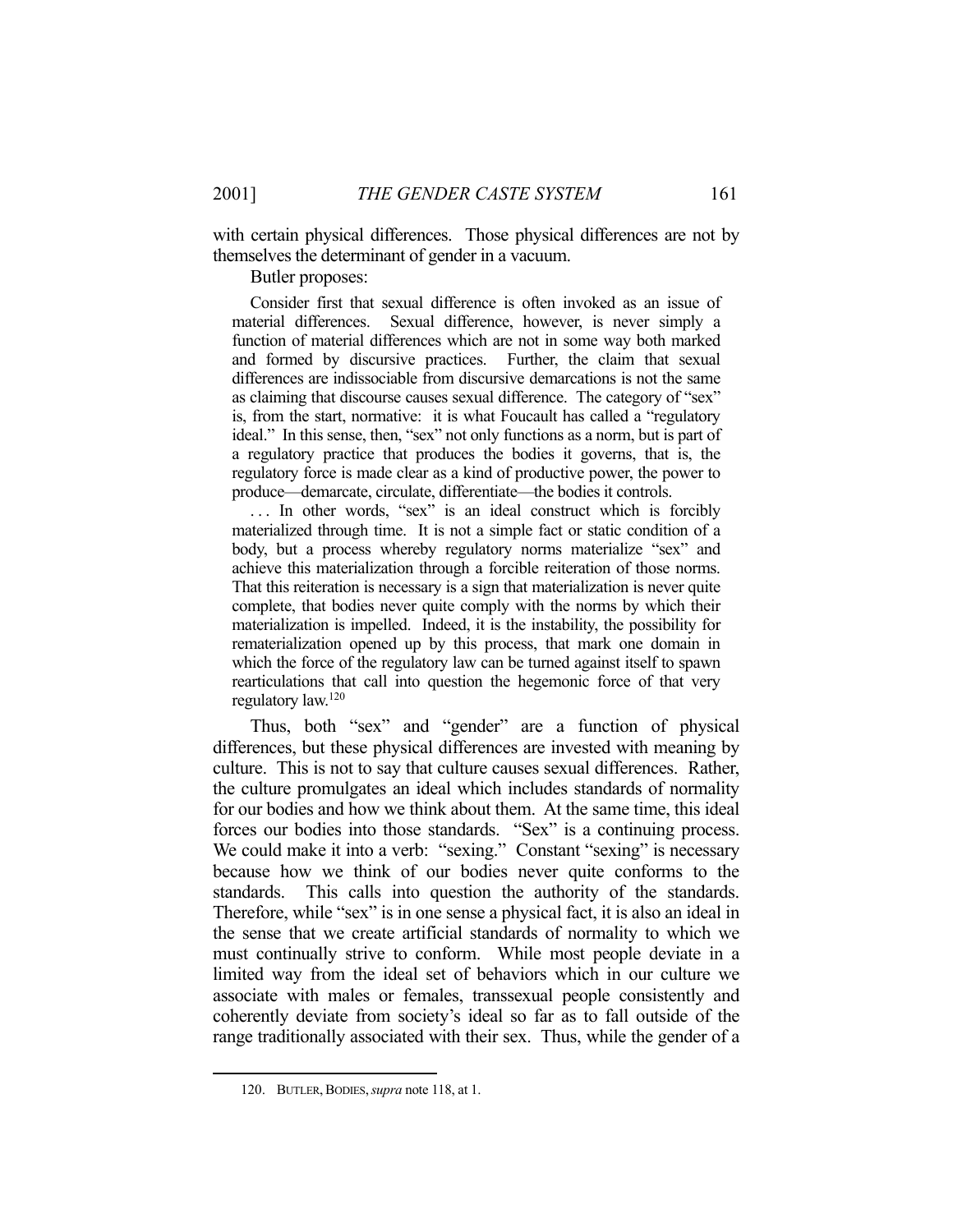with certain physical differences. Those physical differences are not by themselves the determinant of gender in a vacuum.

Butler proposes:

> Consider first that sexual difference is often invoked as an issue of material differences. Sexual difference, however, is never simply a function of material differences which are not in some way both marked and formed by discursive practices. Further, the claim that sexual differences are indissociable from discursive demarcations is not the same as claiming that discourse causes sexual difference. The category of "sex" is, from the start, normative: it is what Foucault has called a "regulatory ideal." In this sense, then, "sex" not only functions as a norm, but is part of a regulatory practice that produces the bodies it governs, that is, the regulatory force is made clear as a kind of productive power, the power to produce—demarcate, circulate, differentiate—the bodies it controls.
>
> . . . In other words, "sex" is an ideal construct which is forcibly materialized through time. It is not a simple fact or static condition of a body, but a process whereby regulatory norms materialize "sex" and achieve this materialization through a forcible reiteration of those norms. That this reiteration is necessary is a sign that materialization is never quite complete, that bodies never quite comply with the norms by which their materialization is impelled. Indeed, it is the instability, the possibility for rematerialization opened up by this process, that mark one domain in which the force of the regulatory law can be turned against itself to spawn rearticulations that call into question the hegemonic force of that very regulatory law.[120]

Thus, both "sex" and "gender" are a function of physical differences, but these physical differences are invested with meaning by culture. This is not to say that culture causes sexual differences. Rather, the culture promulgates an ideal which includes standards of normality for our bodies and how we think about them. At the same time, this ideal forces our bodies into those standards. "Sex" is a continuing process. We could make it into a verb: "sexing." Constant "sexing" is necessary because how we think of our bodies never quite conforms to the standards. This calls into question the authority of the standards. Therefore, while "sex" is in one sense a physical fact, it is also an ideal in the sense that we create artificial standards of normality to which we must continually strive to conform. While most people deviate in a limited way from the ideal set of behaviors which in our culture we associate with males or females, transsexual people consistently and coherently deviate from society's ideal so far as to fall outside of the range traditionally associated with their sex. Thus, while the gender of a

---

120. BUTLER, BODIES, *supra* note 118, at 1.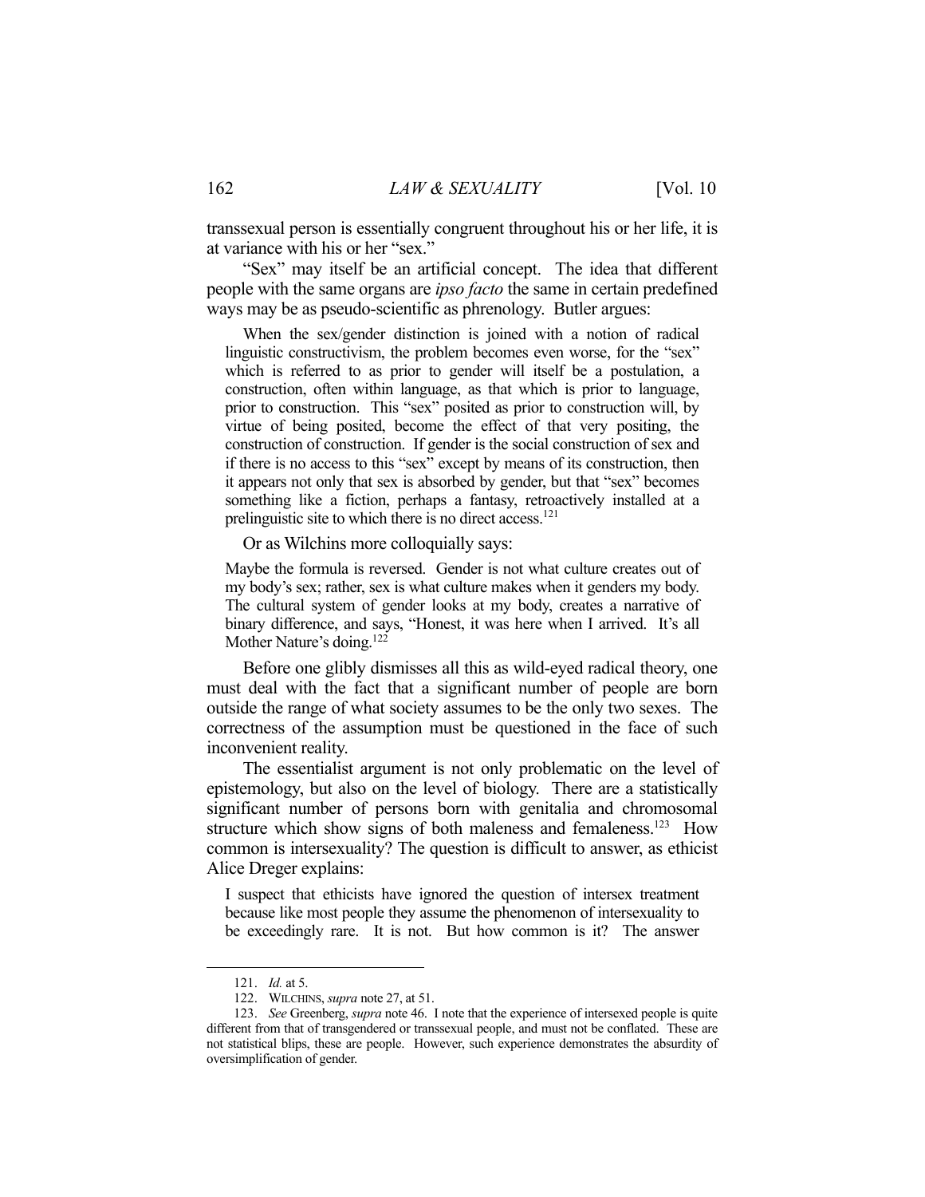transsexual person is essentially congruent throughout his or her life, it is at variance with his or her "sex."

"Sex" may itself be an artificial concept. The idea that different people with the same organs are *ipso facto* the same in certain predefined ways may be as pseudo-scientific as phrenology. Butler argues:

> When the sex/gender distinction is joined with a notion of radical linguistic constructivism, the problem becomes even worse, for the "sex" which is referred to as prior to gender will itself be a postulation, a construction, often within language, as that which is prior to language, prior to construction. This "sex" posited as prior to construction will, by virtue of being posited, become the effect of that very positing, the construction of construction. If gender is the social construction of sex and if there is no access to this "sex" except by means of its construction, then it appears not only that sex is absorbed by gender, but that "sex" becomes something like a fiction, perhaps a fantasy, retroactively installed at a prelinguistic site to which there is no direct access.[121]

Or as Wilchins more colloquially says:

> Maybe the formula is reversed. Gender is not what culture creates out of my body's sex; rather, sex is what culture makes when it genders my body. The cultural system of gender looks at my body, creates a narrative of binary difference, and says, "Honest, it was here when I arrived. It's all Mother Nature's doing.[122]

Before one glibly dismisses all this as wild-eyed radical theory, one must deal with the fact that a significant number of people are born outside the range of what society assumes to be the only two sexes. The correctness of the assumption must be questioned in the face of such inconvenient reality.

The essentialist argument is not only problematic on the level of epistemology, but also on the level of biology. There are a statistically significant number of persons born with genitalia and chromosomal structure which show signs of both maleness and femaleness.[123] How common is intersexuality? The question is difficult to answer, as ethicist Alice Dreger explains:

> I suspect that ethicists have ignored the question of intersex treatment because like most people they assume the phenomenon of intersexuality to be exceedingly rare. It is not. But how common is it? The answer

---

121. *Id.* at 5.

122. WILCHINS, *supra* note 27, at 51.

123. *See* Greenberg, *supra* note 46. I note that the experience of intersexed people is quite different from that of transgendered or transsexual people, and must not be conflated. These are not statistical blips, these are people. However, such experience demonstrates the absurdity of oversimplification of gender.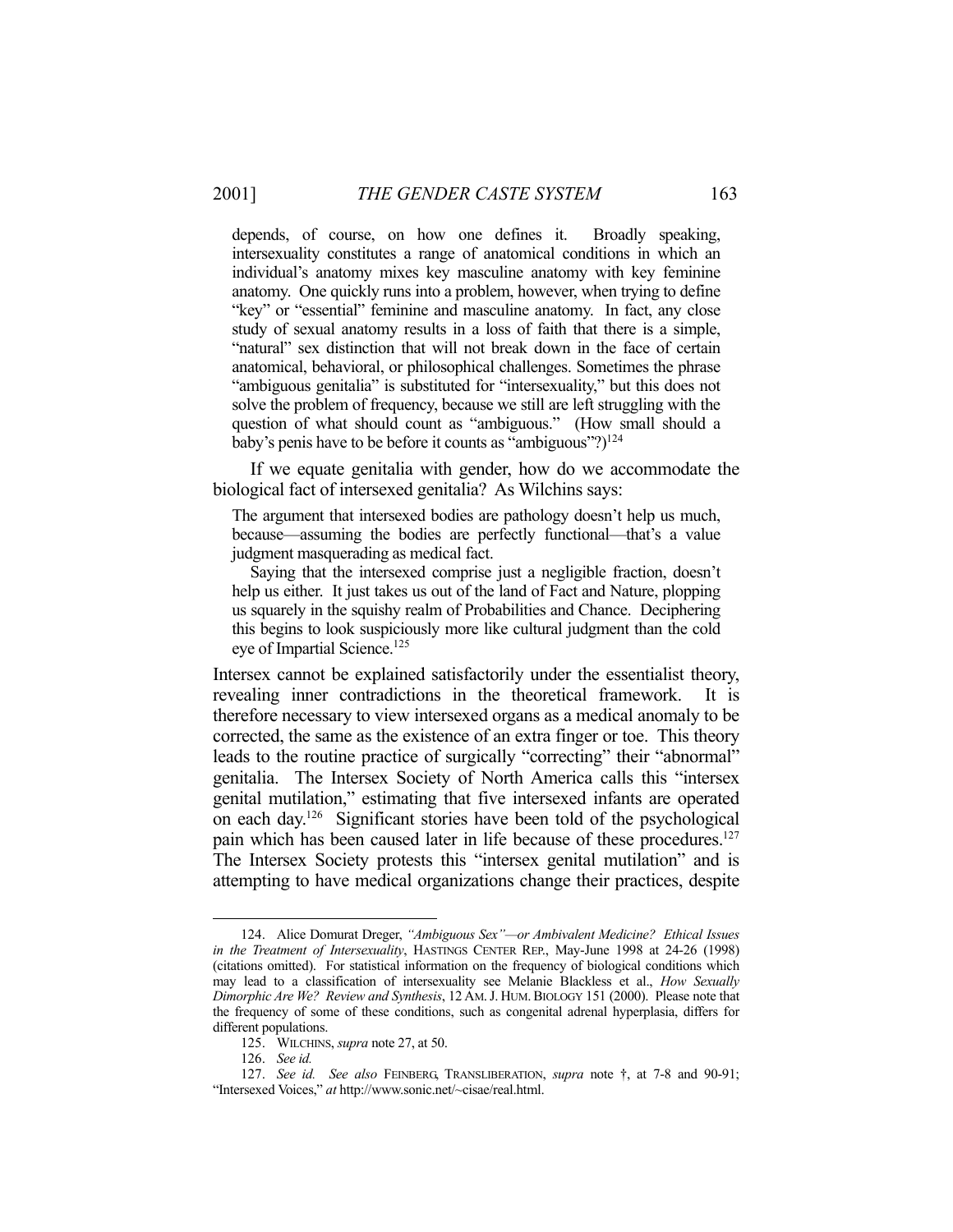> depends, of course, on how one defines it. Broadly speaking, intersexuality constitutes a range of anatomical conditions in which an individual's anatomy mixes key masculine anatomy with key feminine anatomy. One quickly runs into a problem, however, when trying to define "key" or "essential" feminine and masculine anatomy. In fact, any close study of sexual anatomy results in a loss of faith that there is a simple, "natural" sex distinction that will not break down in the face of certain anatomical, behavioral, or philosophical challenges. Sometimes the phrase "ambiguous genitalia" is substituted for "intersexuality," but this does not solve the problem of frequency, because we still are left struggling with the question of what should count as "ambiguous." (How small should a baby's penis have to be before it counts as "ambiguous"?)[124]

If we equate genitalia with gender, how do we accommodate the biological fact of intersexed genitalia? As Wilchins says:

> The argument that intersexed bodies are pathology doesn't help us much, because—assuming the bodies are perfectly functional—that's a value judgment masquerading as medical fact.
>
> Saying that the intersexed comprise just a negligible fraction, doesn't help us either. It just takes us out of the land of Fact and Nature, plopping us squarely in the squishy realm of Probabilities and Chance. Deciphering this begins to look suspiciously more like cultural judgment than the cold eye of Impartial Science.[125]

Intersex cannot be explained satisfactorily under the essentialist theory, revealing inner contradictions in the theoretical framework. It is therefore necessary to view intersexed organs as a medical anomaly to be corrected, the same as the existence of an extra finger or toe. This theory leads to the routine practice of surgically "correcting" their "abnormal" genitalia. The Intersex Society of North America calls this "intersex genital mutilation," estimating that five intersexed infants are operated on each day.[126] Significant stories have been told of the psychological pain which has been caused later in life because of these procedures.[127] The Intersex Society protests this "intersex genital mutilation" and is attempting to have medical organizations change their practices, despite

---

124. Alice Domurat Dreger, *"Ambiguous Sex"—or Ambivalent Medicine? Ethical Issues in the Treatment of Intersexuality*, HASTINGS CENTER REP., May-June 1998 at 24-26 (1998) (citations omitted). For statistical information on the frequency of biological conditions which may lead to a classification of intersexuality see Melanie Blackless et al., *How Sexually Dimorphic Are We? Review and Synthesis*, 12 AM. J. HUM. BIOLOGY 151 (2000). Please note that the frequency of some of these conditions, such as congenital adrenal hyperplasia, differs for different populations.

125. WILCHINS, *supra* note 27, at 50.

126. *See id.*

127. *See id. See also* FEINBERG, TRANSLIBERATION, *supra* note †, at 7-8 and 90-91; "Intersexed Voices," *at* http://www.sonic.net/~cisae/real.html.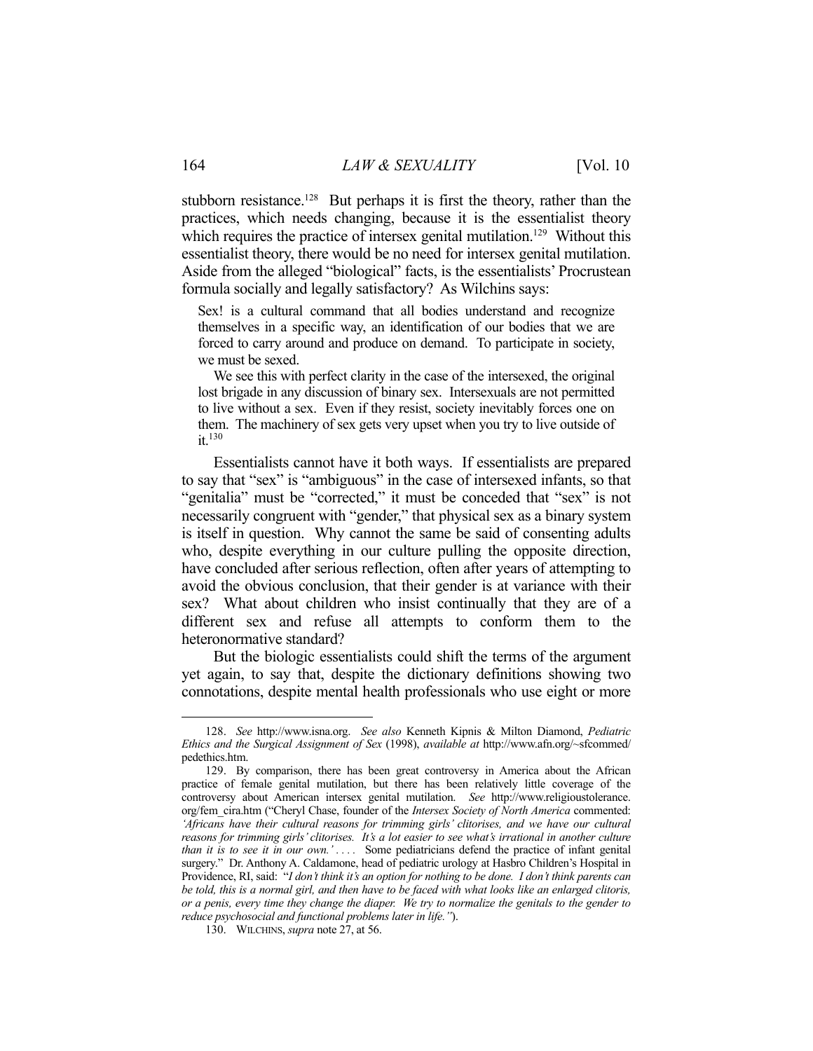stubborn resistance.[128] But perhaps it is first the theory, rather than the practices, which needs changing, because it is the essentialist theory which requires the practice of intersex genital mutilation.[129] Without this essentialist theory, there would be no need for intersex genital mutilation. Aside from the alleged "biological" facts, is the essentialists' Procrustean formula socially and legally satisfactory? As Wilchins says:

> Sex! is a cultural command that all bodies understand and recognize themselves in a specific way, an identification of our bodies that we are forced to carry around and produce on demand. To participate in society, we must be sexed.
>
> We see this with perfect clarity in the case of the intersexed, the original lost brigade in any discussion of binary sex. Intersexuals are not permitted to live without a sex. Even if they resist, society inevitably forces one on them. The machinery of sex gets very upset when you try to live outside of it.[130]

Essentialists cannot have it both ways. If essentialists are prepared to say that "sex" is "ambiguous" in the case of intersexed infants, so that "genitalia" must be "corrected," it must be conceded that "sex" is not necessarily congruent with "gender," that physical sex as a binary system is itself in question. Why cannot the same be said of consenting adults who, despite everything in our culture pulling the opposite direction, have concluded after serious reflection, often after years of attempting to avoid the obvious conclusion, that their gender is at variance with their sex? What about children who insist continually that they are of a different sex and refuse all attempts to conform them to the heteronormative standard?

But the biologic essentialists could shift the terms of the argument yet again, to say that, despite the dictionary definitions showing two connotations, despite mental health professionals who use eight or more

---

128. *See* http://www.isna.org. *See also* Kenneth Kipnis & Milton Diamond, *Pediatric Ethics and the Surgical Assignment of Sex* (1998), *available at* http://www.afn.org/~sfcommed/pedethics.htm.

129. By comparison, there has been great controversy in America about the African practice of female genital mutilation, but there has been relatively little coverage of the controversy about American intersex genital mutilation. *See* http://www.religioustolerance.org/fem_cira.htm ("Cheryl Chase, founder of the *Intersex Society of North America* commented: *'Africans have their cultural reasons for trimming girls' clitorises, and we have our cultural reasons for trimming girls' clitorises. It's a lot easier to see what's irrational in another culture than it is to see it in our own.'* . . . . Some pediatricians defend the practice of infant genital surgery." Dr. Anthony A. Caldamone, head of pediatric urology at Hasbro Children's Hospital in Providence, RI, said: "*I don't think it's an option for nothing to be done. I don't think parents can be told, this is a normal girl, and then have to be faced with what looks like an enlarged clitoris, or a penis, every time they change the diaper. We try to normalize the genitals to the gender to reduce psychosocial and functional problems later in life."*).

130. WILCHINS, *supra* note 27, at 56.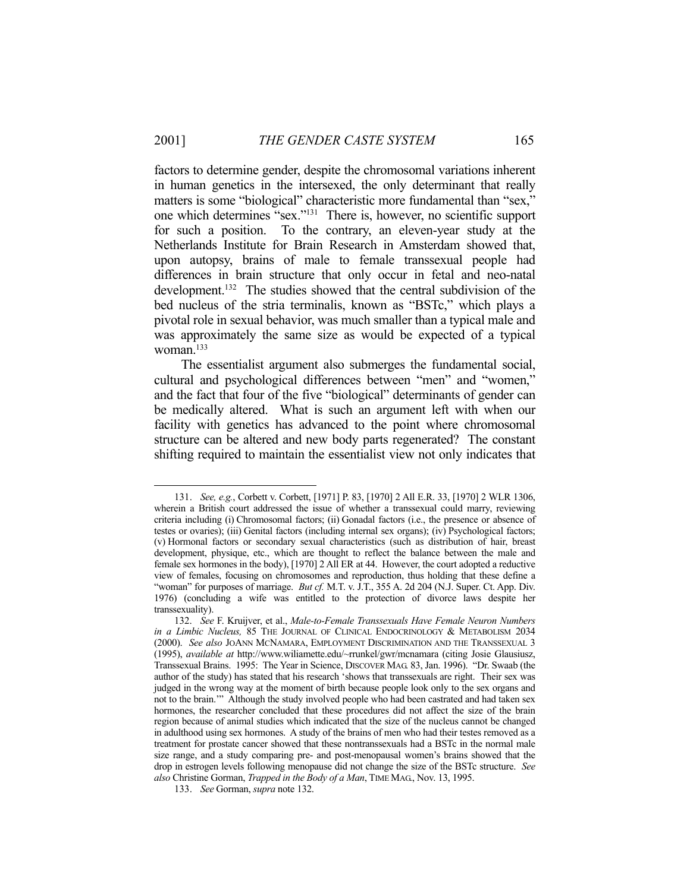factors to determine gender, despite the chromosomal variations inherent in human genetics in the intersexed, the only determinant that really matters is some "biological" characteristic more fundamental than "sex," one which determines "sex."[131] There is, however, no scientific support for such a position. To the contrary, an eleven-year study at the Netherlands Institute for Brain Research in Amsterdam showed that, upon autopsy, brains of male to female transsexual people had differences in brain structure that only occur in fetal and neo-natal development.[132] The studies showed that the central subdivision of the bed nucleus of the stria terminalis, known as "BSTc," which plays a pivotal role in sexual behavior, was much smaller than a typical male and was approximately the same size as would be expected of a typical woman.[133]

The essentialist argument also submerges the fundamental social, cultural and psychological differences between "men" and "women," and the fact that four of the five "biological" determinants of gender can be medically altered. What is such an argument left with when our facility with genetics has advanced to the point where chromosomal structure can be altered and new body parts regenerated? The constant shifting required to maintain the essentialist view not only indicates that

---

131. *See, e.g.*, Corbett v. Corbett, [1971] P. 83, [1970] 2 All E.R. 33, [1970] 2 WLR 1306, wherein a British court addressed the issue of whether a transsexual could marry, reviewing criteria including (i) Chromosomal factors; (ii) Gonadal factors (i.e., the presence or absence of testes or ovaries); (iii) Genital factors (including internal sex organs); (iv) Psychological factors; (v) Hormonal factors or secondary sexual characteristics (such as distribution of hair, breast development, physique, etc., which are thought to reflect the balance between the male and female sex hormones in the body), [1970] 2 All ER at 44. However, the court adopted a reductive view of females, focusing on chromosomes and reproduction, thus holding that these define a "woman" for purposes of marriage. *But cf.* M.T. v. J.T., 355 A. 2d 204 (N.J. Super. Ct. App. Div. 1976) (concluding a wife was entitled to the protection of divorce laws despite her transsexuality).

132. *See* F. Kruijver, et al., *Male-to-Female Transsexuals Have Female Neuron Numbers in a Limbic Nucleus,* 85 THE JOURNAL OF CLINICAL ENDOCRINOLOGY & METABOLISM 2034 (2000). *See also* JOANN MCNAMARA, EMPLOYMENT DISCRIMINATION AND THE TRANSSEXUAL 3 (1995), *available at* http://www.wiliamette.edu/~rrunkel/gwr/mcnamara (citing Josie Glausiusz, Transsexual Brains. 1995: The Year in Science, DISCOVER MAG. 83, Jan. 1996). "Dr. Swaab (the author of the study) has stated that his research 'shows that transsexuals are right. Their sex was judged in the wrong way at the moment of birth because people look only to the sex organs and not to the brain.'" Although the study involved people who had been castrated and had taken sex hormones, the researcher concluded that these procedures did not affect the size of the brain region because of animal studies which indicated that the size of the nucleus cannot be changed in adulthood using sex hormones. A study of the brains of men who had their testes removed as a treatment for prostate cancer showed that these nontranssexuals had a BSTc in the normal male size range, and a study comparing pre- and post-menopausal women's brains showed that the drop in estrogen levels following menopause did not change the size of the BSTc structure. *See also* Christine Gorman, *Trapped in the Body of a Man*, TIME MAG., Nov. 13, 1995.

133. *See* Gorman, *supra* note 132.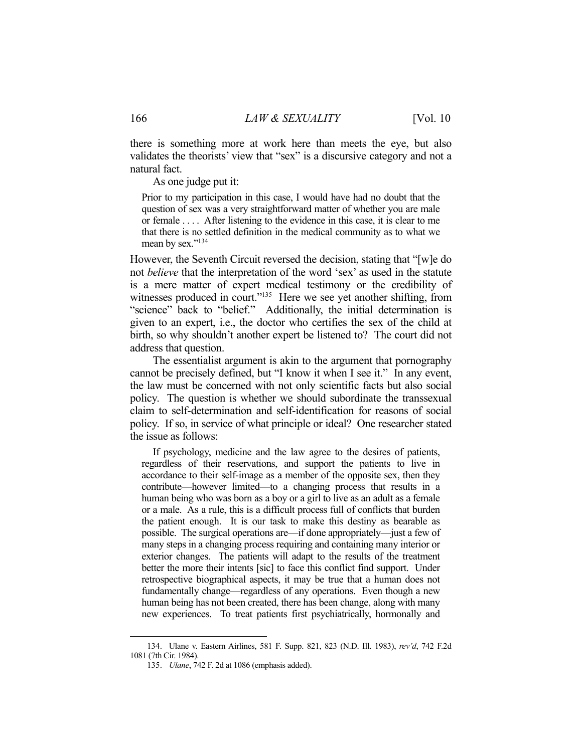there is something more at work here than meets the eye, but also validates the theorists' view that "sex" is a discursive category and not a natural fact.

As one judge put it:

> Prior to my participation in this case, I would have had no doubt that the question of sex was a very straightforward matter of whether you are male or female . . . . After listening to the evidence in this case, it is clear to me that there is no settled definition in the medical community as to what we mean by sex."[134]

However, the Seventh Circuit reversed the decision, stating that "[w]e do not *believe* that the interpretation of the word 'sex' as used in the statute is a mere matter of expert medical testimony or the credibility of witnesses produced in court."[135] Here we see yet another shifting, from "science" back to "belief." Additionally, the initial determination is given to an expert, i.e., the doctor who certifies the sex of the child at birth, so why shouldn't another expert be listened to? The court did not address that question.

The essentialist argument is akin to the argument that pornography cannot be precisely defined, but "I know it when I see it." In any event, the law must be concerned with not only scientific facts but also social policy. The question is whether we should subordinate the transsexual claim to self-determination and self-identification for reasons of social policy. If so, in service of what principle or ideal? One researcher stated the issue as follows:

> If psychology, medicine and the law agree to the desires of patients, regardless of their reservations, and support the patients to live in accordance to their self-image as a member of the opposite sex, then they contribute—however limited—to a changing process that results in a human being who was born as a boy or a girl to live as an adult as a female or a male. As a rule, this is a difficult process full of conflicts that burden the patient enough. It is our task to make this destiny as bearable as possible. The surgical operations are—if done appropriately—just a few of many steps in a changing process requiring and containing many interior or exterior changes. The patients will adapt to the results of the treatment better the more their intents [sic] to face this conflict find support. Under retrospective biographical aspects, it may be true that a human does not fundamentally change—regardless of any operations. Even though a new human being has not been created, there has been change, along with many new experiences. To treat patients first psychiatrically, hormonally and

---

134. Ulane v. Eastern Airlines, 581 F. Supp. 821, 823 (N.D. Ill. 1983), *rev'd*, 742 F.2d 1081 (7th Cir. 1984).

135. *Ulane*, 742 F. 2d at 1086 (emphasis added).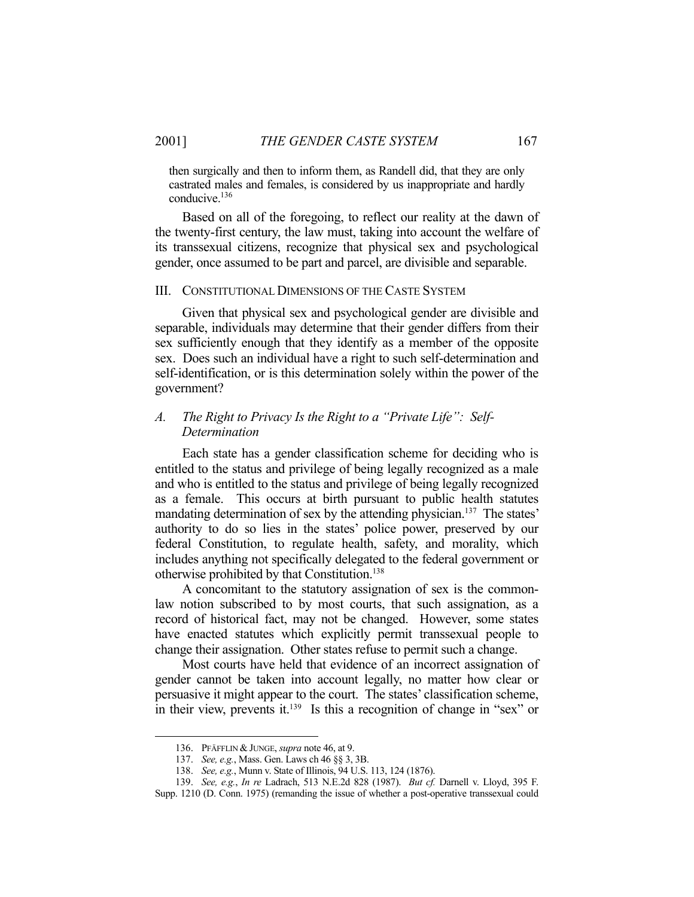then surgically and then to inform them, as Randell did, that they are only castrated males and females, is considered by us inappropriate and hardly conducive.[136]

Based on all of the foregoing, to reflect our reality at the dawn of the twenty-first century, the law must, taking into account the welfare of its transsexual citizens, recognize that physical sex and psychological gender, once assumed to be part and parcel, are divisible and separable.

## III. CONSTITUTIONAL DIMENSIONS OF THE CASTE SYSTEM

Given that physical sex and psychological gender are divisible and separable, individuals may determine that their gender differs from their sex sufficiently enough that they identify as a member of the opposite sex. Does such an individual have a right to such self-determination and self-identification, or is this determination solely within the power of the government?

### *A. The Right to Privacy Is the Right to a "Private Life": Self-Determination*

Each state has a gender classification scheme for deciding who is entitled to the status and privilege of being legally recognized as a male and who is entitled to the status and privilege of being legally recognized as a female. This occurs at birth pursuant to public health statutes mandating determination of sex by the attending physician.[137] The states' authority to do so lies in the states' police power, preserved by our federal Constitution, to regulate health, safety, and morality, which includes anything not specifically delegated to the federal government or otherwise prohibited by that Constitution.[138]

A concomitant to the statutory assignation of sex is the common-law notion subscribed to by most courts, that such assignation, as a record of historical fact, may not be changed. However, some states have enacted statutes which explicitly permit transsexual people to change their assignation. Other states refuse to permit such a change.

Most courts have held that evidence of an incorrect assignation of gender cannot be taken into account legally, no matter how clear or persuasive it might appear to the court. The states' classification scheme, in their view, prevents it.[139] Is this a recognition of change in "sex" or

---

136. PFÄFFLIN & JUNGE, *supra* note 46, at 9.

137. *See, e.g.*, Mass. Gen. Laws ch 46 §§ 3, 3B.

138. *See, e.g.*, Munn v. State of Illinois, 94 U.S. 113, 124 (1876).

139. *See, e.g.*, *In re* Ladrach, 513 N.E.2d 828 (1987). *But cf.* Darnell v. Lloyd, 395 F. Supp. 1210 (D. Conn. 1975) (remanding the issue of whether a post-operative transsexual could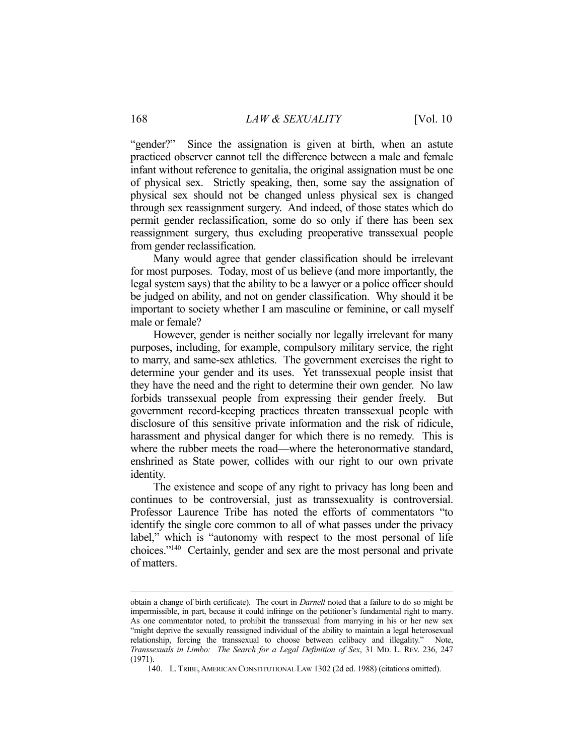"gender?" Since the assignation is given at birth, when an astute practiced observer cannot tell the difference between a male and female infant without reference to genitalia, the original assignation must be one of physical sex. Strictly speaking, then, some say the assignation of physical sex should not be changed unless physical sex is changed through sex reassignment surgery. And indeed, of those states which do permit gender reclassification, some do so only if there has been sex reassignment surgery, thus excluding preoperative transsexual people from gender reclassification.

Many would agree that gender classification should be irrelevant for most purposes. Today, most of us believe (and more importantly, the legal system says) that the ability to be a lawyer or a police officer should be judged on ability, and not on gender classification. Why should it be important to society whether I am masculine or feminine, or call myself male or female?

However, gender is neither socially nor legally irrelevant for many purposes, including, for example, compulsory military service, the right to marry, and same-sex athletics. The government exercises the right to determine your gender and its uses. Yet transsexual people insist that they have the need and the right to determine their own gender. No law forbids transsexual people from expressing their gender freely. But government record-keeping practices threaten transsexual people with disclosure of this sensitive private information and the risk of ridicule, harassment and physical danger for which there is no remedy. This is where the rubber meets the road—where the heteronormative standard, enshrined as State power, collides with our right to our own private identity.

The existence and scope of any right to privacy has long been and continues to be controversial, just as transsexuality is controversial. Professor Laurence Tribe has noted the efforts of commentators "to identify the single core common to all of what passes under the privacy label," which is "autonomy with respect to the most personal of life choices."[140] Certainly, gender and sex are the most personal and private of matters.

---

obtain a change of birth certificate). The court in *Darnell* noted that a failure to do so might be impermissible, in part, because it could infringe on the petitioner's fundamental right to marry. As one commentator noted, to prohibit the transsexual from marrying in his or her new sex "might deprive the sexually reassigned individual of the ability to maintain a legal heterosexual relationship, forcing the transsexual to choose between celibacy and illegality." Note, *Transsexuals in Limbo: The Search for a Legal Definition of Sex*, 31 MD. L. REV. 236, 247 (1971).

140. L. TRIBE, AMERICAN CONSTITUTIONAL LAW 1302 (2d ed. 1988) (citations omitted).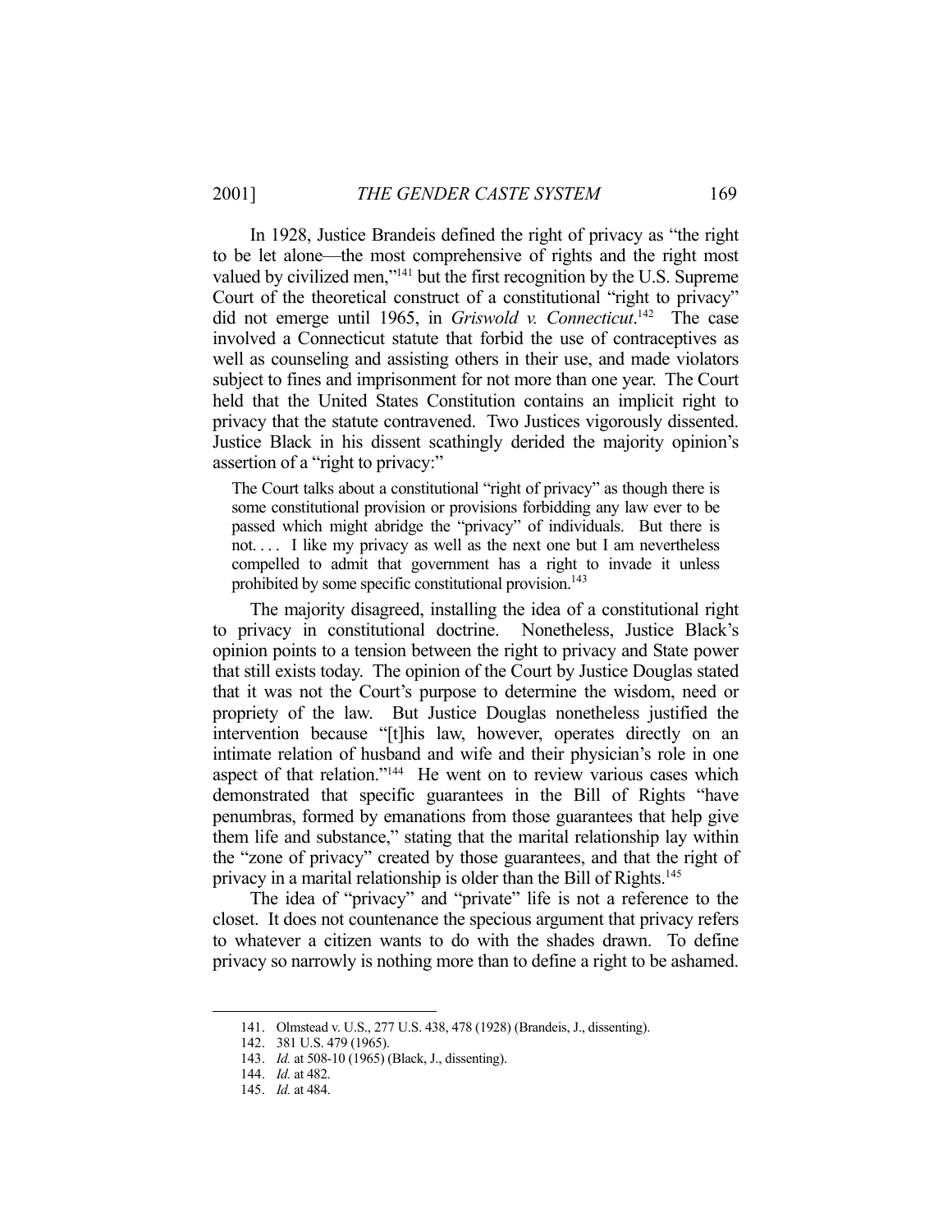In 1928, Justice Brandeis defined the right of privacy as "the right to be let alone—the most comprehensive of rights and the right most valued by civilized men,"[141] but the first recognition by the U.S. Supreme Court of the theoretical construct of a constitutional "right to privacy" did not emerge until 1965, in *Griswold v. Connecticut*.[142] The case involved a Connecticut statute that forbid the use of contraceptives as well as counseling and assisting others in their use, and made violators subject to fines and imprisonment for not more than one year. The Court held that the United States Constitution contains an implicit right to privacy that the statute contravened. Two Justices vigorously dissented. Justice Black in his dissent scathingly derided the majority opinion's assertion of a "right to privacy:"

> The Court talks about a constitutional "right of privacy" as though there is some constitutional provision or provisions forbidding any law ever to be passed which might abridge the "privacy" of individuals. But there is not. . . . I like my privacy as well as the next one but I am nevertheless compelled to admit that government has a right to invade it unless prohibited by some specific constitutional provision.[143]

The majority disagreed, installing the idea of a constitutional right to privacy in constitutional doctrine. Nonetheless, Justice Black's opinion points to a tension between the right to privacy and State power that still exists today. The opinion of the Court by Justice Douglas stated that it was not the Court's purpose to determine the wisdom, need or propriety of the law. But Justice Douglas nonetheless justified the intervention because "[t]his law, however, operates directly on an intimate relation of husband and wife and their physician's role in one aspect of that relation."[144] He went on to review various cases which demonstrated that specific guarantees in the Bill of Rights "have penumbras, formed by emanations from those guarantees that help give them life and substance," stating that the marital relationship lay within the "zone of privacy" created by those guarantees, and that the right of privacy in a marital relationship is older than the Bill of Rights.[145]

The idea of "privacy" and "private" life is not a reference to the closet. It does not countenance the specious argument that privacy refers to whatever a citizen wants to do with the shades drawn. To define privacy so narrowly is nothing more than to define a right to be ashamed.

---

141. Olmstead v. U.S., 277 U.S. 438, 478 (1928) (Brandeis, J., dissenting).
142. 381 U.S. 479 (1965).
143. *Id.* at 508-10 (1965) (Black, J., dissenting).
144. *Id.* at 482.
145. *Id.* at 484.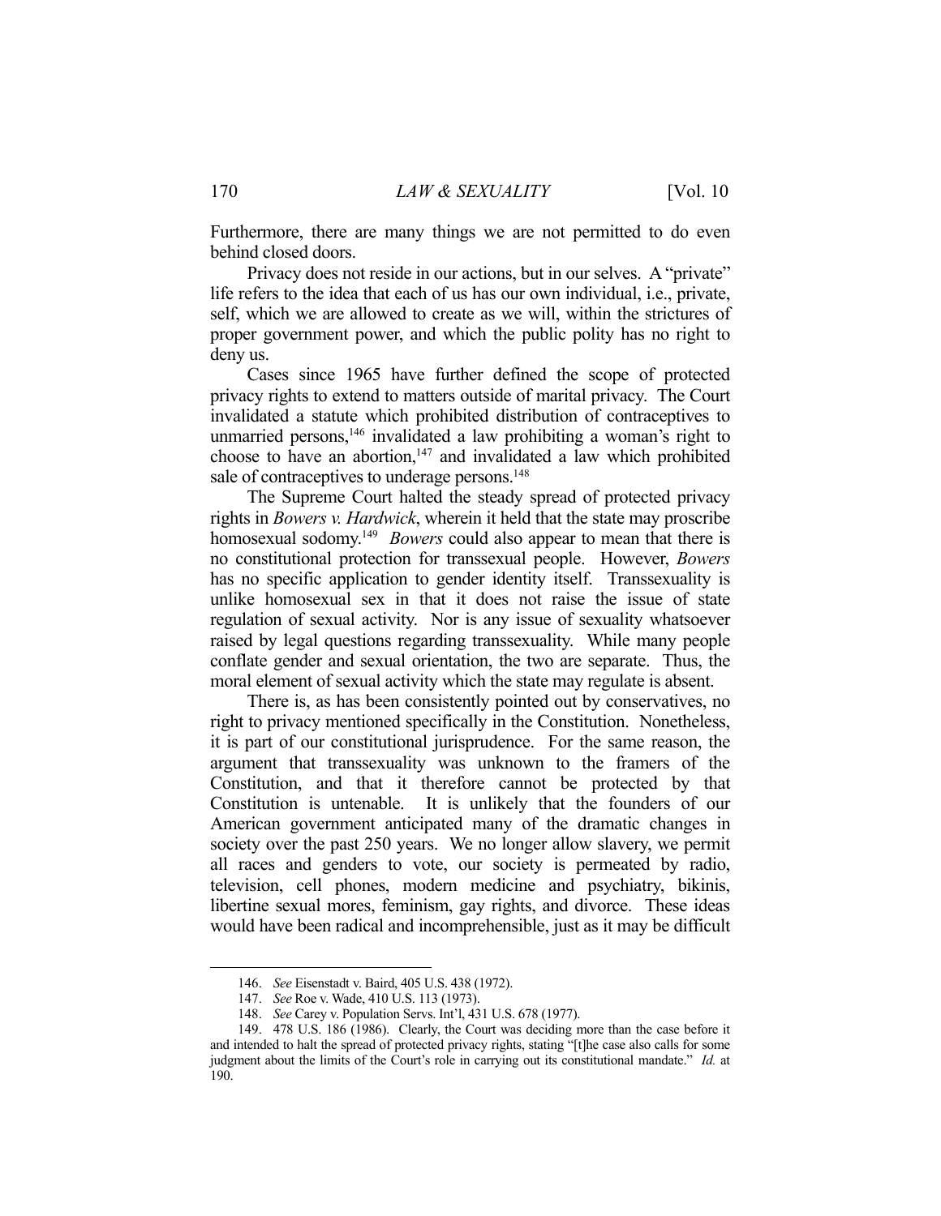Furthermore, there are many things we are not permitted to do even behind closed doors.

Privacy does not reside in our actions, but in our selves. A "private" life refers to the idea that each of us has our own individual, i.e., private, self, which we are allowed to create as we will, within the strictures of proper government power, and which the public polity has no right to deny us.

Cases since 1965 have further defined the scope of protected privacy rights to extend to matters outside of marital privacy. The Court invalidated a statute which prohibited distribution of contraceptives to unmarried persons,[146] invalidated a law prohibiting a woman's right to choose to have an abortion,[147] and invalidated a law which prohibited sale of contraceptives to underage persons.[148]

The Supreme Court halted the steady spread of protected privacy rights in *Bowers v. Hardwick*, wherein it held that the state may proscribe homosexual sodomy.[149] *Bowers* could also appear to mean that there is no constitutional protection for transsexual people. However, *Bowers* has no specific application to gender identity itself. Transsexuality is unlike homosexual sex in that it does not raise the issue of state regulation of sexual activity. Nor is any issue of sexuality whatsoever raised by legal questions regarding transsexuality. While many people conflate gender and sexual orientation, the two are separate. Thus, the moral element of sexual activity which the state may regulate is absent.

There is, as has been consistently pointed out by conservatives, no right to privacy mentioned specifically in the Constitution. Nonetheless, it is part of our constitutional jurisprudence. For the same reason, the argument that transsexuality was unknown to the framers of the Constitution, and that it therefore cannot be protected by that Constitution is untenable. It is unlikely that the founders of our American government anticipated many of the dramatic changes in society over the past 250 years. We no longer allow slavery, we permit all races and genders to vote, our society is permeated by radio, television, cell phones, modern medicine and psychiatry, bikinis, libertine sexual mores, feminism, gay rights, and divorce. These ideas would have been radical and incomprehensible, just as it may be difficult

---

146. *See* Eisenstadt v. Baird, 405 U.S. 438 (1972).

147. *See* Roe v. Wade, 410 U.S. 113 (1973).

148. *See* Carey v. Population Servs. Int'l, 431 U.S. 678 (1977).

149. 478 U.S. 186 (1986). Clearly, the Court was deciding more than the case before it and intended to halt the spread of protected privacy rights, stating "[t]he case also calls for some judgment about the limits of the Court's role in carrying out its constitutional mandate." *Id.* at 190.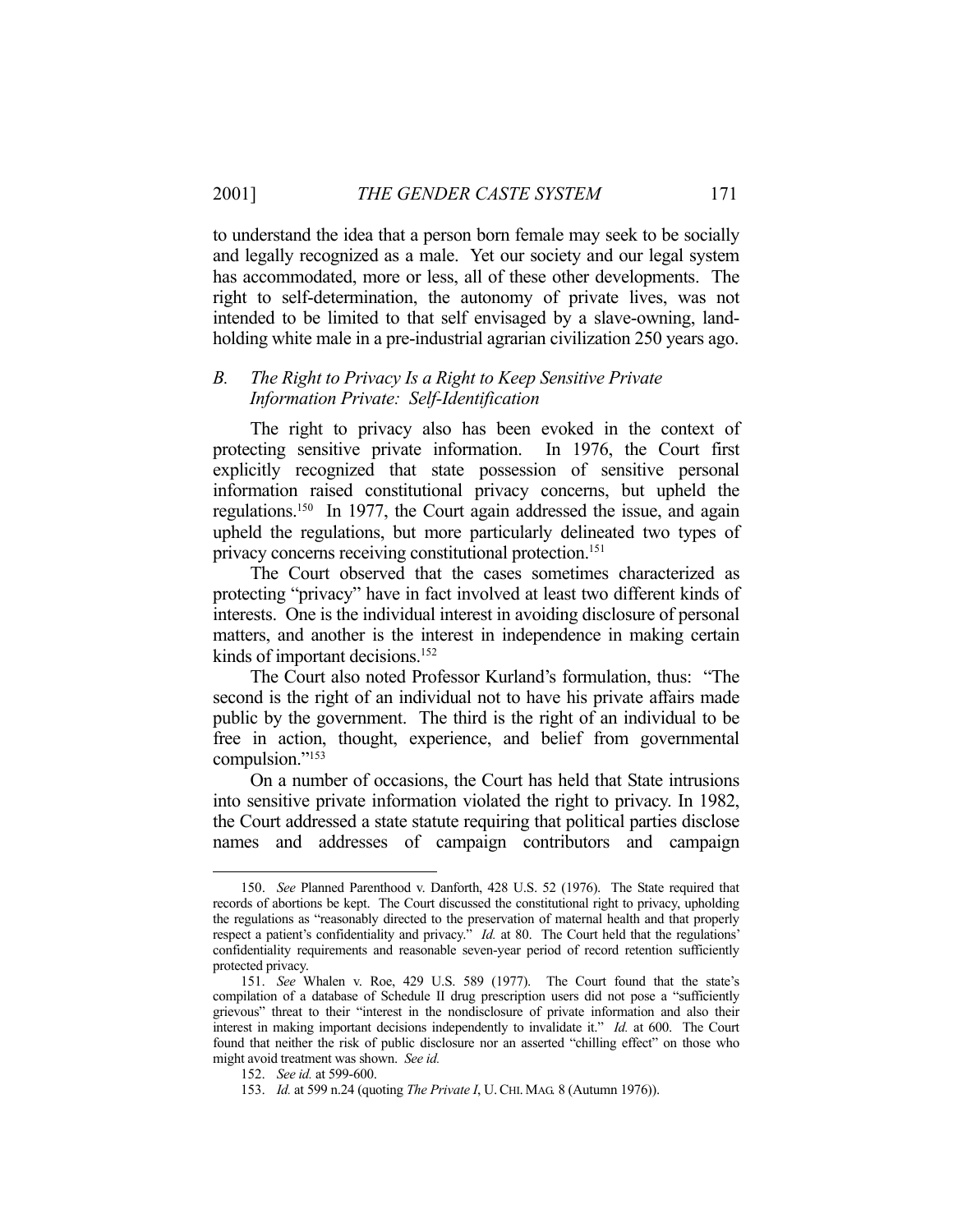to understand the idea that a person born female may seek to be socially and legally recognized as a male. Yet our society and our legal system has accommodated, more or less, all of these other developments. The right to self-determination, the autonomy of private lives, was not intended to be limited to that self envisaged by a slave-owning, land-holding white male in a pre-industrial agrarian civilization 250 years ago.

### *B. The Right to Privacy Is a Right to Keep Sensitive Private Information Private: Self-Identification*

The right to privacy also has been evoked in the context of protecting sensitive private information. In 1976, the Court first explicitly recognized that state possession of sensitive personal information raised constitutional privacy concerns, but upheld the regulations.[150] In 1977, the Court again addressed the issue, and again upheld the regulations, but more particularly delineated two types of privacy concerns receiving constitutional protection.[151]

The Court observed that the cases sometimes characterized as protecting "privacy" have in fact involved at least two different kinds of interests. One is the individual interest in avoiding disclosure of personal matters, and another is the interest in independence in making certain kinds of important decisions.[152]

The Court also noted Professor Kurland's formulation, thus: "The second is the right of an individual not to have his private affairs made public by the government. The third is the right of an individual to be free in action, thought, experience, and belief from governmental compulsion."[153]

On a number of occasions, the Court has held that State intrusions into sensitive private information violated the right to privacy. In 1982, the Court addressed a state statute requiring that political parties disclose names and addresses of campaign contributors and campaign

---

150. *See* Planned Parenthood v. Danforth, 428 U.S. 52 (1976). The State required that records of abortions be kept. The Court discussed the constitutional right to privacy, upholding the regulations as "reasonably directed to the preservation of maternal health and that properly respect a patient's confidentiality and privacy." *Id.* at 80. The Court held that the regulations' confidentiality requirements and reasonable seven-year period of record retention sufficiently protected privacy.

151. *See* Whalen v. Roe, 429 U.S. 589 (1977). The Court found that the state's compilation of a database of Schedule II drug prescription users did not pose a "sufficiently grievous" threat to their "interest in the nondisclosure of private information and also their interest in making important decisions independently to invalidate it." *Id.* at 600. The Court found that neither the risk of public disclosure nor an asserted "chilling effect" on those who might avoid treatment was shown. *See id.*

152. *See id.* at 599-600.

153. *Id.* at 599 n.24 (quoting *The Private I*, U. CHI. MAG. 8 (Autumn 1976)).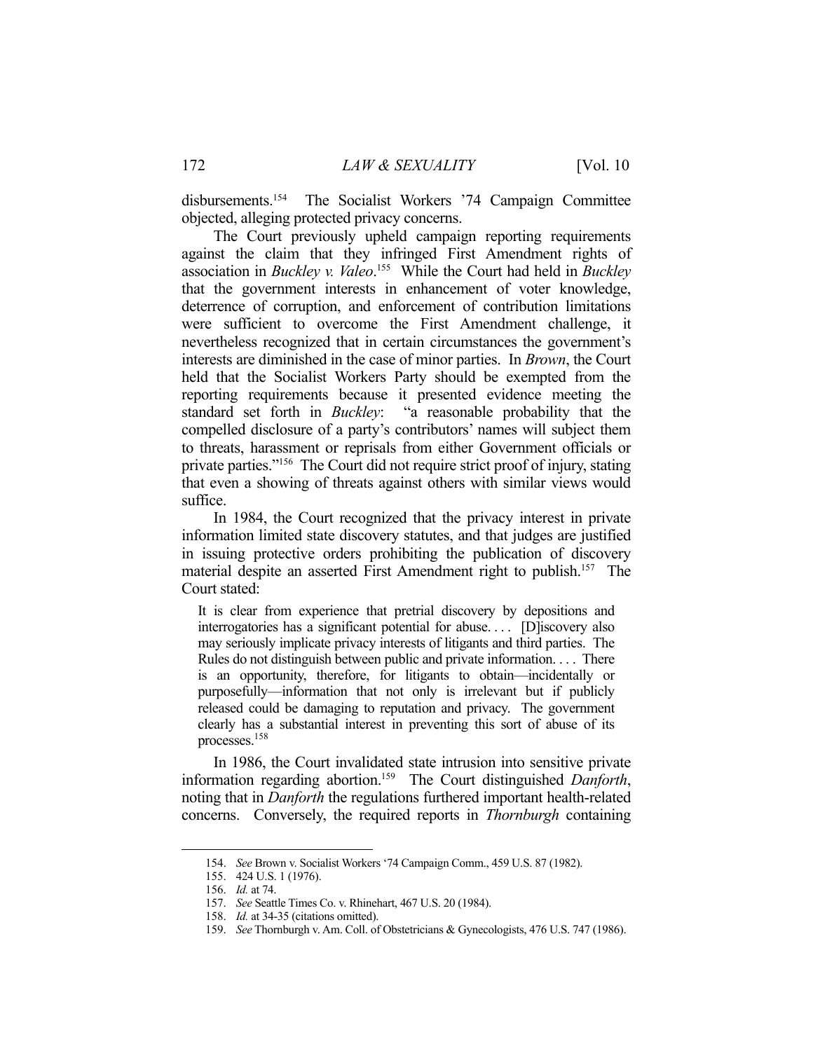disbursements.[154] The Socialist Workers '74 Campaign Committee objected, alleging protected privacy concerns.

The Court previously upheld campaign reporting requirements against the claim that they infringed First Amendment rights of association in *Buckley v. Valeo*.[155] While the Court had held in *Buckley* that the government interests in enhancement of voter knowledge, deterrence of corruption, and enforcement of contribution limitations were sufficient to overcome the First Amendment challenge, it nevertheless recognized that in certain circumstances the government's interests are diminished in the case of minor parties. In *Brown*, the Court held that the Socialist Workers Party should be exempted from the reporting requirements because it presented evidence meeting the standard set forth in *Buckley*: "a reasonable probability that the compelled disclosure of a party's contributors' names will subject them to threats, harassment or reprisals from either Government officials or private parties."[156] The Court did not require strict proof of injury, stating that even a showing of threats against others with similar views would suffice.

In 1984, the Court recognized that the privacy interest in private information limited state discovery statutes, and that judges are justified in issuing protective orders prohibiting the publication of discovery material despite an asserted First Amendment right to publish.[157] The Court stated:

> It is clear from experience that pretrial discovery by depositions and interrogatories has a significant potential for abuse. . . . [D]iscovery also may seriously implicate privacy interests of litigants and third parties. The Rules do not distinguish between public and private information. . . . There is an opportunity, therefore, for litigants to obtain—incidentally or purposefully—information that not only is irrelevant but if publicly released could be damaging to reputation and privacy. The government clearly has a substantial interest in preventing this sort of abuse of its processes.[158]

In 1986, the Court invalidated state intrusion into sensitive private information regarding abortion.[159] The Court distinguished *Danforth*, noting that in *Danforth* the regulations furthered important health-related concerns. Conversely, the required reports in *Thornburgh* containing

---

154. *See* Brown v. Socialist Workers '74 Campaign Comm., 459 U.S. 87 (1982).

155. 424 U.S. 1 (1976).

156. *Id.* at 74.

157. *See* Seattle Times Co. v. Rhinehart, 467 U.S. 20 (1984).

158. *Id.* at 34-35 (citations omitted).

159. *See* Thornburgh v. Am. Coll. of Obstetricians & Gynecologists, 476 U.S. 747 (1986).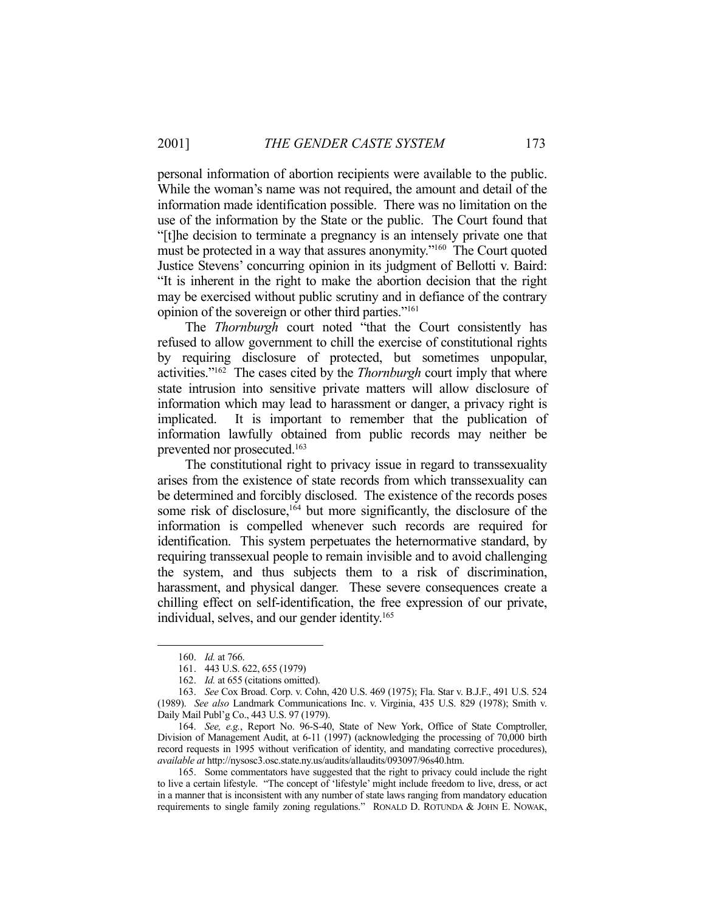personal information of abortion recipients were available to the public. While the woman's name was not required, the amount and detail of the information made identification possible. There was no limitation on the use of the information by the State or the public. The Court found that "[t]he decision to terminate a pregnancy is an intensely private one that must be protected in a way that assures anonymity."[160] The Court quoted Justice Stevens' concurring opinion in its judgment of Bellotti v. Baird: "It is inherent in the right to make the abortion decision that the right may be exercised without public scrutiny and in defiance of the contrary opinion of the sovereign or other third parties."[161]

The *Thornburgh* court noted "that the Court consistently has refused to allow government to chill the exercise of constitutional rights by requiring disclosure of protected, but sometimes unpopular, activities."[162] The cases cited by the *Thornburgh* court imply that where state intrusion into sensitive private matters will allow disclosure of information which may lead to harassment or danger, a privacy right is implicated. It is important to remember that the publication of information lawfully obtained from public records may neither be prevented nor prosecuted.[163]

The constitutional right to privacy issue in regard to transsexuality arises from the existence of state records from which transsexuality can be determined and forcibly disclosed. The existence of the records poses some risk of disclosure,[164] but more significantly, the disclosure of the information is compelled whenever such records are required for identification. This system perpetuates the heternormative standard, by requiring transsexual people to remain invisible and to avoid challenging the system, and thus subjects them to a risk of discrimination, harassment, and physical danger. These severe consequences create a chilling effect on self-identification, the free expression of our private, individual, selves, and our gender identity.[165]

---

160. *Id.* at 766.

161. 443 U.S. 622, 655 (1979)

162. *Id.* at 655 (citations omitted).

163. *See* Cox Broad. Corp. v. Cohn, 420 U.S. 469 (1975); Fla. Star v. B.J.F., 491 U.S. 524 (1989). *See also* Landmark Communications Inc. v. Virginia, 435 U.S. 829 (1978); Smith v. Daily Mail Publ'g Co., 443 U.S. 97 (1979).

164. *See, e.g.*, Report No. 96-S-40, State of New York, Office of State Comptroller, Division of Management Audit, at 6-11 (1997) (acknowledging the processing of 70,000 birth record requests in 1995 without verification of identity, and mandating corrective procedures), *available at* http://nysosc3.osc.state.ny.us/audits/allaudits/093097/96s40.htm.

165. Some commentators have suggested that the right to privacy could include the right to live a certain lifestyle. "The concept of 'lifestyle' might include freedom to live, dress, or act in a manner that is inconsistent with any number of state laws ranging from mandatory education requirements to single family zoning regulations." RONALD D. ROTUNDA & JOHN E. NOWAK,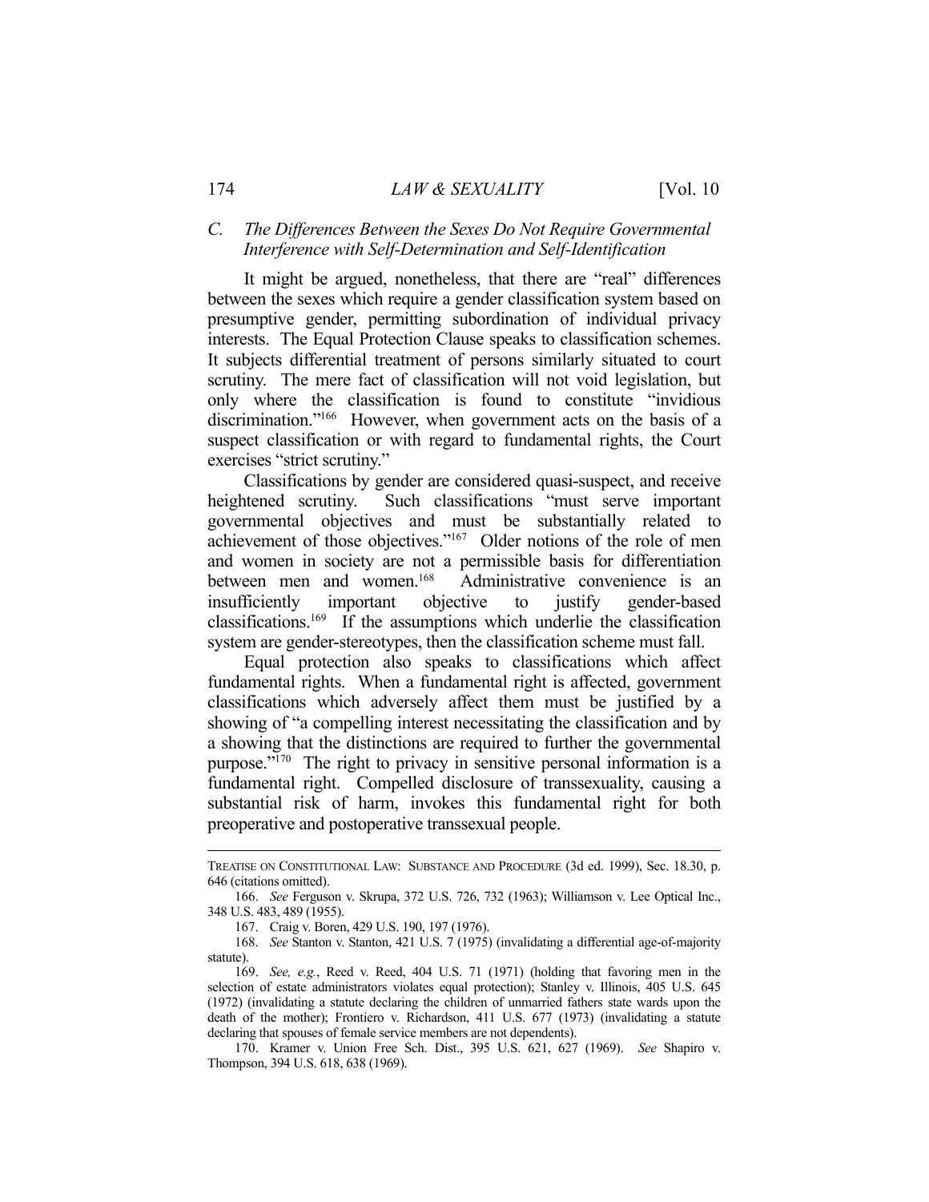### *C. The Differences Between the Sexes Do Not Require Governmental Interference with Self-Determination and Self-Identification*

It might be argued, nonetheless, that there are "real" differences between the sexes which require a gender classification system based on presumptive gender, permitting subordination of individual privacy interests. The Equal Protection Clause speaks to classification schemes. It subjects differential treatment of persons similarly situated to court scrutiny. The mere fact of classification will not void legislation, but only where the classification is found to constitute "invidious discrimination."[166] However, when government acts on the basis of a suspect classification or with regard to fundamental rights, the Court exercises "strict scrutiny."

Classifications by gender are considered quasi-suspect, and receive heightened scrutiny. Such classifications "must serve important governmental objectives and must be substantially related to achievement of those objectives."[167] Older notions of the role of men and women in society are not a permissible basis for differentiation between men and women.[168] Administrative convenience is an insufficiently important objective to justify gender-based classifications.[169] If the assumptions which underlie the classification system are gender-stereotypes, then the classification scheme must fall.

Equal protection also speaks to classifications which affect fundamental rights. When a fundamental right is affected, government classifications which adversely affect them must be justified by a showing of "a compelling interest necessitating the classification and by a showing that the distinctions are required to further the governmental purpose."[170] The right to privacy in sensitive personal information is a fundamental right. Compelled disclosure of transsexuality, causing a substantial risk of harm, invokes this fundamental right for both preoperative and postoperative transsexual people.

---

TREATISE ON CONSTITUTIONAL LAW: SUBSTANCE AND PROCEDURE (3d ed. 1999), Sec. 18.30, p. 646 (citations omitted).

166. *See* Ferguson v. Skrupa, 372 U.S. 726, 732 (1963); Williamson v. Lee Optical Inc., 348 U.S. 483, 489 (1955).

167. Craig v. Boren, 429 U.S. 190, 197 (1976).

168. *See* Stanton v. Stanton, 421 U.S. 7 (1975) (invalidating a differential age-of-majority statute).

169. *See, e.g.*, Reed v. Reed, 404 U.S. 71 (1971) (holding that favoring men in the selection of estate administrators violates equal protection); Stanley v. Illinois, 405 U.S. 645 (1972) (invalidating a statute declaring the children of unmarried fathers state wards upon the death of the mother); Frontiero v. Richardson, 411 U.S. 677 (1973) (invalidating a statute declaring that spouses of female service members are not dependents).

170. Kramer v. Union Free Sch. Dist., 395 U.S. 621, 627 (1969). *See* Shapiro v. Thompson, 394 U.S. 618, 638 (1969).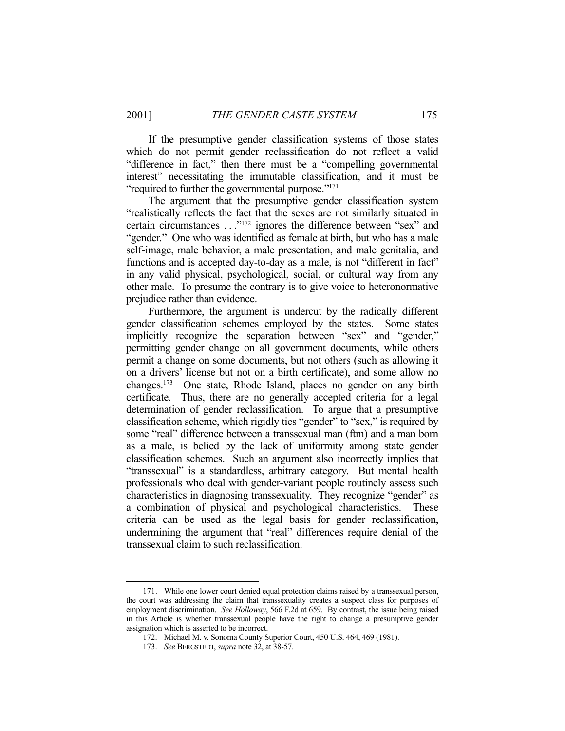If the presumptive gender classification systems of those states which do not permit gender reclassification do not reflect a valid "difference in fact," then there must be a "compelling governmental interest" necessitating the immutable classification, and it must be "required to further the governmental purpose."[171]

The argument that the presumptive gender classification system "realistically reflects the fact that the sexes are not similarly situated in certain circumstances . . ."[172] ignores the difference between "sex" and "gender." One who was identified as female at birth, but who has a male self-image, male behavior, a male presentation, and male genitalia, and functions and is accepted day-to-day as a male, is not "different in fact" in any valid physical, psychological, social, or cultural way from any other male. To presume the contrary is to give voice to heteronormative prejudice rather than evidence.

Furthermore, the argument is undercut by the radically different gender classification schemes employed by the states. Some states implicitly recognize the separation between "sex" and "gender," permitting gender change on all government documents, while others permit a change on some documents, but not others (such as allowing it on a drivers' license but not on a birth certificate), and some allow no changes.[173] One state, Rhode Island, places no gender on any birth certificate. Thus, there are no generally accepted criteria for a legal determination of gender reclassification. To argue that a presumptive classification scheme, which rigidly ties "gender" to "sex," is required by some "real" difference between a transsexual man (ftm) and a man born as a male, is belied by the lack of uniformity among state gender classification schemes. Such an argument also incorrectly implies that "transsexual" is a standardless, arbitrary category. But mental health professionals who deal with gender-variant people routinely assess such characteristics in diagnosing transsexuality. They recognize "gender" as a combination of physical and psychological characteristics. These criteria can be used as the legal basis for gender reclassification, undermining the argument that "real" differences require denial of the transsexual claim to such reclassification.

---

171. While one lower court denied equal protection claims raised by a transsexual person, the court was addressing the claim that transsexuality creates a suspect class for purposes of employment discrimination. *See Holloway*, 566 F.2d at 659. By contrast, the issue being raised in this Article is whether transsexual people have the right to change a presumptive gender assignation which is asserted to be incorrect.

172. Michael M. v. Sonoma County Superior Court, 450 U.S. 464, 469 (1981).

173. *See* BERGSTEDT, *supra* note 32, at 38-57.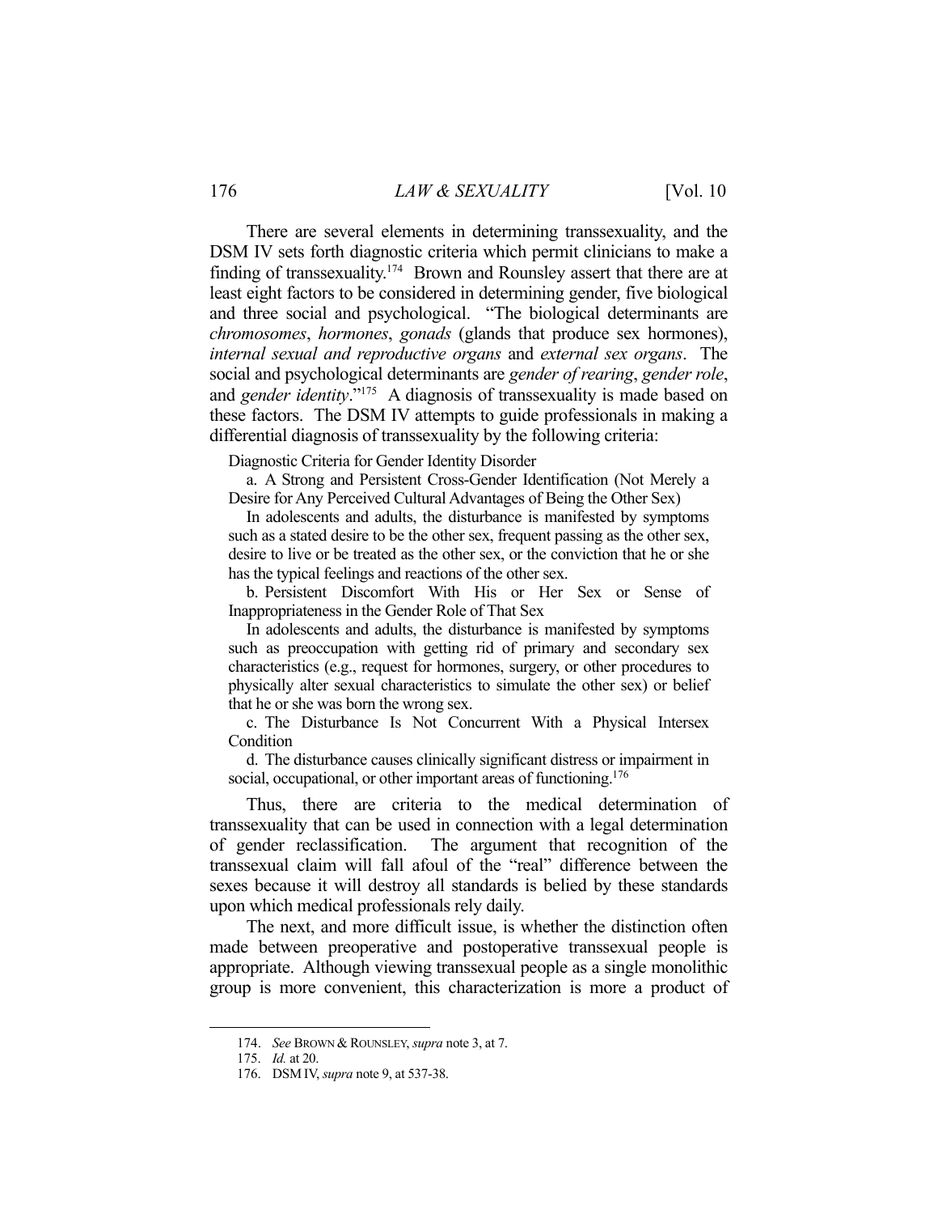There are several elements in determining transsexuality, and the DSM IV sets forth diagnostic criteria which permit clinicians to make a finding of transsexuality.[174] Brown and Rounsley assert that there are at least eight factors to be considered in determining gender, five biological and three social and psychological. "The biological determinants are *chromosomes*, *hormones*, *gonads* (glands that produce sex hormones), *internal sexual and reproductive organs* and *external sex organs*. The social and psychological determinants are *gender of rearing*, *gender role*, and *gender identity*."[175] A diagnosis of transsexuality is made based on these factors. The DSM IV attempts to guide professionals in making a differential diagnosis of transsexuality by the following criteria:

> Diagnostic Criteria for Gender Identity Disorder
>
> a. A Strong and Persistent Cross-Gender Identification (Not Merely a Desire for Any Perceived Cultural Advantages of Being the Other Sex)
>
> In adolescents and adults, the disturbance is manifested by symptoms such as a stated desire to be the other sex, frequent passing as the other sex, desire to live or be treated as the other sex, or the conviction that he or she has the typical feelings and reactions of the other sex.
>
> b. Persistent Discomfort With His or Her Sex or Sense of Inappropriateness in the Gender Role of That Sex
>
> In adolescents and adults, the disturbance is manifested by symptoms such as preoccupation with getting rid of primary and secondary sex characteristics (e.g., request for hormones, surgery, or other procedures to physically alter sexual characteristics to simulate the other sex) or belief that he or she was born the wrong sex.
>
> c. The Disturbance Is Not Concurrent With a Physical Intersex Condition
>
> d. The disturbance causes clinically significant distress or impairment in social, occupational, or other important areas of functioning.[176]

Thus, there are criteria to the medical determination of transsexuality that can be used in connection with a legal determination of gender reclassification. The argument that recognition of the transsexual claim will fall afoul of the "real" difference between the sexes because it will destroy all standards is belied by these standards upon which medical professionals rely daily.

The next, and more difficult issue, is whether the distinction often made between preoperative and postoperative transsexual people is appropriate. Although viewing transsexual people as a single monolithic group is more convenient, this characterization is more a product of

---

174. *See* BROWN & ROUNSLEY, *supra* note 3, at 7.

175. *Id.* at 20.

176. DSM IV, *supra* note 9, at 537-38.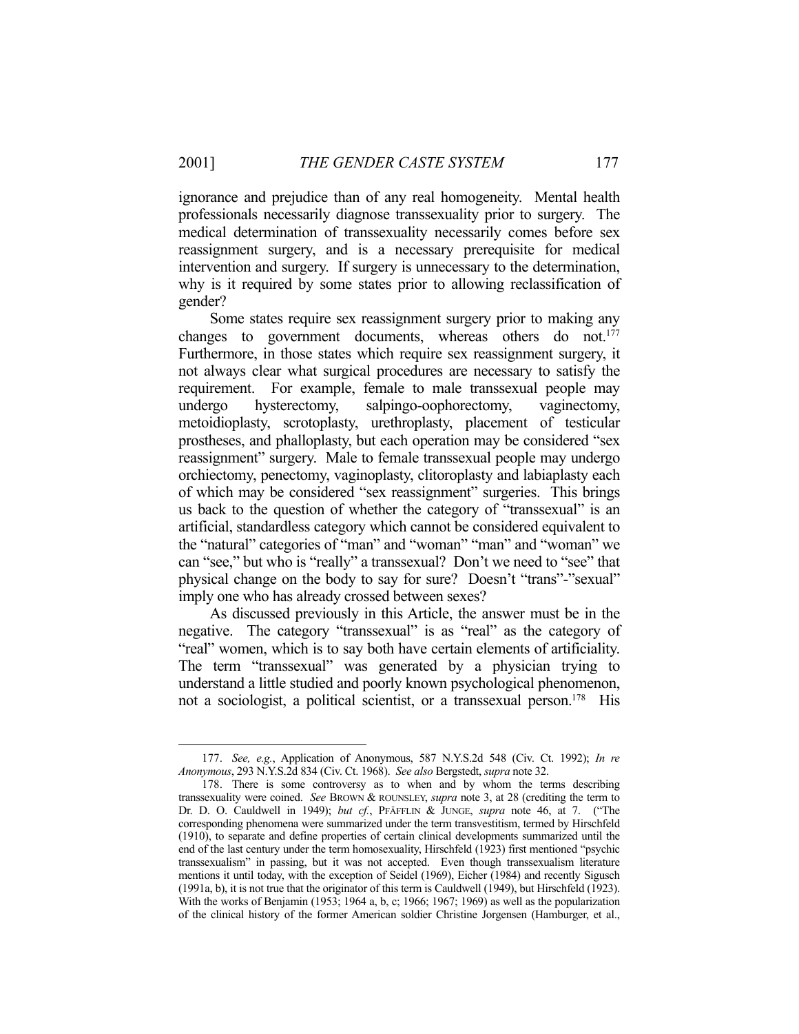ignorance and prejudice than of any real homogeneity. Mental health professionals necessarily diagnose transsexuality prior to surgery. The medical determination of transsexuality necessarily comes before sex reassignment surgery, and is a necessary prerequisite for medical intervention and surgery. If surgery is unnecessary to the determination, why is it required by some states prior to allowing reclassification of gender?

Some states require sex reassignment surgery prior to making any changes to government documents, whereas others do not.[177] Furthermore, in those states which require sex reassignment surgery, it not always clear what surgical procedures are necessary to satisfy the requirement. For example, female to male transsexual people may undergo hysterectomy, salpingo-oophorectomy, vaginectomy, metoidioplasty, scrotoplasty, urethroplasty, placement of testicular prostheses, and phalloplasty, but each operation may be considered "sex reassignment" surgery. Male to female transsexual people may undergo orchiectomy, penectomy, vaginoplasty, clitoroplasty and labiaplasty each of which may be considered "sex reassignment" surgeries. This brings us back to the question of whether the category of "transsexual" is an artificial, standardless category which cannot be considered equivalent to the "natural" categories of "man" and "woman" "man" and "woman" we can "see," but who is "really" a transsexual? Don't we need to "see" that physical change on the body to say for sure? Doesn't "trans"-"sexual" imply one who has already crossed between sexes?

As discussed previously in this Article, the answer must be in the negative. The category "transsexual" is as "real" as the category of "real" women, which is to say both have certain elements of artificiality. The term "transsexual" was generated by a physician trying to understand a little studied and poorly known psychological phenomenon, not a sociologist, a political scientist, or a transsexual person.[178] His

---

177. *See, e.g.*, Application of Anonymous, 587 N.Y.S.2d 548 (Civ. Ct. 1992); *In re Anonymous*, 293 N.Y.S.2d 834 (Civ. Ct. 1968). *See also* Bergstedt, *supra* note 32.

178. There is some controversy as to when and by whom the terms describing transsexuality were coined. *See* BROWN & ROUNSLEY, *supra* note 3, at 28 (crediting the term to Dr. D. O. Cauldwell in 1949); *but cf.*, PFÄFFLIN & JUNGE, *supra* note 46, at 7. ("The corresponding phenomena were summarized under the term transvestitism, termed by Hirschfeld (1910), to separate and define properties of certain clinical developments summarized until the end of the last century under the term homosexuality, Hirschfeld (1923) first mentioned "psychic transsexualism" in passing, but it was not accepted. Even though transsexualism literature mentions it until today, with the exception of Seidel (1969), Eicher (1984) and recently Sigusch (1991a, b), it is not true that the originator of this term is Cauldwell (1949), but Hirschfeld (1923). With the works of Benjamin (1953; 1964 a, b, c; 1966; 1967; 1969) as well as the popularization of the clinical history of the former American soldier Christine Jorgensen (Hamburger, et al.,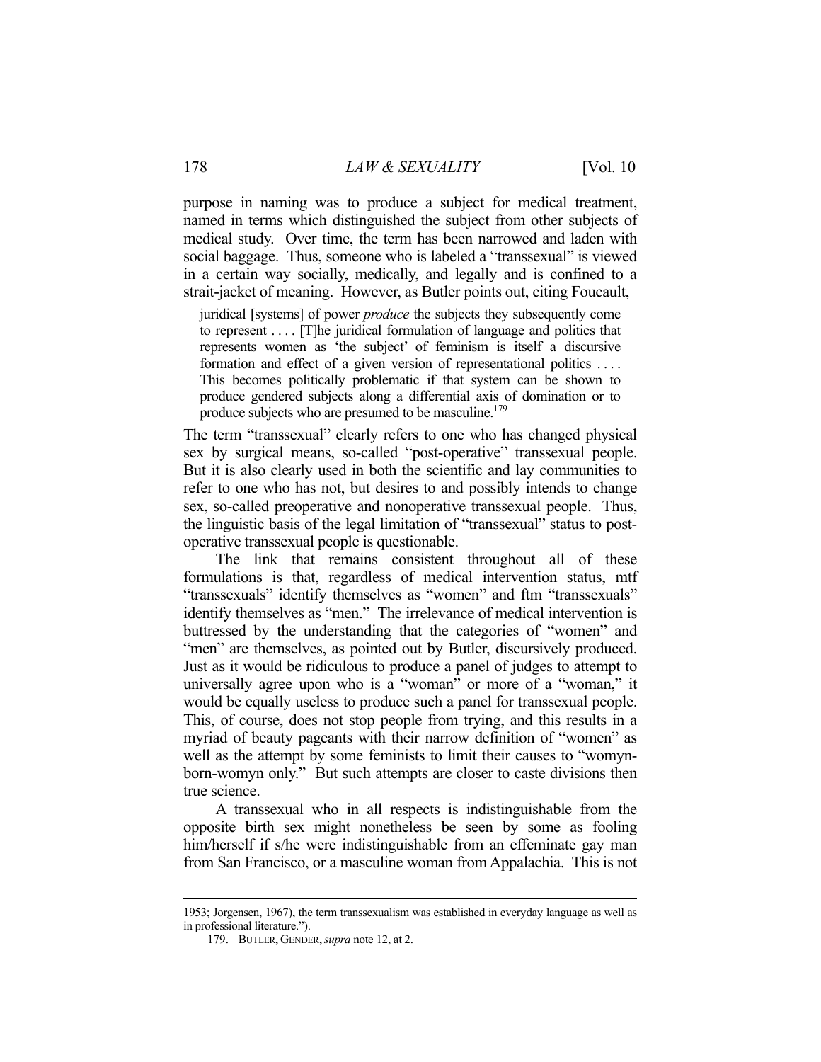purpose in naming was to produce a subject for medical treatment, named in terms which distinguished the subject from other subjects of medical study. Over time, the term has been narrowed and laden with social baggage. Thus, someone who is labeled a "transsexual" is viewed in a certain way socially, medically, and legally and is confined to a strait-jacket of meaning. However, as Butler points out, citing Foucault,

> juridical [systems] of power *produce* the subjects they subsequently come to represent . . . . [T]he juridical formulation of language and politics that represents women as 'the subject' of feminism is itself a discursive formation and effect of a given version of representational politics . . . . This becomes politically problematic if that system can be shown to produce gendered subjects along a differential axis of domination or to produce subjects who are presumed to be masculine.[179]

The term "transsexual" clearly refers to one who has changed physical sex by surgical means, so-called "post-operative" transsexual people. But it is also clearly used in both the scientific and lay communities to refer to one who has not, but desires to and possibly intends to change sex, so-called preoperative and nonoperative transsexual people. Thus, the linguistic basis of the legal limitation of "transsexual" status to post-operative transsexual people is questionable.

The link that remains consistent throughout all of these formulations is that, regardless of medical intervention status, mtf "transsexuals" identify themselves as "women" and ftm "transsexuals" identify themselves as "men." The irrelevance of medical intervention is buttressed by the understanding that the categories of "women" and "men" are themselves, as pointed out by Butler, discursively produced. Just as it would be ridiculous to produce a panel of judges to attempt to universally agree upon who is a "woman" or more of a "woman," it would be equally useless to produce such a panel for transsexual people. This, of course, does not stop people from trying, and this results in a myriad of beauty pageants with their narrow definition of "women" as well as the attempt by some feminists to limit their causes to "womyn-born-womyn only." But such attempts are closer to caste divisions then true science.

A transsexual who in all respects is indistinguishable from the opposite birth sex might nonetheless be seen by some as fooling him/herself if s/he were indistinguishable from an effeminate gay man from San Francisco, or a masculine woman from Appalachia. This is not

---

1953; Jorgensen, 1967), the term transsexualism was established in everyday language as well as in professional literature.").

179. BUTLER, GENDER, *supra* note 12, at 2.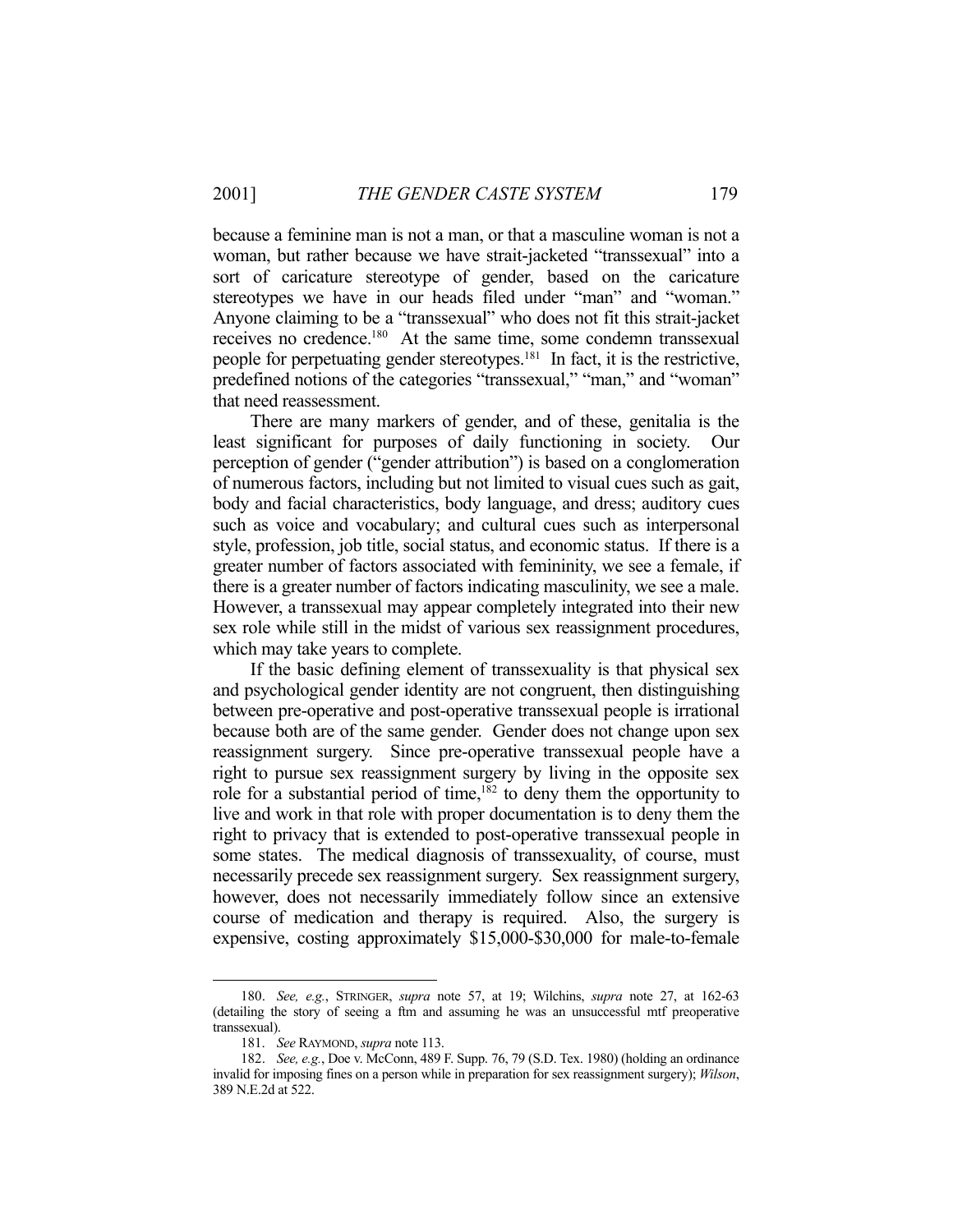because a feminine man is not a man, or that a masculine woman is not a woman, but rather because we have strait-jacketed "transsexual" into a sort of caricature stereotype of gender, based on the caricature stereotypes we have in our heads filed under "man" and "woman." Anyone claiming to be a "transsexual" who does not fit this strait-jacket receives no credence.[180] At the same time, some condemn transsexual people for perpetuating gender stereotypes.[181] In fact, it is the restrictive, predefined notions of the categories "transsexual," "man," and "woman" that need reassessment.

There are many markers of gender, and of these, genitalia is the least significant for purposes of daily functioning in society. Our perception of gender ("gender attribution") is based on a conglomeration of numerous factors, including but not limited to visual cues such as gait, body and facial characteristics, body language, and dress; auditory cues such as voice and vocabulary; and cultural cues such as interpersonal style, profession, job title, social status, and economic status. If there is a greater number of factors associated with femininity, we see a female, if there is a greater number of factors indicating masculinity, we see a male. However, a transsexual may appear completely integrated into their new sex role while still in the midst of various sex reassignment procedures, which may take years to complete.

If the basic defining element of transsexuality is that physical sex and psychological gender identity are not congruent, then distinguishing between pre-operative and post-operative transsexual people is irrational because both are of the same gender. Gender does not change upon sex reassignment surgery. Since pre-operative transsexual people have a right to pursue sex reassignment surgery by living in the opposite sex role for a substantial period of time,[182] to deny them the opportunity to live and work in that role with proper documentation is to deny them the right to privacy that is extended to post-operative transsexual people in some states. The medical diagnosis of transsexuality, of course, must necessarily precede sex reassignment surgery. Sex reassignment surgery, however, does not necessarily immediately follow since an extensive course of medication and therapy is required. Also, the surgery is expensive, costing approximately $15,000-$30,000 for male-to-female

---

180. *See, e.g.*, STRINGER, *supra* note 57, at 19; Wilchins, *supra* note 27, at 162-63 (detailing the story of seeing a ftm and assuming he was an unsuccessful mtf preoperative transsexual).

181. *See* RAYMOND, *supra* note 113.

182. *See, e.g.*, Doe v. McConn, 489 F. Supp. 76, 79 (S.D. Tex. 1980) (holding an ordinance invalid for imposing fines on a person while in preparation for sex reassignment surgery); *Wilson*, 389 N.E.2d at 522.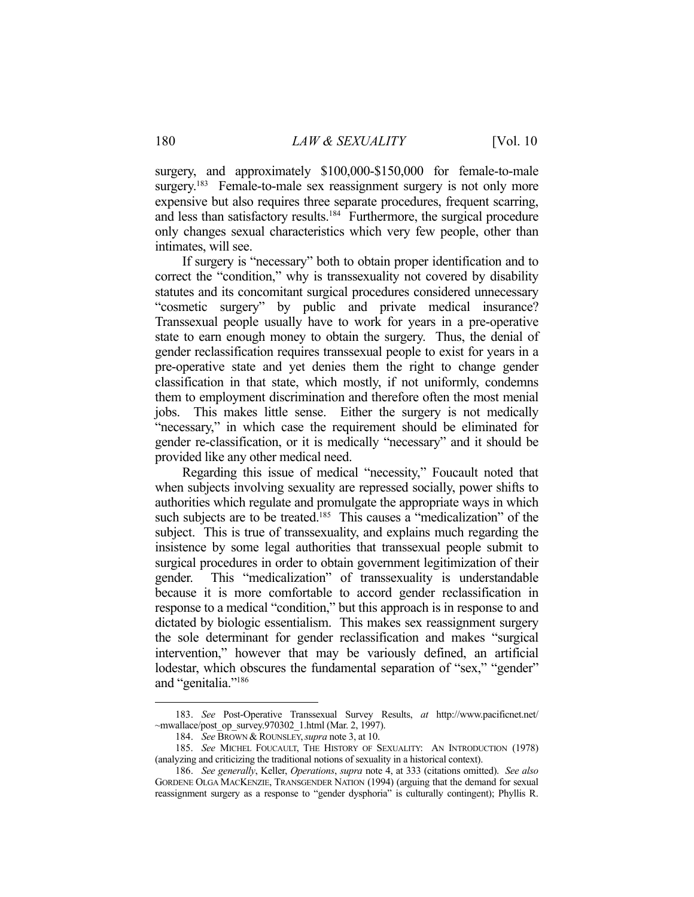surgery, and approximately \$100,000-\$150,000 for female-to-male surgery.[183] Female-to-male sex reassignment surgery is not only more expensive but also requires three separate procedures, frequent scarring, and less than satisfactory results.[184] Furthermore, the surgical procedure only changes sexual characteristics which very few people, other than intimates, will see.

If surgery is "necessary" both to obtain proper identification and to correct the "condition," why is transsexuality not covered by disability statutes and its concomitant surgical procedures considered unnecessary "cosmetic surgery" by public and private medical insurance? Transsexual people usually have to work for years in a pre-operative state to earn enough money to obtain the surgery. Thus, the denial of gender reclassification requires transsexual people to exist for years in a pre-operative state and yet denies them the right to change gender classification in that state, which mostly, if not uniformly, condemns them to employment discrimination and therefore often the most menial jobs. This makes little sense. Either the surgery is not medically "necessary," in which case the requirement should be eliminated for gender re-classification, or it is medically "necessary" and it should be provided like any other medical need.

Regarding this issue of medical "necessity," Foucault noted that when subjects involving sexuality are repressed socially, power shifts to authorities which regulate and promulgate the appropriate ways in which such subjects are to be treated.[185] This causes a "medicalization" of the subject. This is true of transsexuality, and explains much regarding the insistence by some legal authorities that transsexual people submit to surgical procedures in order to obtain government legitimization of their gender. This "medicalization" of transsexuality is understandable because it is more comfortable to accord gender reclassification in response to a medical "condition," but this approach is in response to and dictated by biologic essentialism. This makes sex reassignment surgery the sole determinant for gender reclassification and makes "surgical intervention," however that may be variously defined, an artificial lodestar, which obscures the fundamental separation of "sex," "gender" and "genitalia."[186]

---

183. *See* Post-Operative Transsexual Survey Results, *at* http://www.pacificnet.net/~mwallace/post_op_survey.970302_1.html (Mar. 2, 1997).

184. *See* BROWN & ROUNSLEY, *supra* note 3, at 10.

185. *See* MICHEL FOUCAULT, THE HISTORY OF SEXUALITY: AN INTRODUCTION (1978) (analyzing and criticizing the traditional notions of sexuality in a historical context).

186. *See generally*, Keller, *Operations*, *supra* note 4, at 333 (citations omitted). *See also* GORDENE OLGA MACKENZIE, TRANSGENDER NATION (1994) (arguing that the demand for sexual reassignment surgery as a response to "gender dysphoria" is culturally contingent); Phyllis R.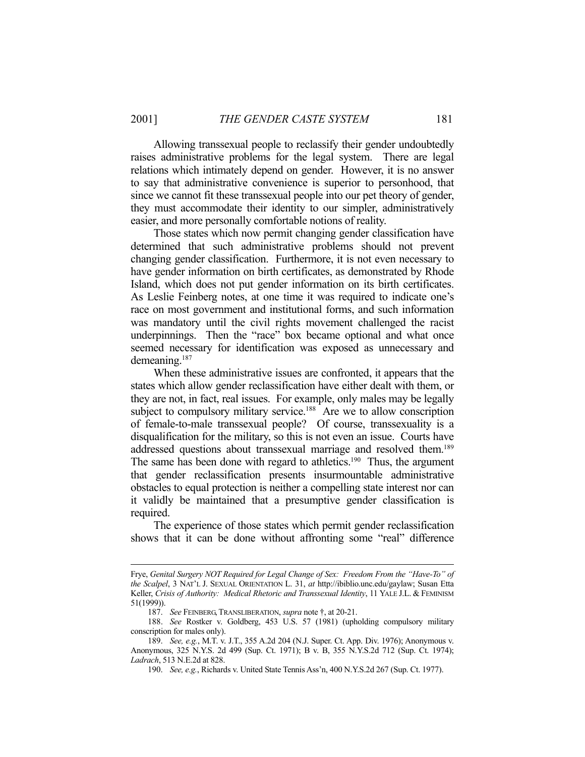Allowing transsexual people to reclassify their gender undoubtedly raises administrative problems for the legal system. There are legal relations which intimately depend on gender. However, it is no answer to say that administrative convenience is superior to personhood, that since we cannot fit these transsexual people into our pet theory of gender, they must accommodate their identity to our simpler, administratively easier, and more personally comfortable notions of reality.

Those states which now permit changing gender classification have determined that such administrative problems should not prevent changing gender classification. Furthermore, it is not even necessary to have gender information on birth certificates, as demonstrated by Rhode Island, which does not put gender information on its birth certificates. As Leslie Feinberg notes, at one time it was required to indicate one's race on most government and institutional forms, and such information was mandatory until the civil rights movement challenged the racist underpinnings. Then the "race" box became optional and what once seemed necessary for identification was exposed as unnecessary and demeaning.[187]

When these administrative issues are confronted, it appears that the states which allow gender reclassification have either dealt with them, or they are not, in fact, real issues. For example, only males may be legally subject to compulsory military service.[188] Are we to allow conscription of female-to-male transsexual people? Of course, transsexuality is a disqualification for the military, so this is not even an issue. Courts have addressed questions about transsexual marriage and resolved them.[189] The same has been done with regard to athletics.[190] Thus, the argument that gender reclassification presents insurmountable administrative obstacles to equal protection is neither a compelling state interest nor can it validly be maintained that a presumptive gender classification is required.

The experience of those states which permit gender reclassification shows that it can be done without affronting some "real" difference

---

Frye, *Genital Surgery NOT Required for Legal Change of Sex: Freedom From the "Have-To" of the Scalpel*, 3 NAT'L J. SEXUAL ORIENTATION L. 31, *at* http://ibiblio.unc.edu/gaylaw; Susan Etta Keller, *Crisis of Authority: Medical Rhetoric and Transsexual Identity*, 11 YALE J.L. & FEMINISM 51(1999)).

187. *See* FEINBERG, TRANSLIBERATION, *supra* note †, at 20-21.

188. *See* Rostker v. Goldberg, 453 U.S. 57 (1981) (upholding compulsory military conscription for males only).

189. *See, e.g.*, M.T. v. J.T., 355 A.2d 204 (N.J. Super. Ct. App. Div. 1976); Anonymous v. Anonymous, 325 N.Y.S. 2d 499 (Sup. Ct. 1971); B v. B, 355 N.Y.S.2d 712 (Sup. Ct. 1974); *Ladrach*, 513 N.E.2d at 828.

190. *See, e.g.*, Richards v. United State Tennis Ass'n, 400 N.Y.S.2d 267 (Sup. Ct. 1977).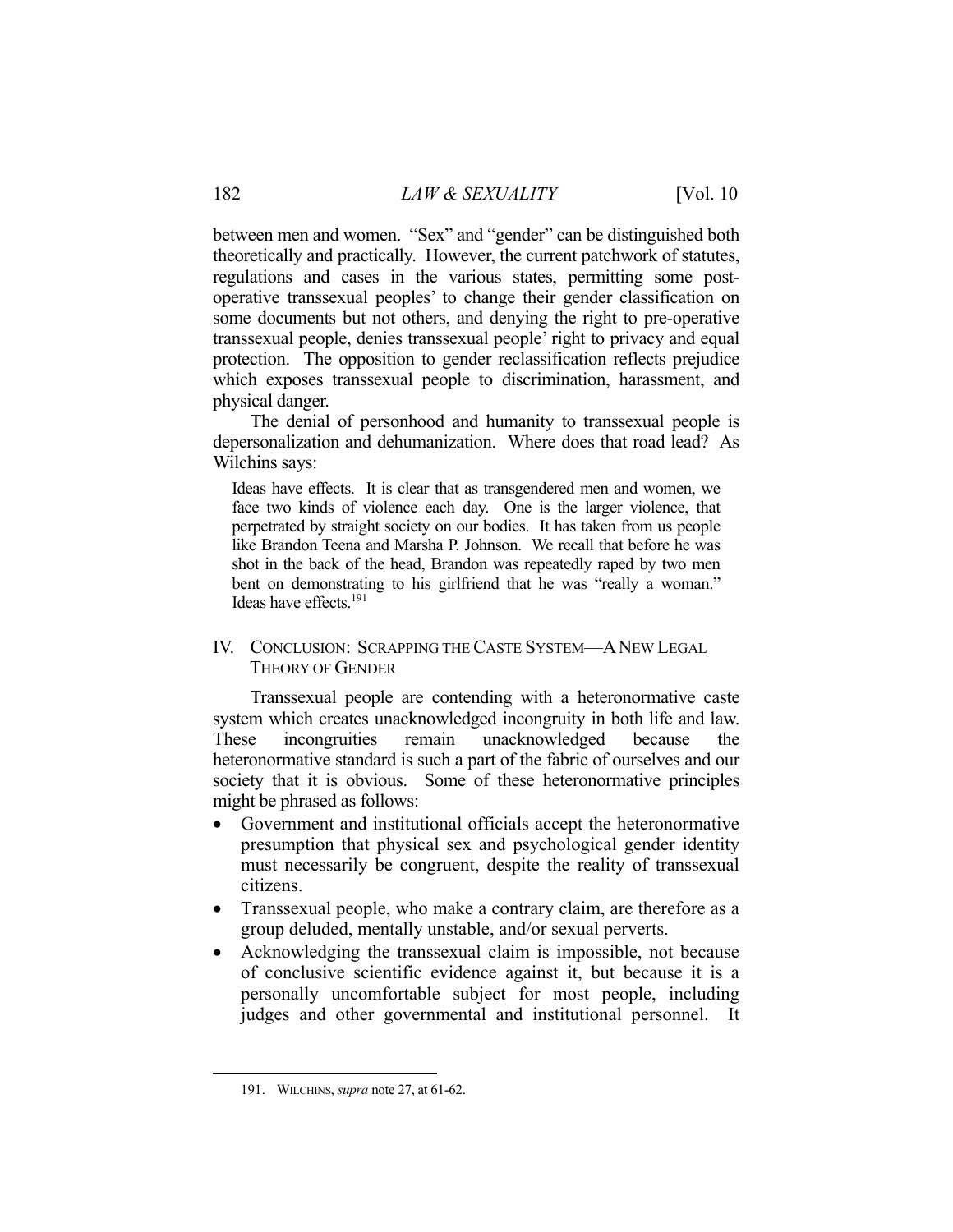between men and women. "Sex" and "gender" can be distinguished both theoretically and practically. However, the current patchwork of statutes, regulations and cases in the various states, permitting some post-operative transsexual peoples' to change their gender classification on some documents but not others, and denying the right to pre-operative transsexual people, denies transsexual people' right to privacy and equal protection. The opposition to gender reclassification reflects prejudice which exposes transsexual people to discrimination, harassment, and physical danger.

The denial of personhood and humanity to transsexual people is depersonalization and dehumanization. Where does that road lead? As Wilchins says:

> Ideas have effects. It is clear that as transgendered men and women, we face two kinds of violence each day. One is the larger violence, that perpetrated by straight society on our bodies. It has taken from us people like Brandon Teena and Marsha P. Johnson. We recall that before he was shot in the back of the head, Brandon was repeatedly raped by two men bent on demonstrating to his girlfriend that he was "really a woman." Ideas have effects.[191]

## IV. CONCLUSION: SCRAPPING THE CASTE SYSTEM—A NEW LEGAL THEORY OF GENDER

Transsexual people are contending with a heteronormative caste system which creates unacknowledged incongruity in both life and law. These incongruities remain unacknowledged because the heteronormative standard is such a part of the fabric of ourselves and our society that it is obvious. Some of these heteronormative principles might be phrased as follows:

- Government and institutional officials accept the heteronormative presumption that physical sex and psychological gender identity must necessarily be congruent, despite the reality of transsexual citizens.
- Transsexual people, who make a contrary claim, are therefore as a group deluded, mentally unstable, and/or sexual perverts.
- Acknowledging the transsexual claim is impossible, not because of conclusive scientific evidence against it, but because it is a personally uncomfortable subject for most people, including judges and other governmental and institutional personnel. It

191. WILCHINS, *supra* note 27, at 61-62.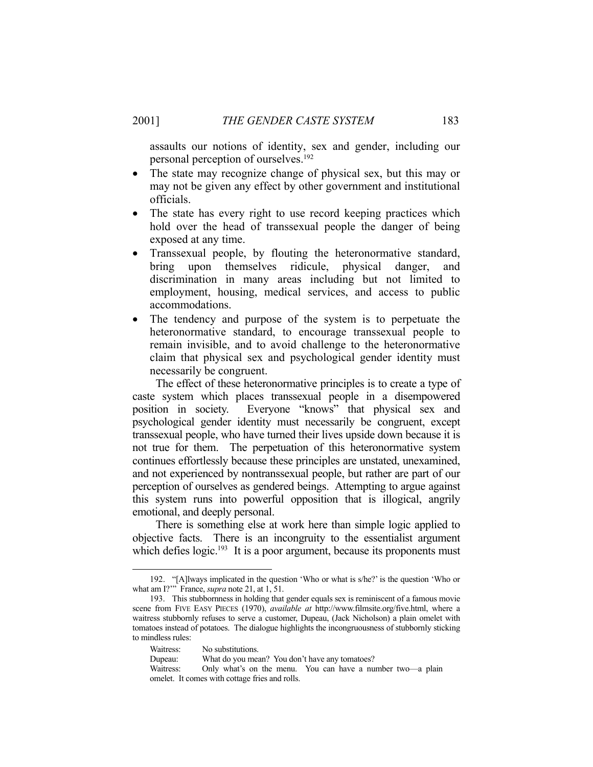assaults our notions of identity, sex and gender, including our personal perception of ourselves.[192]

- The state may recognize change of physical sex, but this may or may not be given any effect by other government and institutional officials.
- The state has every right to use record keeping practices which hold over the head of transsexual people the danger of being exposed at any time.
- Transsexual people, by flouting the heteronormative standard, bring upon themselves ridicule, physical danger, and discrimination in many areas including but not limited to employment, housing, medical services, and access to public accommodations.
- The tendency and purpose of the system is to perpetuate the heteronormative standard, to encourage transsexual people to remain invisible, and to avoid challenge to the heteronormative claim that physical sex and psychological gender identity must necessarily be congruent.

The effect of these heteronormative principles is to create a type of caste system which places transsexual people in a disempowered position in society. Everyone "knows" that physical sex and psychological gender identity must necessarily be congruent, except transsexual people, who have turned their lives upside down because it is not true for them. The perpetuation of this heteronormative system continues effortlessly because these principles are unstated, unexamined, and not experienced by nontranssexual people, but rather are part of our perception of ourselves as gendered beings. Attempting to argue against this system runs into powerful opposition that is illogical, angrily emotional, and deeply personal.

There is something else at work here than simple logic applied to objective facts. There is an incongruity to the essentialist argument which defies logic.[193] It is a poor argument, because its proponents must

---

192. "[A]lways implicated in the question 'Who or what is s/he?' is the question 'Who or what am I?'" France, *supra* note 21, at 1, 51.

193. This stubbornness in holding that gender equals sex is reminiscent of a famous movie scene from FIVE EASY PIECES (1970), *available at* http://www.filmsite.org/five.html, where a waitress stubbornly refuses to serve a customer, Dupeau, (Jack Nicholson) a plain omelet with tomatoes instead of potatoes. The dialogue highlights the incongruousness of stubbornly sticking to mindless rules:

Waitress: No substitutions.
Dupeau: What do you mean? You don't have any tomatoes?
Waitress: Only what's on the menu. You can have a number two—a plain omelet. It comes with cottage fries and rolls.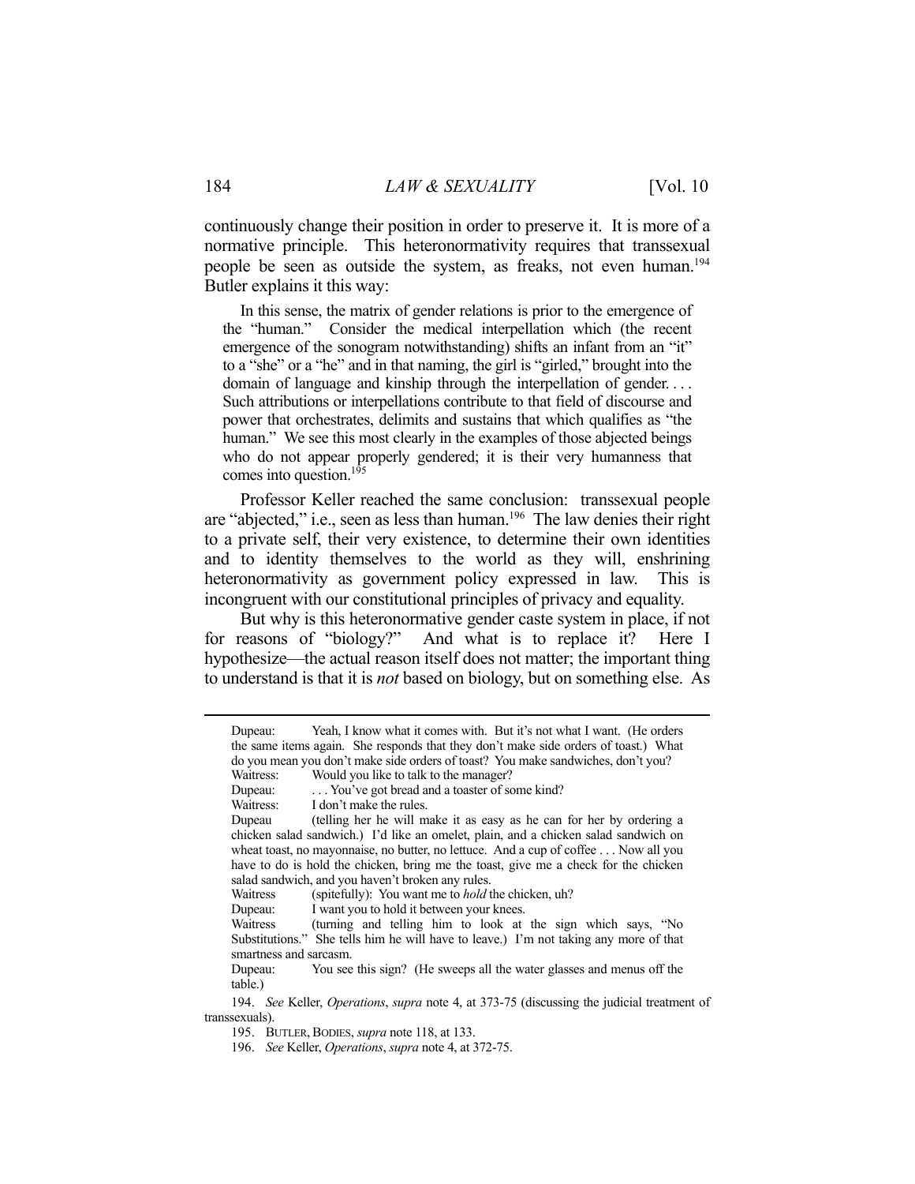continuously change their position in order to preserve it. It is more of a normative principle. This heteronormativity requires that transsexual people be seen as outside the system, as freaks, not even human.[194] Butler explains it this way:

> In this sense, the matrix of gender relations is prior to the emergence of the "human." Consider the medical interpellation which (the recent emergence of the sonogram notwithstanding) shifts an infant from an "it" to a "she" or a "he" and in that naming, the girl is "girled," brought into the domain of language and kinship through the interpellation of gender. . . . Such attributions or interpellations contribute to that field of discourse and power that orchestrates, delimits and sustains that which qualifies as "the human." We see this most clearly in the examples of those abjected beings who do not appear properly gendered; it is their very humanness that comes into question.[195]

Professor Keller reached the same conclusion: transsexual people are "abjected," i.e., seen as less than human.[196] The law denies their right to a private self, their very existence, to determine their own identities and to identity themselves to the world as they will, enshrining heteronormativity as government policy expressed in law. This is incongruent with our constitutional principles of privacy and equality.

But why is this heteronormative gender caste system in place, if not for reasons of "biology?" And what is to replace it? Here I hypothesize—the actual reason itself does not matter; the important thing to understand is that it is *not* based on biology, but on something else. As

---

Dupeau: Yeah, I know what it comes with. But it's not what I want. (He orders the same items again. She responds that they don't make side orders of toast.) What do you mean you don't make side orders of toast? You make sandwiches, don't you?
Waitress: Would you like to talk to the manager?
Dupeau: . . . You've got bread and a toaster of some kind?
Waitress: I don't make the rules.
Dupeau (telling her he will make it as easy as he can for her by ordering a chicken salad sandwich.) I'd like an omelet, plain, and a chicken salad sandwich on wheat toast, no mayonnaise, no butter, no lettuce. And a cup of coffee . . . Now all you have to do is hold the chicken, bring me the toast, give me a check for the chicken salad sandwich, and you haven't broken any rules.
Waitress (spitefully): You want me to *hold* the chicken, uh?
Dupeau: I want you to hold it between your knees.
Waitress (turning and telling him to look at the sign which says, "No Substitutions." She tells him he will have to leave.) I'm not taking any more of that smartness and sarcasm.
Dupeau: You see this sign? (He sweeps all the water glasses and menus off the table.)

194. *See* Keller, *Operations*, *supra* note 4, at 373-75 (discussing the judicial treatment of transsexuals).

195. BUTLER, BODIES, *supra* note 118, at 133.

196. *See* Keller, *Operations*, *supra* note 4, at 372-75.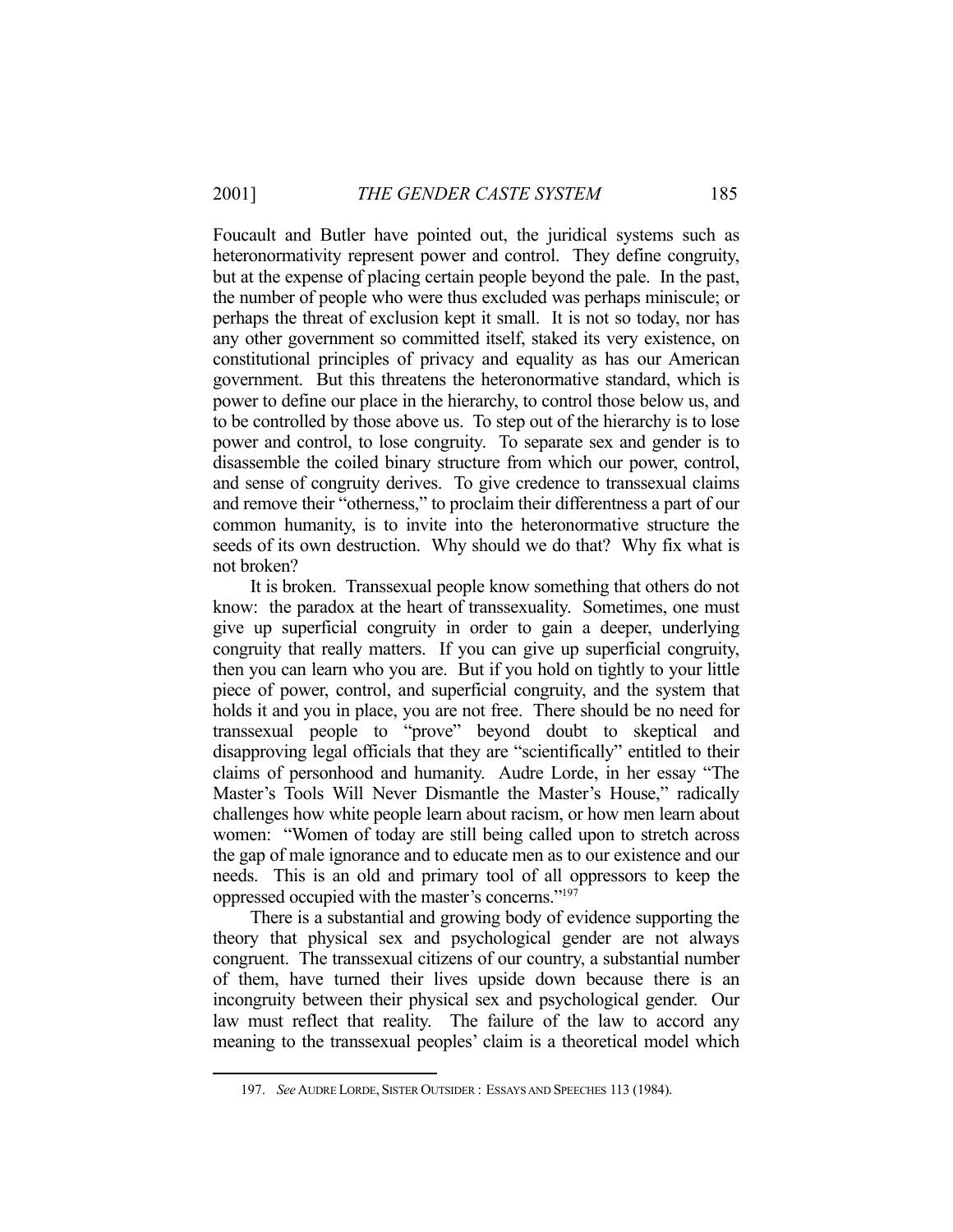Foucault and Butler have pointed out, the juridical systems such as heteronormativity represent power and control. They define congruity, but at the expense of placing certain people beyond the pale. In the past, the number of people who were thus excluded was perhaps miniscule; or perhaps the threat of exclusion kept it small. It is not so today, nor has any other government so committed itself, staked its very existence, on constitutional principles of privacy and equality as has our American government. But this threatens the heteronormative standard, which is power to define our place in the hierarchy, to control those below us, and to be controlled by those above us. To step out of the hierarchy is to lose power and control, to lose congruity. To separate sex and gender is to disassemble the coiled binary structure from which our power, control, and sense of congruity derives. To give credence to transsexual claims and remove their "otherness," to proclaim their differentness a part of our common humanity, is to invite into the heteronormative structure the seeds of its own destruction. Why should we do that? Why fix what is not broken?

It is broken. Transsexual people know something that others do not know: the paradox at the heart of transsexuality. Sometimes, one must give up superficial congruity in order to gain a deeper, underlying congruity that really matters. If you can give up superficial congruity, then you can learn who you are. But if you hold on tightly to your little piece of power, control, and superficial congruity, and the system that holds it and you in place, you are not free. There should be no need for transsexual people to "prove" beyond doubt to skeptical and disapproving legal officials that they are "scientifically" entitled to their claims of personhood and humanity. Audre Lorde, in her essay "The Master's Tools Will Never Dismantle the Master's House," radically challenges how white people learn about racism, or how men learn about women: "Women of today are still being called upon to stretch across the gap of male ignorance and to educate men as to our existence and our needs. This is an old and primary tool of all oppressors to keep the oppressed occupied with the master's concerns."[197]

There is a substantial and growing body of evidence supporting the theory that physical sex and psychological gender are not always congruent. The transsexual citizens of our country, a substantial number of them, have turned their lives upside down because there is an incongruity between their physical sex and psychological gender. Our law must reflect that reality. The failure of the law to accord any meaning to the transsexual peoples' claim is a theoretical model which

---

197. *See* AUDRE LORDE, SISTER OUTSIDER : ESSAYS AND SPEECHES 113 (1984).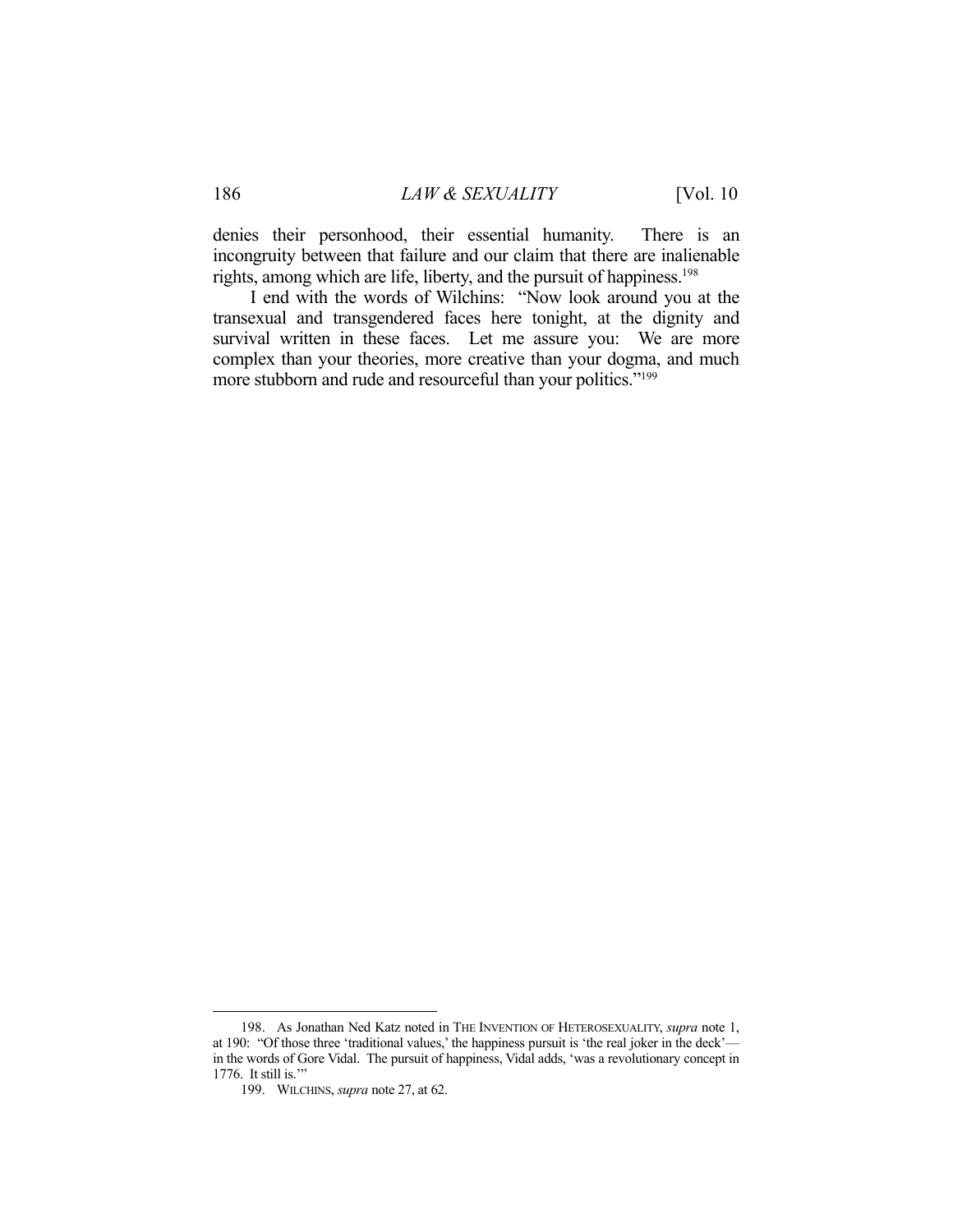denies their personhood, their essential humanity. There is an incongruity between that failure and our claim that there are inalienable rights, among which are life, liberty, and the pursuit of happiness.[198]

I end with the words of Wilchins: "Now look around you at the transexual and transgendered faces here tonight, at the dignity and survival written in these faces. Let me assure you: We are more complex than your theories, more creative than your dogma, and much more stubborn and rude and resourceful than your politics."[199]

---

198. As Jonathan Ned Katz noted in THE INVENTION OF HETEROSEXUALITY, *supra* note 1, at 190: "Of those three 'traditional values,' the happiness pursuit is 'the real joker in the deck'—in the words of Gore Vidal. The pursuit of happiness, Vidal adds, 'was a revolutionary concept in 1776. It still is.'"

199. WILCHINS, *supra* note 27, at 62.